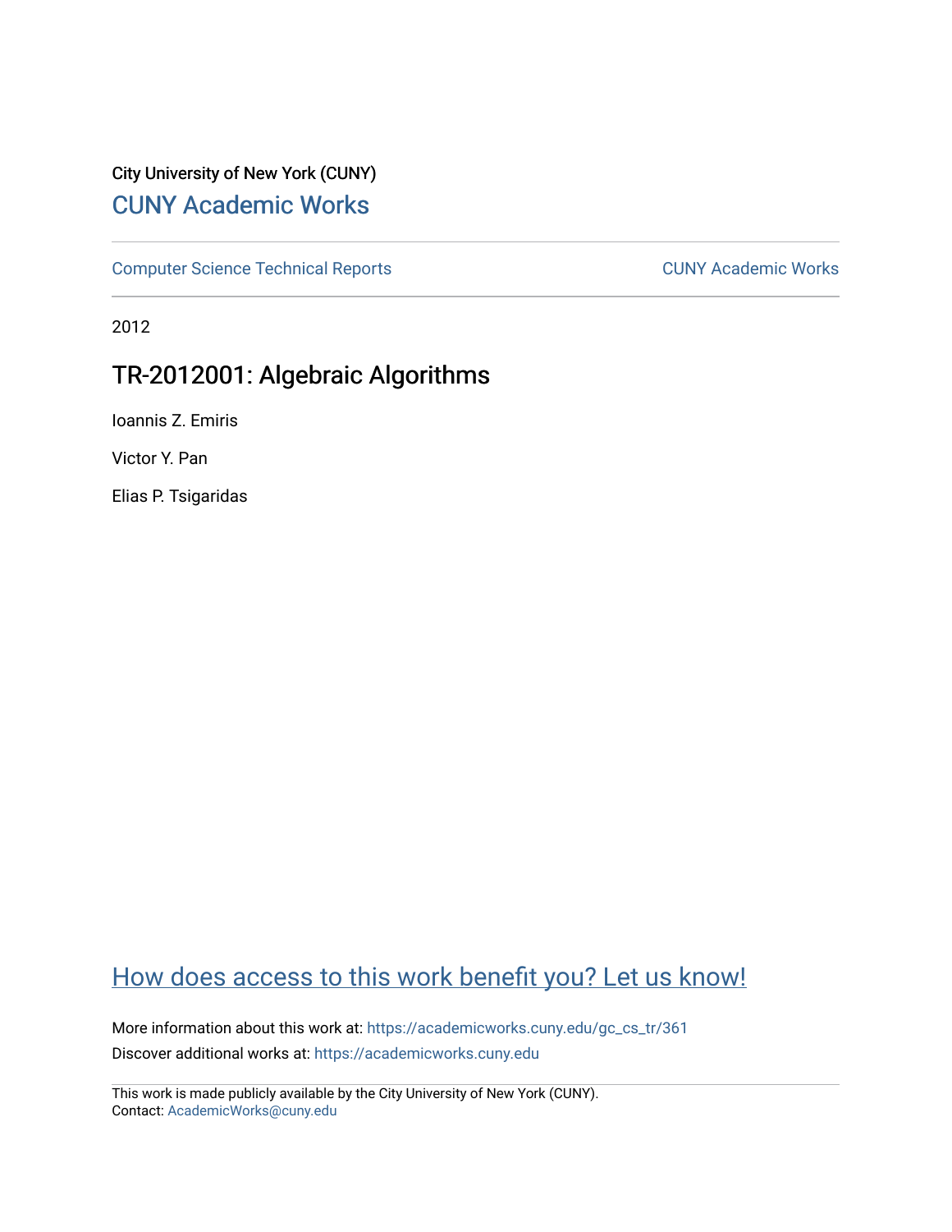City University of New York (CUNY)

CUNY Academic Works

Computer Science Technical Reports

CUNY Academic Works

2012

# TR-2012001: Algebraic Algorithms

Ioannis Z. Emiris

Victor Y. Pan

Elias P. Tsigaridas

How does access to this work benefit you? Let us know!

More information about this work at: https://academicworks.cuny.edu/gc_cs_tr/361

Discover additional works at: https://academicworks.cuny.edu

This work is made publicly available by the City University of New York (CUNY).
Contact: AcademicWorks@cuny.edu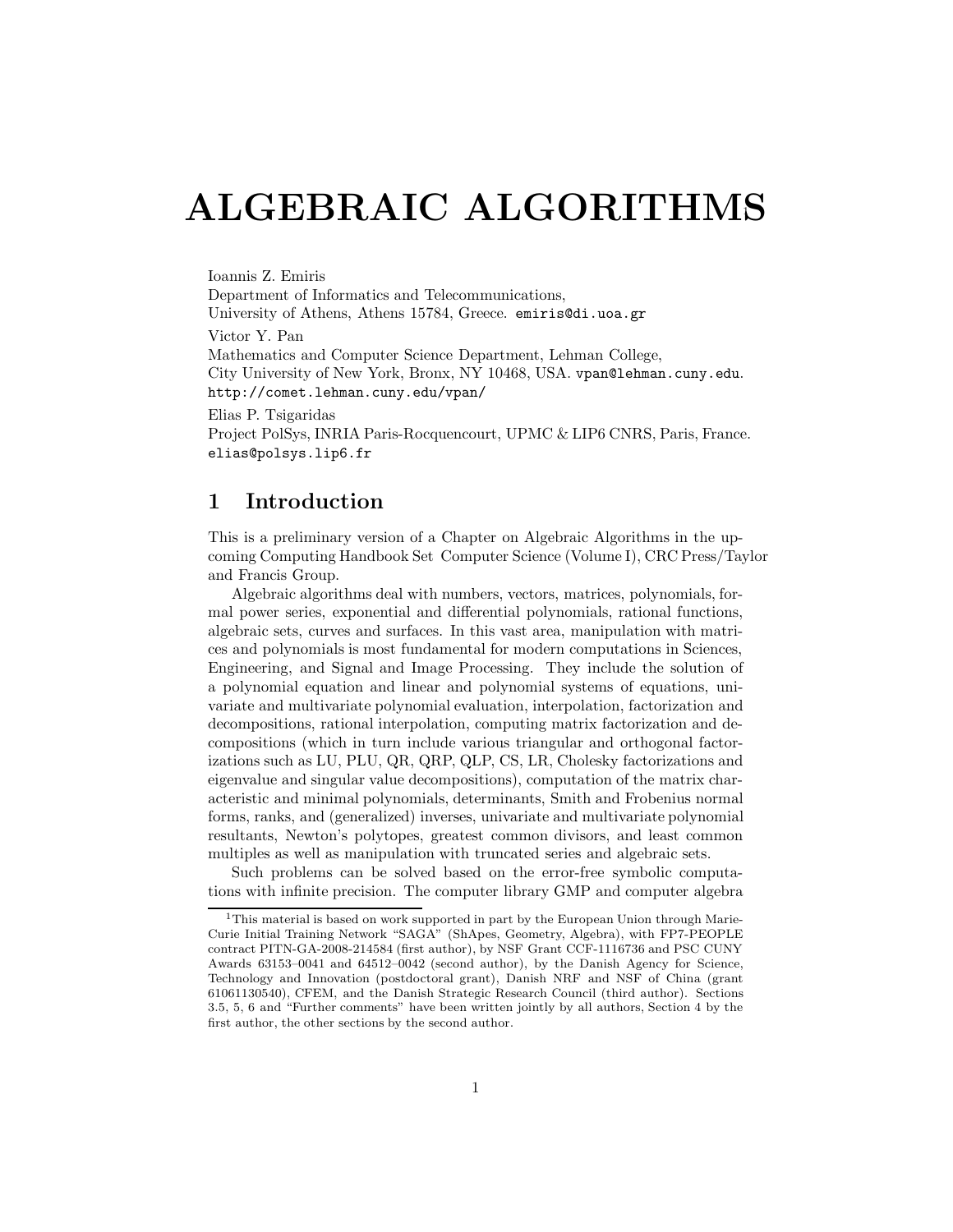# ALGEBRAIC ALGORITHMS

Ioannis Z. Emiris
Department of Informatics and Telecommunications,
University of Athens, Athens 15784, Greece. emiris@di.uoa.gr

Victor Y. Pan
Mathematics and Computer Science Department, Lehman College,
City University of New York, Bronx, NY 10468, USA. vpan@lehman.cuny.edu.
http://comet.lehman.cuny.edu/vpan/

Elias P. Tsigaridas
Project PolSys, INRIA Paris-Rocquencourt, UPMC & LIP6 CNRS, Paris, France.
elias@polsys.lip6.fr

## 1 Introduction

This is a preliminary version of a Chapter on Algebraic Algorithms in the upcoming Computing Handbook Set Computer Science (Volume I), CRC Press/Taylor and Francis Group.

Algebraic algorithms deal with numbers, vectors, matrices, polynomials, formal power series, exponential and differential polynomials, rational functions, algebraic sets, curves and surfaces. In this vast area, manipulation with matrices and polynomials is most fundamental for modern computations in Sciences, Engineering, and Signal and Image Processing. They include the solution of a polynomial equation and linear and polynomial systems of equations, univariate and multivariate polynomial evaluation, interpolation, factorization and decompositions, rational interpolation, computing matrix factorization and decompositions (which in turn include various triangular and orthogonal factorizations such as LU, PLU, QR, QRP, QLP, CS, LR, Cholesky factorizations and eigenvalue and singular value decompositions), computation of the matrix characteristic and minimal polynomials, determinants, Smith and Frobenius normal forms, ranks, and (generalized) inverses, univariate and multivariate polynomial resultants, Newton's polytopes, greatest common divisors, and least common multiples as well as manipulation with truncated series and algebraic sets.

Such problems can be solved based on the error-free symbolic computations with infinite precision. The computer library GMP and computer algebra

[1]This material is based on work supported in part by the European Union through Marie-Curie Initial Training Network "SAGA" (ShApes, Geometry, Algebra), with FP7-PEOPLE contract PITN-GA-2008-214584 (first author), by NSF Grant CCF-1116736 and PSC CUNY Awards 63153–0041 and 64512–0042 (second author), by the Danish Agency for Science, Technology and Innovation (postdoctoral grant), Danish NRF and NSF of China (grant 61061130540), CFEM, and the Danish Strategic Research Council (third author). Sections 3.5, 5, 6 and "Further comments" have been written jointly by all authors, Section 4 by the first author, the other sections by the second author.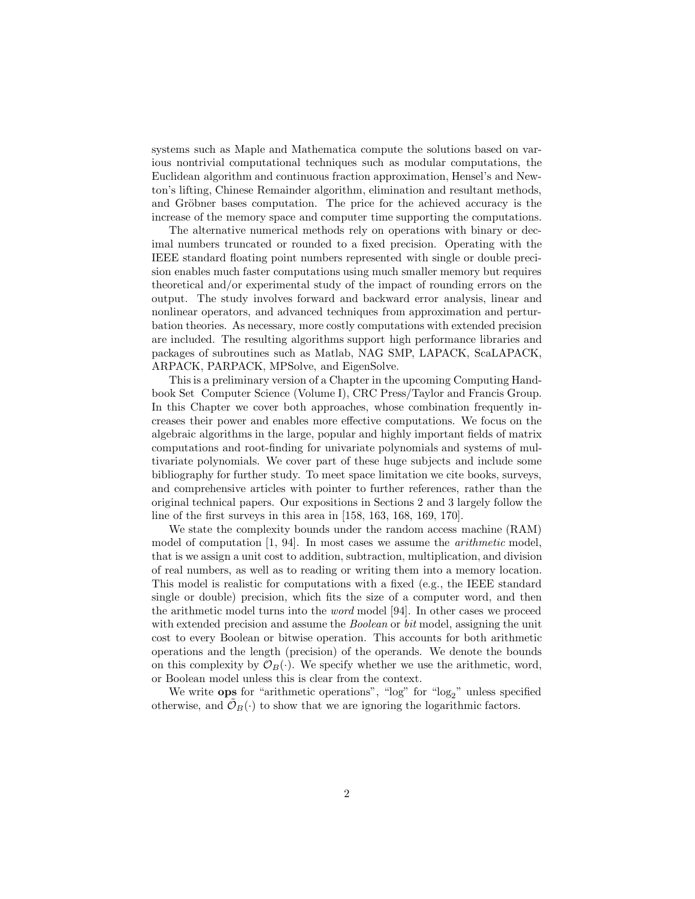systems such as Maple and Mathematica compute the solutions based on various nontrivial computational techniques such as modular computations, the Euclidean algorithm and continuous fraction approximation, Hensel's and Newton's lifting, Chinese Remainder algorithm, elimination and resultant methods, and Gröbner bases computation. The price for the achieved accuracy is the increase of the memory space and computer time supporting the computations.

The alternative numerical methods rely on operations with binary or decimal numbers truncated or rounded to a fixed precision. Operating with the IEEE standard floating point numbers represented with single or double precision enables much faster computations using much smaller memory but requires theoretical and/or experimental study of the impact of rounding errors on the output. The study involves forward and backward error analysis, linear and nonlinear operators, and advanced techniques from approximation and perturbation theories. As necessary, more costly computations with extended precision are included. The resulting algorithms support high performance libraries and packages of subroutines such as Matlab, NAG SMP, LAPACK, ScaLAPACK, ARPACK, PARPACK, MPSolve, and EigenSolve.

This is a preliminary version of a Chapter in the upcoming Computing Handbook Set Computer Science (Volume I), CRC Press/Taylor and Francis Group. In this Chapter we cover both approaches, whose combination frequently increases their power and enables more effective computations. We focus on the algebraic algorithms in the large, popular and highly important fields of matrix computations and root-finding for univariate polynomials and systems of multivariate polynomials. We cover part of these huge subjects and include some bibliography for further study. To meet space limitation we cite books, surveys, and comprehensive articles with pointer to further references, rather than the original technical papers. Our expositions in Sections 2 and 3 largely follow the line of the first surveys in this area in [158, 163, 168, 169, 170].

We state the complexity bounds under the random access machine (RAM) model of computation [1, 94]. In most cases we assume the *arithmetic* model, that is we assign a unit cost to addition, subtraction, multiplication, and division of real numbers, as well as to reading or writing them into a memory location. This model is realistic for computations with a fixed (e.g., the IEEE standard single or double) precision, which fits the size of a computer word, and then the arithmetic model turns into the *word* model [94]. In other cases we proceed with extended precision and assume the *Boolean* or *bit* model, assigning the unit cost to every Boolean or bitwise operation. This accounts for both arithmetic operations and the length (precision) of the operands. We denote the bounds on this complexity by $\mathcal{O}_B(\cdot)$. We specify whether we use the arithmetic, word, or Boolean model unless this is clear from the context.

We write **ops** for "arithmetic operations", "log" for "$\log_2$" unless specified otherwise, and $\tilde{\mathcal{O}}_B(\cdot)$ to show that we are ignoring the logarithmic factors.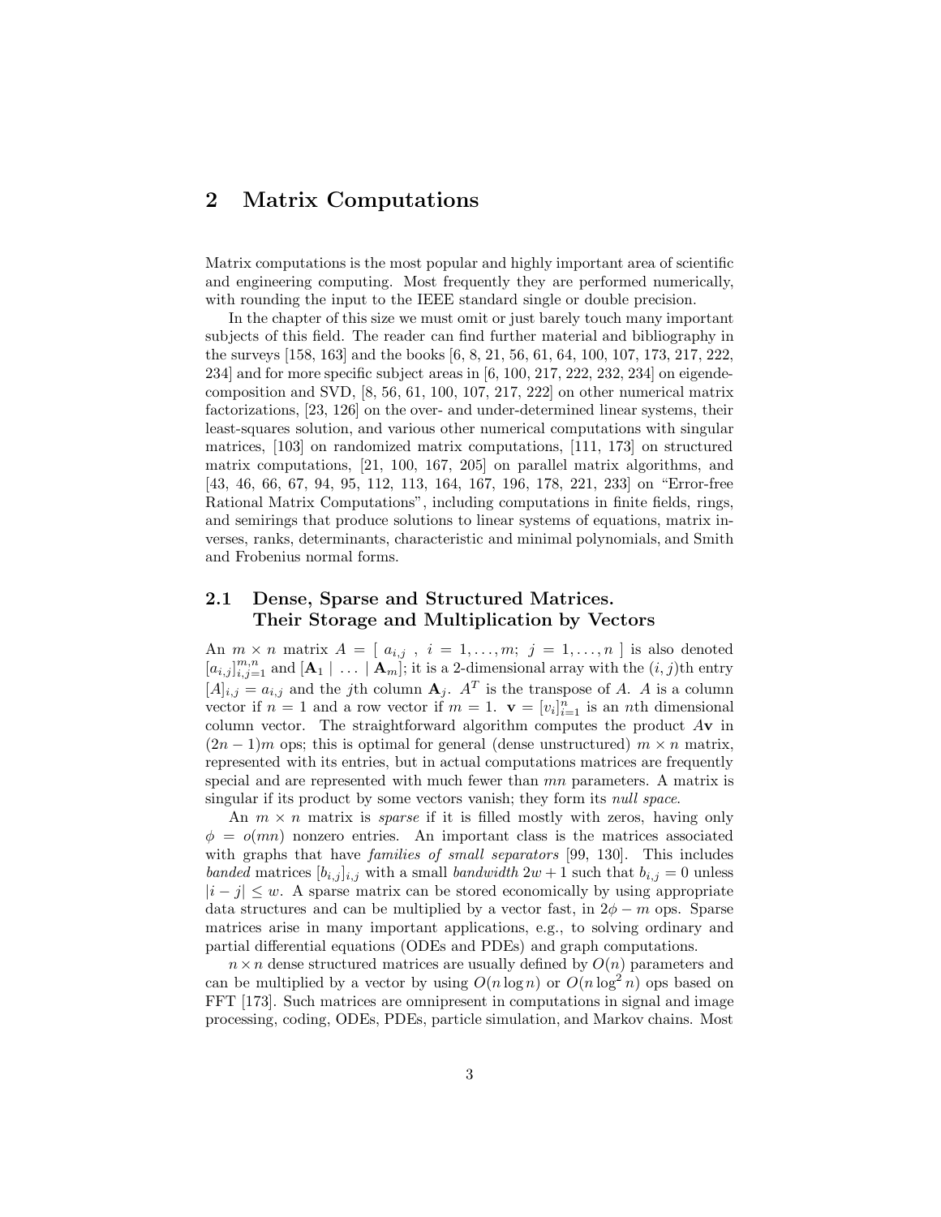# 2 Matrix Computations

Matrix computations is the most popular and highly important area of scientific and engineering computing. Most frequently they are performed numerically, with rounding the input to the IEEE standard single or double precision.

In the chapter of this size we must omit or just barely touch many important subjects of this field. The reader can find further material and bibliography in the surveys [158, 163] and the books [6, 8, 21, 56, 61, 64, 100, 107, 173, 217, 222, 234] and for more specific subject areas in [6, 100, 217, 222, 232, 234] on eigendecomposition and SVD, [8, 56, 61, 100, 107, 217, 222] on other numerical matrix factorizations, [23, 126] on the over- and under-determined linear systems, their least-squares solution, and various other numerical computations with singular matrices, [103] on randomized matrix computations, [111, 173] on structured matrix computations, [21, 100, 167, 205] on parallel matrix algorithms, and [43, 46, 66, 67, 94, 95, 112, 113, 164, 167, 196, 178, 221, 233] on "Error-free Rational Matrix Computations", including computations in finite fields, rings, and semirings that produce solutions to linear systems of equations, matrix inverses, ranks, determinants, characteristic and minimal polynomials, and Smith and Frobenius normal forms.

## 2.1 Dense, Sparse and Structured Matrices. Their Storage and Multiplication by Vectors

An $m \times n$ matrix $A = [\ a_{i,j}\ ,\ i = 1, \ldots, m;\ j = 1, \ldots, n\ ]$ is also denoted $[a_{i,j}]_{i,j=1}^{m,n}$ and $[\mathbf{A}_1 \mid \ldots \mid \mathbf{A}_m]$; it is a 2-dimensional array with the $(i, j)$th entry $[A]_{i,j} = a_{i,j}$ and the $j$th column $\mathbf{A}_j$. $A^T$ is the transpose of $A$. $A$ is a column vector if $n = 1$ and a row vector if $m = 1$. $\mathbf{v} = [v_i]_{i=1}^{n}$ is an $n$th dimensional column vector. The straightforward algorithm computes the product $A\mathbf{v}$ in $(2n - 1)m$ ops; this is optimal for general (dense unstructured) $m \times n$ matrix, represented with its entries, but in actual computations matrices are frequently special and are represented with much fewer than $mn$ parameters. A matrix is singular if its product by some vectors vanish; they form its *null space*.

An $m \times n$ matrix is *sparse* if it is filled mostly with zeros, having only $\phi = o(mn)$ nonzero entries. An important class is the matrices associated with graphs that have *families of small separators* [99, 130]. This includes *banded* matrices $[b_{i,j}]_{i,j}$ with a small *bandwidth* $2w + 1$ such that $b_{i,j} = 0$ unless $|i - j| \leq w$. A sparse matrix can be stored economically by using appropriate data structures and can be multiplied by a vector fast, in $2\phi - m$ ops. Sparse matrices arise in many important applications, e.g., to solving ordinary and partial differential equations (ODEs and PDEs) and graph computations.

$n \times n$ dense structured matrices are usually defined by $O(n)$ parameters and can be multiplied by a vector by using $O(n \log n)$ or $O(n \log^2 n)$ ops based on FFT [173]. Such matrices are omnipresent in computations in signal and image processing, coding, ODEs, PDEs, particle simulation, and Markov chains. Most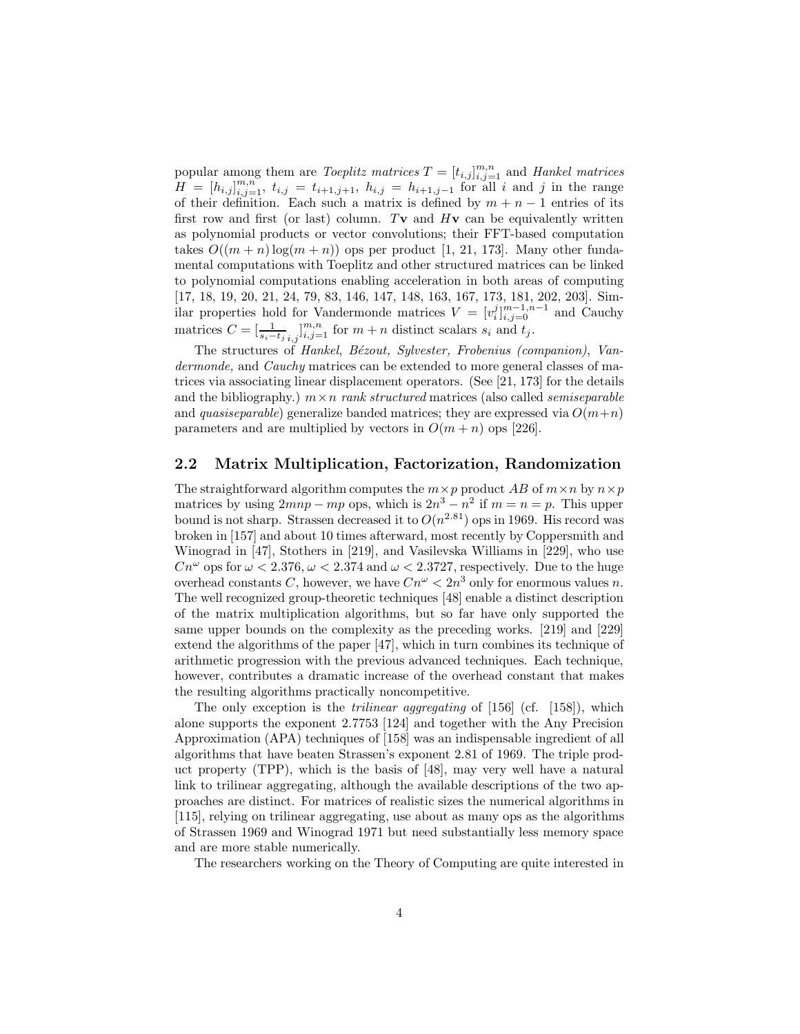popular among them are *Toeplitz matrices* $T = [t_{i,j}]_{i,j=1}^{m,n}$ and *Hankel matrices* $H = [h_{i,j}]_{i,j=1}^{m,n}$, $t_{i,j} = t_{i+1,j+1}$, $h_{i,j} = h_{i+1,j-1}$ for all $i$ and $j$ in the range of their definition. Each such a matrix is defined by $m + n - 1$ entries of its first row and first (or last) column. $T\mathbf{v}$ and $H\mathbf{v}$ can be equivalently written as polynomial products or vector convolutions; their FFT-based computation takes $O((m + n) \log(m + n))$ ops per product [1, 21, 173]. Many other fundamental computations with Toeplitz and other structured matrices can be linked to polynomial computations enabling acceleration in both areas of computing [17, 18, 19, 20, 21, 24, 79, 83, 146, 147, 148, 163, 167, 173, 181, 202, 203]. Similar properties hold for Vandermonde matrices $V = [v_i^j]_{i,j=0}^{m-1,n-1}$ and Cauchy matrices $C = [\frac{1}{s_i - t_j}{}_{i,j}]_{i,j=1}^{m,n}$ for $m + n$ distinct scalars $s_i$ and $t_j$.

The structures of *Hankel*, *Bézout, Sylvester, Frobenius (companion)*, *Vandermonde,* and *Cauchy* matrices can be extended to more general classes of matrices via associating linear displacement operators. (See [21, 173] for the details and the bibliography.) $m \times n$ *rank structured* matrices (also called *semiseparable* and *quasiseparable*) generalize banded matrices; they are expressed via $O(m+n)$ parameters and are multiplied by vectors in $O(m + n)$ ops [226].

## 2.2 Matrix Multiplication, Factorization, Randomization

The straightforward algorithm computes the $m \times p$ product $AB$ of $m \times n$ by $n \times p$ matrices by using $2mnp - mp$ ops, which is $2n^3 - n^2$ if $m = n = p$. This upper bound is not sharp. Strassen decreased it to $O(n^{2.81})$ ops in 1969. His record was broken in [157] and about 10 times afterward, most recently by Coppersmith and Winograd in [47], Stothers in [219], and Vasilevska Williams in [229], who use $Cn^{\omega}$ ops for $\omega < 2.376$, $\omega < 2.374$ and $\omega < 2.3727$, respectively. Due to the huge overhead constants $C$, however, we have $Cn^{\omega} < 2n^3$ only for enormous values $n$. The well recognized group-theoretic techniques [48] enable a distinct description of the matrix multiplication algorithms, but so far have only supported the same upper bounds on the complexity as the preceding works. [219] and [229] extend the algorithms of the paper [47], which in turn combines its technique of arithmetic progression with the previous advanced techniques. Each technique, however, contributes a dramatic increase of the overhead constant that makes the resulting algorithms practically noncompetitive.

The only exception is the *trilinear aggregating* of [156] (cf. [158]), which alone supports the exponent 2.7753 [124] and together with the Any Precision Approximation (APA) techniques of [158] was an indispensable ingredient of all algorithms that have beaten Strassen's exponent 2.81 of 1969. The triple product property (TPP), which is the basis of [48], may very well have a natural link to trilinear aggregating, although the available descriptions of the two approaches are distinct. For matrices of realistic sizes the numerical algorithms in [115], relying on trilinear aggregating, use about as many ops as the algorithms of Strassen 1969 and Winograd 1971 but need substantially less memory space and are more stable numerically.

The researchers working on the Theory of Computing are quite interested in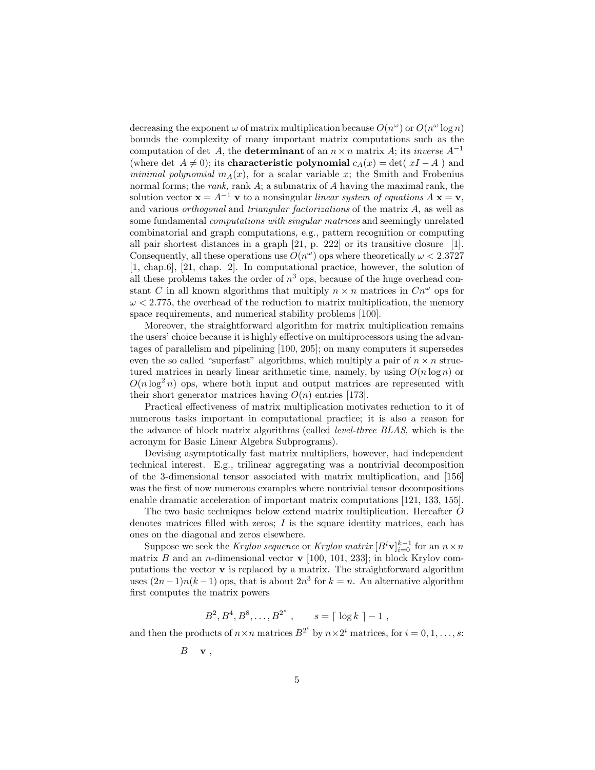decreasing the exponent $\omega$ of matrix multiplication because $O(n^\omega)$ or $O(n^\omega \log n)$ bounds the complexity of many important matrix computations such as the computation of det $A$, the **determinant** of an $n \times n$ matrix $A$; its *inverse* $A^{-1}$ (where det $A \neq 0$); its **characteristic polynomial** $c_A(x) = \det(\, xI - A\,)$ and *minimal polynomial* $m_A(x)$, for a scalar variable $x$; the Smith and Frobenius normal forms; the *rank,* rank $A$; a submatrix of $A$ having the maximal rank, the solution vector $\mathbf{x} = A^{-1}\,\mathbf{v}$ to a nonsingular *linear system of equations* $A\,\mathbf{x} = \mathbf{v}$, and various *orthogonal* and *triangular factorizations* of the matrix $A$, as well as some fundamental *computations with singular matrices* and seemingly unrelated combinatorial and graph computations, e.g., pattern recognition or computing all pair shortest distances in a graph [21, p. 222] or its transitive closure [1]. Consequently, all these operations use $O(n^\omega)$ ops where theoretically $\omega < 2.3727$ [1, chap.6], [21, chap. 2]. In computational practice, however, the solution of all these problems takes the order of $n^3$ ops, because of the huge overhead constant $C$ in all known algorithms that multiply $n \times n$ matrices in $Cn^\omega$ ops for $\omega < 2.775$, the overhead of the reduction to matrix multiplication, the memory space requirements, and numerical stability problems [100].

Moreover, the straightforward algorithm for matrix multiplication remains the users' choice because it is highly effective on multiprocessors using the advantages of parallelism and pipelining [100, 205]; on many computers it supersedes even the so called "superfast" algorithms, which multiply a pair of $n \times n$ structured matrices in nearly linear arithmetic time, namely, by using $O(n \log n)$ or $O(n \log^2 n)$ ops, where both input and output matrices are represented with their short generator matrices having $O(n)$ entries [173].

Practical effectiveness of matrix multiplication motivates reduction to it of numerous tasks important in computational practice; it is also a reason for the advance of block matrix algorithms (called *level-three BLAS*, which is the acronym for Basic Linear Algebra Subprograms).

Devising asymptotically fast matrix multipliers, however, had independent technical interest. E.g., trilinear aggregating was a nontrivial decomposition of the 3-dimensional tensor associated with matrix multiplication, and [156] was the first of now numerous examples where nontrivial tensor decompositions enable dramatic acceleration of important matrix computations [121, 133, 155].

The two basic techniques below extend matrix multiplication. Hereafter $O$ denotes matrices filled with zeros; $I$ is the square identity matrices, each has ones on the diagonal and zeros elsewhere.

Suppose we seek the *Krylov sequence* or *Krylov matrix* $[B^i \mathbf{v}]_{i=0}^{k-1}$ for an $n \times n$ matrix $B$ and an $n$-dimensional vector $\mathbf{v}$ [100, 101, 233]; in block Krylov computations the vector $\mathbf{v}$ is replaced by a matrix. The straightforward algorithm uses $(2n-1)n(k-1)$ ops, that is about $2n^3$ for $k = n$. An alternative algorithm first computes the matrix powers

$$B^2, B^4, B^8, \ldots, B^{2^s}\ , \qquad s = \lceil\ \log k\ \rceil - 1\ ,$$

and then the products of $n \times n$ matrices $B^{2^i}$ by $n \times 2^i$ matrices, for $i = 0, 1, \ldots, s$:

$$B \quad \mathbf{v}\ ,$$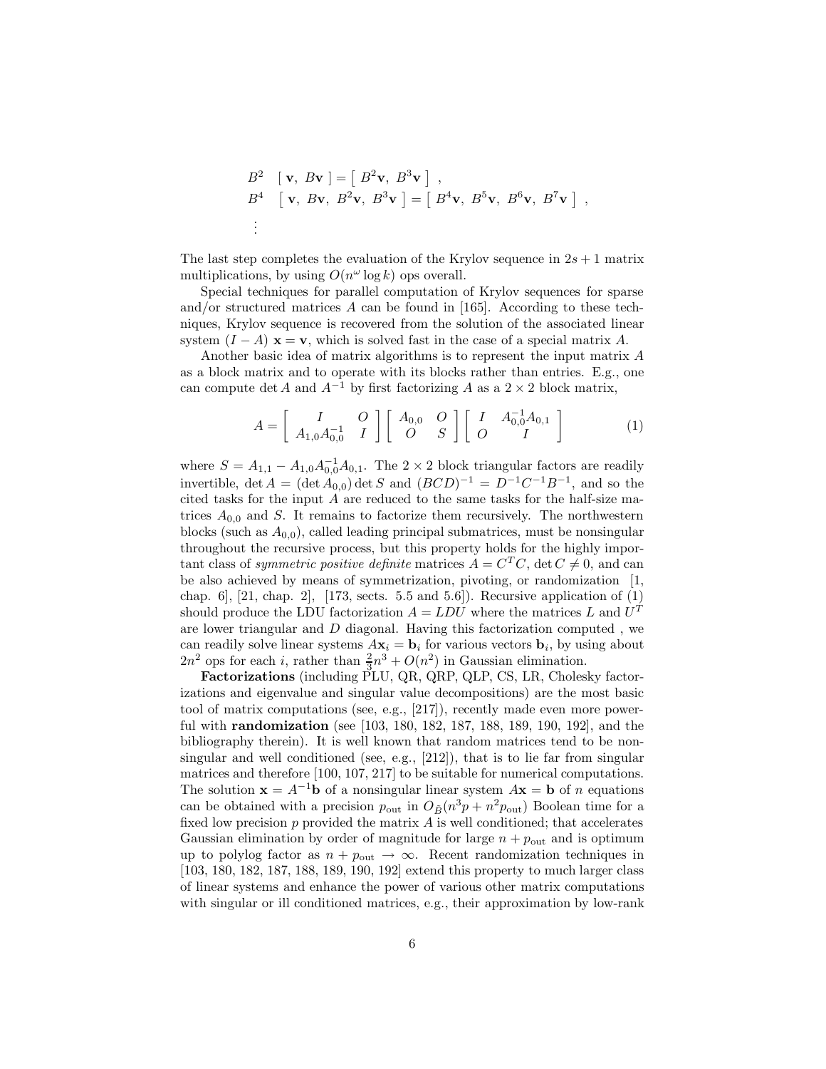$$
\begin{aligned}
&B^2 \quad [\ \mathbf{v},\ B\mathbf{v}\ ] = [\ B^2\mathbf{v},\ B^3\mathbf{v}\ ]\ , \\
&B^4 \quad [\ \mathbf{v},\ B\mathbf{v},\ B^2\mathbf{v},\ B^3\mathbf{v}\ ] = [\ B^4\mathbf{v},\ B^5\mathbf{v},\ B^6\mathbf{v},\ B^7\mathbf{v}\ ]\ , \\
&\vdots
\end{aligned}
$$

The last step completes the evaluation of the Krylov sequence in $2s+1$ matrix multiplications, by using $O(n^{\omega} \log k)$ ops overall.

Special techniques for parallel computation of Krylov sequences for sparse and/or structured matrices $A$ can be found in [165]. According to these techniques, Krylov sequence is recovered from the solution of the associated linear system $(I - A)\ \mathbf{x} = \mathbf{v}$, which is solved fast in the case of a special matrix $A$.

Another basic idea of matrix algorithms is to represent the input matrix $A$ as a block matrix and to operate with its blocks rather than entries. E.g., one can compute $\det A$ and $A^{-1}$ by first factorizing $A$ as a $2 \times 2$ block matrix,

$$
A = \begin{bmatrix} I & O \\ A_{1,0}A_{0,0}^{-1} & I \end{bmatrix} \begin{bmatrix} A_{0,0} & O \\ O & S \end{bmatrix} \begin{bmatrix} I & A_{0,0}^{-1}A_{0,1} \\ O & I \end{bmatrix} \tag{1}
$$

where $S = A_{1,1} - A_{1,0}A_{0,0}^{-1}A_{0,1}$. The $2 \times 2$ block triangular factors are readily invertible, $\det A = (\det A_{0,0}) \det S$ and $(BCD)^{-1} = D^{-1}C^{-1}B^{-1}$, and so the cited tasks for the input $A$ are reduced to the same tasks for the half-size matrices $A_{0,0}$ and $S$. It remains to factorize them recursively. The northwestern blocks (such as $A_{0,0}$), called leading principal submatrices, must be nonsingular throughout the recursive process, but this property holds for the highly important class of *symmetric positive definite* matrices $A = C^TC$, $\det C \neq 0$, and can be also achieved by means of symmetrization, pivoting, or randomization [1, chap. 6], [21, chap. 2], [173, sects. 5.5 and 5.6]). Recursive application of (1) should produce the LDU factorization $A = LDU$ where the matrices $L$ and $U^T$ are lower triangular and $D$ diagonal. Having this factorization computed , we can readily solve linear systems $A\mathbf{x}_i = \mathbf{b}_i$ for various vectors $\mathbf{b}_i$, by using about $2n^2$ ops for each $i$, rather than $\frac{2}{3}n^3 + O(n^2)$ in Gaussian elimination.

**Factorizations** (including PLU, QR, QRP, QLP, CS, LR, Cholesky factorizations and eigenvalue and singular value decompositions) are the most basic tool of matrix computations (see, e.g., [217]), recently made even more powerful with **randomization** (see [103, 180, 182, 187, 188, 189, 190, 192], and the bibliography therein). It is well known that random matrices tend to be nonsingular and well conditioned (see, e.g., [212]), that is to lie far from singular matrices and therefore [100, 107, 217] to be suitable for numerical computations. The solution $\mathbf{x} = A^{-1}\mathbf{b}$ of a nonsingular linear system $A\mathbf{x} = \mathbf{b}$ of $n$ equations can be obtained with a precision $p_{\text{out}}$ in $O_{\tilde{B}}(n^3p + n^2p_{\text{out}})$ Boolean time for a fixed low precision $p$ provided the matrix $A$ is well conditioned; that accelerates Gaussian elimination by order of magnitude for large $n + p_{\text{out}}$ and is optimum up to polylog factor as $n + p_{\text{out}} \to \infty$. Recent randomization techniques in [103, 180, 182, 187, 188, 189, 190, 192] extend this property to much larger class of linear systems and enhance the power of various other matrix computations with singular or ill conditioned matrices, e.g., their approximation by low-rank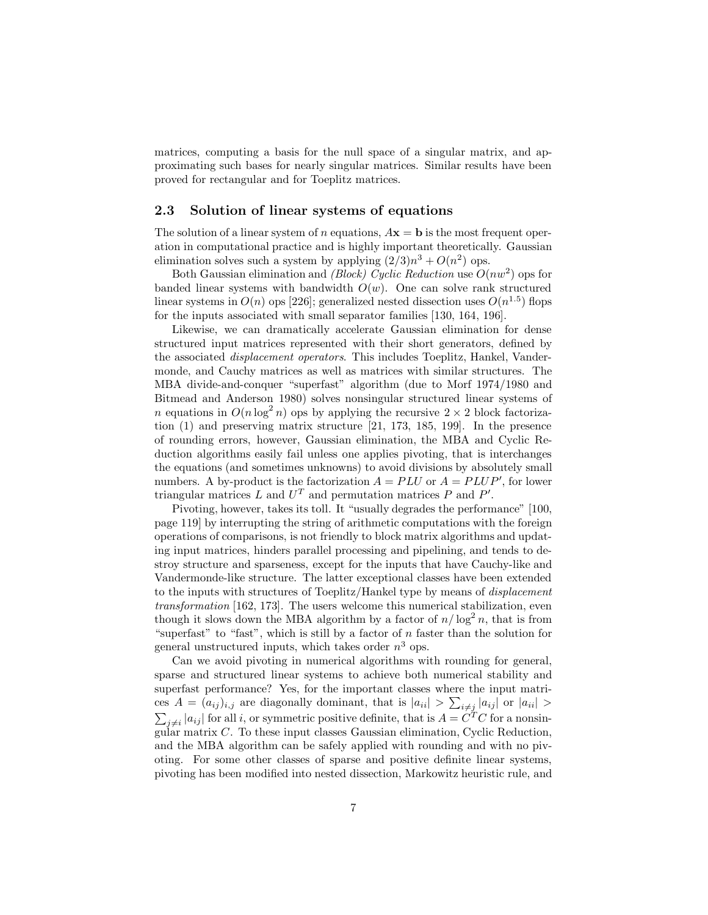matrices, computing a basis for the null space of a singular matrix, and approximating such bases for nearly singular matrices. Similar results have been proved for rectangular and for Toeplitz matrices.

### 2.3 Solution of linear systems of equations

The solution of a linear system of $n$ equations, $A\mathbf{x} = \mathbf{b}$ is the most frequent operation in computational practice and is highly important theoretically. Gaussian elimination solves such a system by applying $(2/3)n^3 + O(n^2)$ ops.

Both Gaussian elimination and *(Block) Cyclic Reduction* use $O(nw^2)$ ops for banded linear systems with bandwidth $O(w)$. One can solve rank structured linear systems in $O(n)$ ops [226]; generalized nested dissection uses $O(n^{1.5})$ flops for the inputs associated with small separator families [130, 164, 196].

Likewise, we can dramatically accelerate Gaussian elimination for dense structured input matrices represented with their short generators, defined by the associated *displacement operators*. This includes Toeplitz, Hankel, Vandermonde, and Cauchy matrices as well as matrices with similar structures. The MBA divide-and-conquer "superfast" algorithm (due to Morf 1974/1980 and Bitmead and Anderson 1980) solves nonsingular structured linear systems of $n$ equations in $O(n \log^2 n)$ ops by applying the recursive $2 \times 2$ block factorization (1) and preserving matrix structure [21, 173, 185, 199]. In the presence of rounding errors, however, Gaussian elimination, the MBA and Cyclic Reduction algorithms easily fail unless one applies pivoting, that is interchanges the equations (and sometimes unknowns) to avoid divisions by absolutely small numbers. A by-product is the factorization $A = PLU$ or $A = PLUP'$, for lower triangular matrices $L$ and $U^T$ and permutation matrices $P$ and $P'$.

Pivoting, however, takes its toll. It "usually degrades the performance" [100, page 119] by interrupting the string of arithmetic computations with the foreign operations of comparisons, is not friendly to block matrix algorithms and updating input matrices, hinders parallel processing and pipelining, and tends to destroy structure and sparseness, except for the inputs that have Cauchy-like and Vandermonde-like structure. The latter exceptional classes have been extended to the inputs with structures of Toeplitz/Hankel type by means of *displacement transformation* [162, 173]. The users welcome this numerical stabilization, even though it slows down the MBA algorithm by a factor of $n/\log^2 n$, that is from "superfast" to "fast", which is still by a factor of $n$ faster than the solution for general unstructured inputs, which takes order $n^3$ ops.

Can we avoid pivoting in numerical algorithms with rounding for general, sparse and structured linear systems to achieve both numerical stability and superfast performance? Yes, for the important classes where the input matrices $A = (a_{ij})_{i,j}$ are diagonally dominant, that is $|a_{ii}| > \sum_{i \neq j} |a_{ij}|$ or $|a_{ii}| > \sum_{j \neq i} |a_{ij}|$ for all $i$, or symmetric positive definite, that is $A = C^T C$ for a nonsingular matrix $C$. To these input classes Gaussian elimination, Cyclic Reduction, and the MBA algorithm can be safely applied with rounding and with no pivoting. For some other classes of sparse and positive definite linear systems, pivoting has been modified into nested dissection, Markowitz heuristic rule, and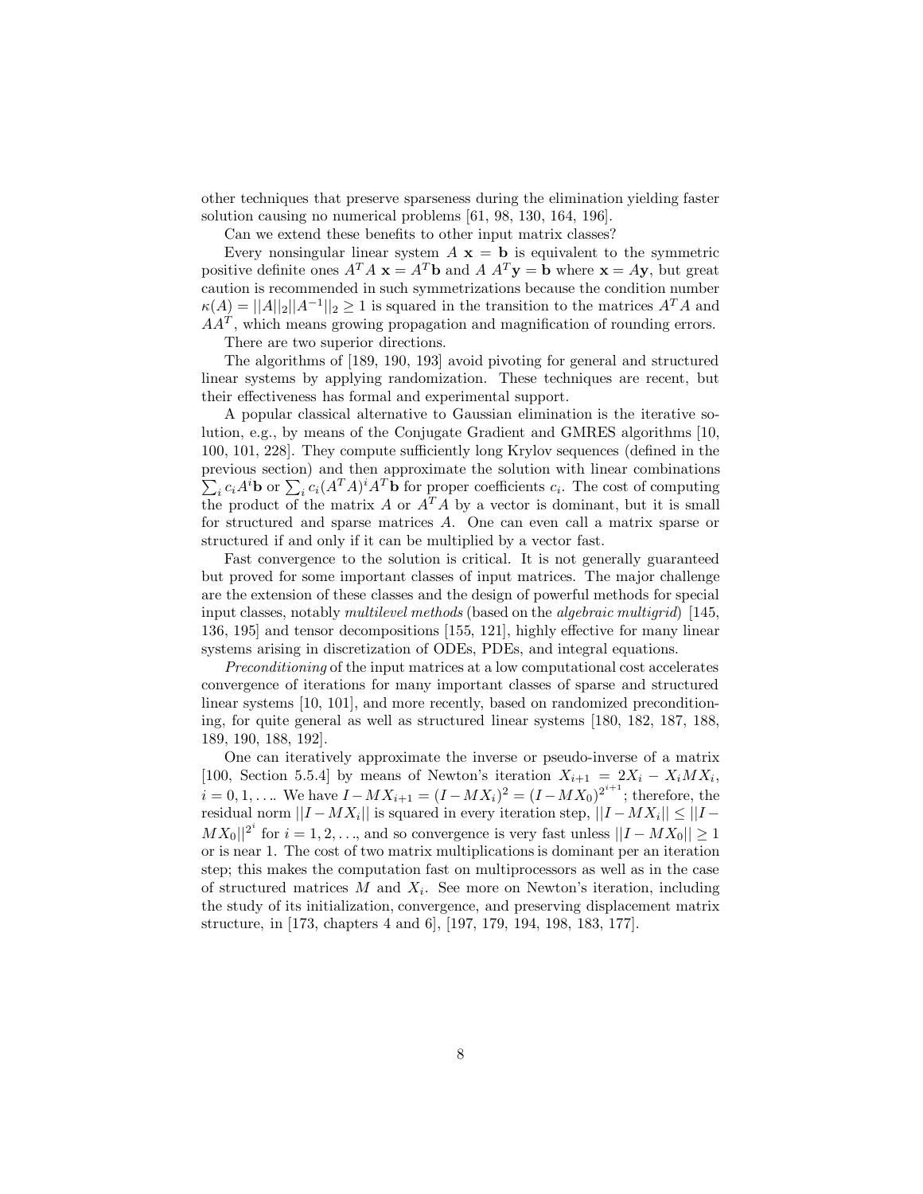other techniques that preserve sparseness during the elimination yielding faster solution causing no numerical problems [61, 98, 130, 164, 196].

Can we extend these benefits to other input matrix classes?

Every nonsingular linear system $A\ \mathbf{x} = \mathbf{b}$ is equivalent to the symmetric positive definite ones $A^T A\ \mathbf{x} = A^T \mathbf{b}$ and $A\ A^T \mathbf{y} = \mathbf{b}$ where $\mathbf{x} = A\mathbf{y}$, but great caution is recommended in such symmetrizations because the condition number $\kappa(A) = ||A||_2 ||A^{-1}||_2 \geq 1$ is squared in the transition to the matrices $A^T A$ and $AA^T$, which means growing propagation and magnification of rounding errors.

There are two superior directions.

The algorithms of [189, 190, 193] avoid pivoting for general and structured linear systems by applying randomization. These techniques are recent, but their effectiveness has formal and experimental support.

A popular classical alternative to Gaussian elimination is the iterative solution, e.g., by means of the Conjugate Gradient and GMRES algorithms [10, 100, 101, 228]. They compute sufficiently long Krylov sequences (defined in the previous section) and then approximate the solution with linear combinations $\sum_i c_i A^i \mathbf{b}$ or $\sum_i c_i (A^T A)^i A^T \mathbf{b}$ for proper coefficients $c_i$. The cost of computing the product of the matrix $A$ or $A^T A$ by a vector is dominant, but it is small for structured and sparse matrices $A$. One can even call a matrix sparse or structured if and only if it can be multiplied by a vector fast.

Fast convergence to the solution is critical. It is not generally guaranteed but proved for some important classes of input matrices. The major challenge are the extension of these classes and the design of powerful methods for special input classes, notably *multilevel methods* (based on the *algebraic multigrid*) [145, 136, 195] and tensor decompositions [155, 121], highly effective for many linear systems arising in discretization of ODEs, PDEs, and integral equations.

*Preconditioning* of the input matrices at a low computational cost accelerates convergence of iterations for many important classes of sparse and structured linear systems [10, 101], and more recently, based on randomized preconditioning, for quite general as well as structured linear systems [180, 182, 187, 188, 189, 190, 188, 192].

One can iteratively approximate the inverse or pseudo-inverse of a matrix [100, Section 5.5.4] by means of Newton's iteration $X_{i+1} = 2X_i - X_i M X_i$, $i = 0, 1, \ldots$. We have $I - MX_{i+1} = (I - MX_i)^2 = (I - MX_0)^{2^{i+1}}$; therefore, the residual norm $||I - MX_i||$ is squared in every iteration step, $||I - MX_i|| \leq ||I - MX_0||^{2^i}$ for $i = 1, 2, \ldots$, and so convergence is very fast unless $||I - MX_0|| \geq 1$ or is near 1. The cost of two matrix multiplications is dominant per an iteration step; this makes the computation fast on multiprocessors as well as in the case of structured matrices $M$ and $X_i$. See more on Newton's iteration, including the study of its initialization, convergence, and preserving displacement matrix structure, in [173, chapters 4 and 6], [197, 179, 194, 198, 183, 177].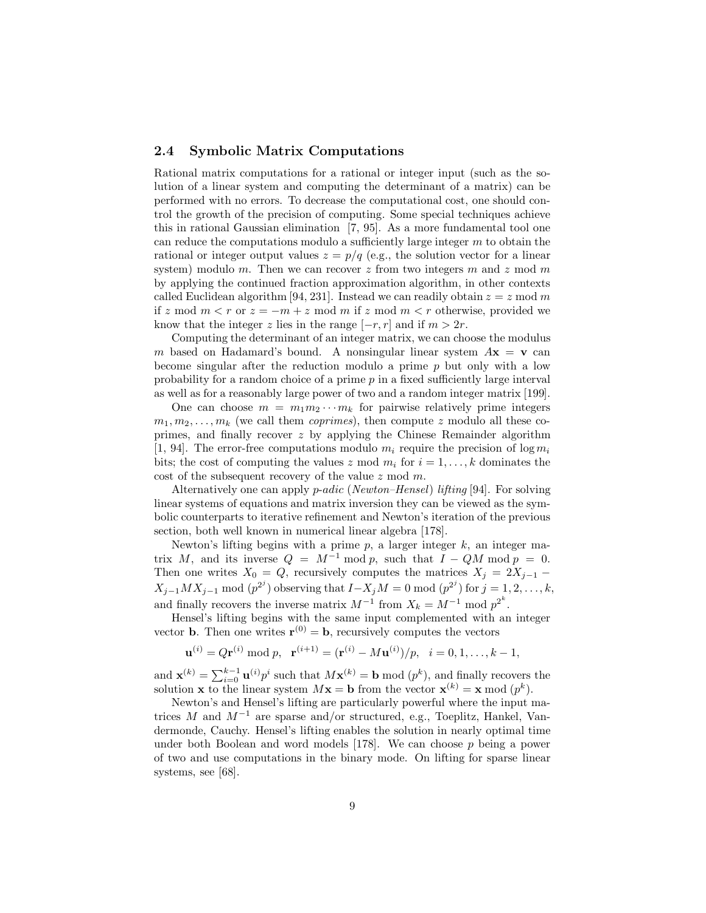## 2.4 Symbolic Matrix Computations

Rational matrix computations for a rational or integer input (such as the solution of a linear system and computing the determinant of a matrix) can be performed with no errors. To decrease the computational cost, one should control the growth of the precision of computing. Some special techniques achieve this in rational Gaussian elimination [7, 95]. As a more fundamental tool one can reduce the computations modulo a sufficiently large integer $m$ to obtain the rational or integer output values $z = p/q$ (e.g., the solution vector for a linear system) modulo $m$. Then we can recover $z$ from two integers $m$ and $z \bmod m$ by applying the continued fraction approximation algorithm, in other contexts called Euclidean algorithm [94, 231]. Instead we can readily obtain $z = z \bmod m$ if $z \bmod m < r$ or $z = -m + z \bmod m$ if $z \bmod m < r$ otherwise, provided we know that the integer $z$ lies in the range $[-r, r]$ and if $m > 2r$.

Computing the determinant of an integer matrix, we can choose the modulus $m$ based on Hadamard's bound. A nonsingular linear system $A\mathbf{x} = \mathbf{v}$ can become singular after the reduction modulo a prime $p$ but only with a low probability for a random choice of a prime $p$ in a fixed sufficiently large interval as well as for a reasonably large power of two and a random integer matrix [199].

One can choose $m = m_1 m_2 \cdots m_k$ for pairwise relatively prime integers $m_1, m_2, \ldots, m_k$ (we call them *coprimes*), then compute $z$ modulo all these coprimes, and finally recover $z$ by applying the Chinese Remainder algorithm [1, 94]. The error-free computations modulo $m_i$ require the precision of $\log m_i$ bits; the cost of computing the values $z \bmod m_i$ for $i = 1, \ldots, k$ dominates the cost of the subsequent recovery of the value $z \bmod m$.

Alternatively one can apply *p-adic* (*Newton–Hensel*) *lifting* [94]. For solving linear systems of equations and matrix inversion they can be viewed as the symbolic counterparts to iterative refinement and Newton's iteration of the previous section, both well known in numerical linear algebra [178].

Newton's lifting begins with a prime $p$, a larger integer $k$, an integer matrix $M$, and its inverse $Q = M^{-1} \bmod p$, such that $I - QM \bmod p = 0$. Then one writes $X_0 = Q$, recursively computes the matrices $X_j = 2X_{j-1} - X_{j-1}MX_{j-1} \bmod (p^{2^j})$ observing that $I - X_j M = 0 \bmod (p^{2^j})$ for $j = 1, 2, \ldots, k$, and finally recovers the inverse matrix $M^{-1}$ from $X_k = M^{-1} \bmod p^{2^k}$.

Hensel's lifting begins with the same input complemented with an integer vector $\mathbf{b}$. Then one writes $\mathbf{r}^{(0)} = \mathbf{b}$, recursively computes the vectors

$$\mathbf{u}^{(i)} = Q\mathbf{r}^{(i)} \bmod p, \quad \mathbf{r}^{(i+1)} = (\mathbf{r}^{(i)} - M\mathbf{u}^{(i)})/p, \quad i = 0, 1, \ldots, k-1,$$

and $\mathbf{x}^{(k)} = \sum_{i=0}^{k-1} \mathbf{u}^{(i)} p^i$ such that $M\mathbf{x}^{(k)} = \mathbf{b} \bmod (p^k)$, and finally recovers the solution $\mathbf{x}$ to the linear system $M\mathbf{x} = \mathbf{b}$ from the vector $\mathbf{x}^{(k)} = \mathbf{x} \bmod (p^k)$.

Newton's and Hensel's lifting are particularly powerful where the input matrices $M$ and $M^{-1}$ are sparse and/or structured, e.g., Toeplitz, Hankel, Vandermonde, Cauchy. Hensel's lifting enables the solution in nearly optimal time under both Boolean and word models [178]. We can choose $p$ being a power of two and use computations in the binary mode. On lifting for sparse linear systems, see [68].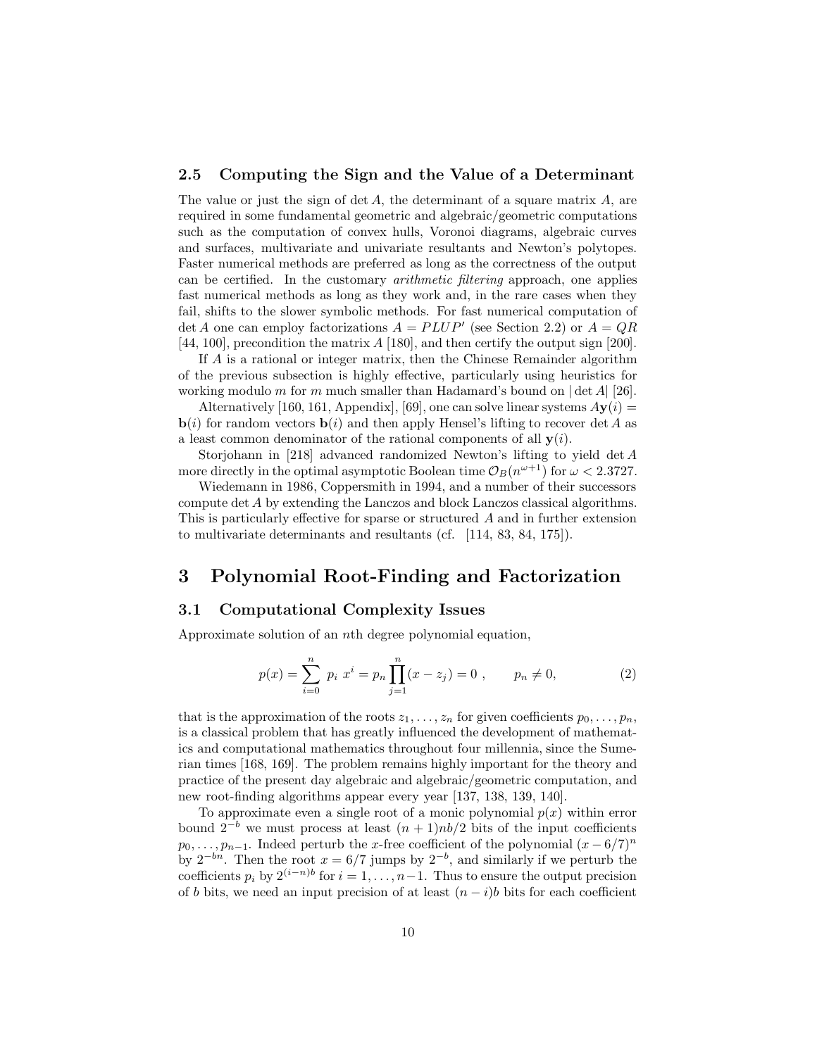### 2.5 Computing the Sign and the Value of a Determinant

The value or just the sign of $\det A$, the determinant of a square matrix $A$, are required in some fundamental geometric and algebraic/geometric computations such as the computation of convex hulls, Voronoi diagrams, algebraic curves and surfaces, multivariate and univariate resultants and Newton's polytopes. Faster numerical methods are preferred as long as the correctness of the output can be certified. In the customary *arithmetic filtering* approach, one applies fast numerical methods as long as they work and, in the rare cases when they fail, shifts to the slower symbolic methods. For fast numerical computation of $\det A$ one can employ factorizations $A = PLUP'$ (see Section 2.2) or $A = QR$ [44, 100], precondition the matrix $A$ [180], and then certify the output sign [200].

If $A$ is a rational or integer matrix, then the Chinese Remainder algorithm of the previous subsection is highly effective, particularly using heuristics for working modulo $m$ for $m$ much smaller than Hadamard's bound on $|\det A|$ [26].

Alternatively [160, 161, Appendix], [69], one can solve linear systems $A\mathbf{y}(i) = \mathbf{b}(i)$ for random vectors $\mathbf{b}(i)$ and then apply Hensel's lifting to recover $\det A$ as a least common denominator of the rational components of all $\mathbf{y}(i)$.

Storjohann in [218] advanced randomized Newton's lifting to yield $\det A$ more directly in the optimal asymptotic Boolean time $\mathcal{O}_B(n^{\omega+1})$ for $\omega < 2.3727$.

Wiedemann in 1986, Coppersmith in 1994, and a number of their successors compute $\det A$ by extending the Lanczos and block Lanczos classical algorithms. This is particularly effective for sparse or structured $A$ and in further extension to multivariate determinants and resultants (cf. [114, 83, 84, 175]).

# 3 Polynomial Root-Finding and Factorization

## 3.1 Computational Complexity Issues

Approximate solution of an $n$th degree polynomial equation,

$$p(x) = \sum_{i=0}^{n} p_i \, x^i = p_n \prod_{j=1}^{n} (x - z_j) = 0 \ , \qquad p_n \neq 0, \tag{2}$$

that is the approximation of the roots $z_1, \dots, z_n$ for given coefficients $p_0, \dots, p_n$, is a classical problem that has greatly influenced the development of mathematics and computational mathematics throughout four millennia, since the Sumerian times [168, 169]. The problem remains highly important for the theory and practice of the present day algebraic and algebraic/geometric computation, and new root-finding algorithms appear every year [137, 138, 139, 140].

To approximate even a single root of a monic polynomial $p(x)$ within error bound $2^{-b}$ we must process at least $(n+1)nb/2$ bits of the input coefficients $p_0, \dots, p_{n-1}$. Indeed perturb the $x$-free coefficient of the polynomial $(x - 6/7)^n$ by $2^{-bn}$. Then the root $x = 6/7$ jumps by $2^{-b}$, and similarly if we perturb the coefficients $p_i$ by $2^{(i-n)b}$ for $i = 1, \dots, n-1$. Thus to ensure the output precision of $b$ bits, we need an input precision of at least $(n-i)b$ bits for each coefficient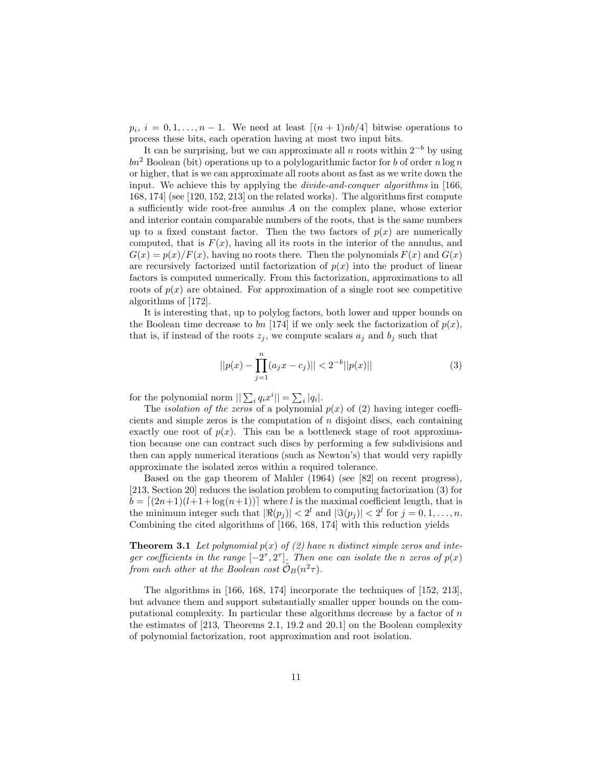$p_i$, $i = 0, 1, \dots, n-1$. We need at least $\lceil (n+1)nb/4 \rceil$ bitwise operations to process these bits, each operation having at most two input bits.

It can be surprising, but we can approximate all $n$ roots within $2^{-b}$ by using $bn^2$ Boolean (bit) operations up to a polylogarithmic factor for $b$ of order $n \log n$ or higher, that is we can approximate all roots about as fast as we write down the input. We achieve this by applying the *divide-and-conquer algorithms* in [166, 168, 174] (see [120, 152, 213] on the related works). The algorithms first compute a sufficiently wide root-free annulus $A$ on the complex plane, whose exterior and interior contain comparable numbers of the roots, that is the same numbers up to a fixed constant factor. Then the two factors of $p(x)$ are numerically computed, that is $F(x)$, having all its roots in the interior of the annulus, and $G(x) = p(x)/F(x)$, having no roots there. Then the polynomials $F(x)$ and $G(x)$ are recursively factorized until factorization of $p(x)$ into the product of linear factors is computed numerically. From this factorization, approximations to all roots of $p(x)$ are obtained. For approximation of a single root see competitive algorithms of [172].

It is interesting that, up to polylog factors, both lower and upper bounds on the Boolean time decrease to $bn$ [174] if we only seek the factorization of $p(x)$, that is, if instead of the roots $z_j$, we compute scalars $a_j$ and $b_j$ such that

$$||p(x) - \prod_{j=1}^{n}(a_j x - c_j)|| < 2^{-b}||p(x)|| \tag{3}$$

for the polynomial norm $||\sum_i q_i x^i|| = \sum_i |q_i|$.

The *isolation of the zeros* of a polynomial $p(x)$ of (2) having integer coefficients and simple zeros is the computation of $n$ disjoint discs, each containing exactly one root of $p(x)$. This can be a bottleneck stage of root approximation because one can contract such discs by performing a few subdivisions and then can apply numerical iterations (such as Newton's) that would very rapidly approximate the isolated zeros within a required tolerance.

Based on the gap theorem of Mahler (1964) (see [82] on recent progress), [213, Section 20] reduces the isolation problem to computing factorization (3) for $b = \lceil (2n+1)(l+1+\log(n+1)) \rceil$ where $l$ is the maximal coefficient length, that is the minimum integer such that $|\Re(p_j)| < 2^l$ and $|\Im(p_j)| < 2^l$ for $j = 0, 1, \dots, n$. Combining the cited algorithms of [166, 168, 174] with this reduction yields

**Theorem 3.1** *Let polynomial $p(x)$ of (2) have $n$ distinct simple zeros and integer coefficients in the range $[-2^\tau, 2^\tau]$. Then one can isolate the $n$ zeros of $p(x)$ from each other at the Boolean cost $\tilde{\mathcal{O}}_B(n^2\tau)$.*

The algorithms in [166, 168, 174] incorporate the techniques of [152, 213], but advance them and support substantially smaller upper bounds on the computational complexity. In particular these algorithms decrease by a factor of $n$ the estimates of [213, Theorems 2.1, 19.2 and 20.1] on the Boolean complexity of polynomial factorization, root approximation and root isolation.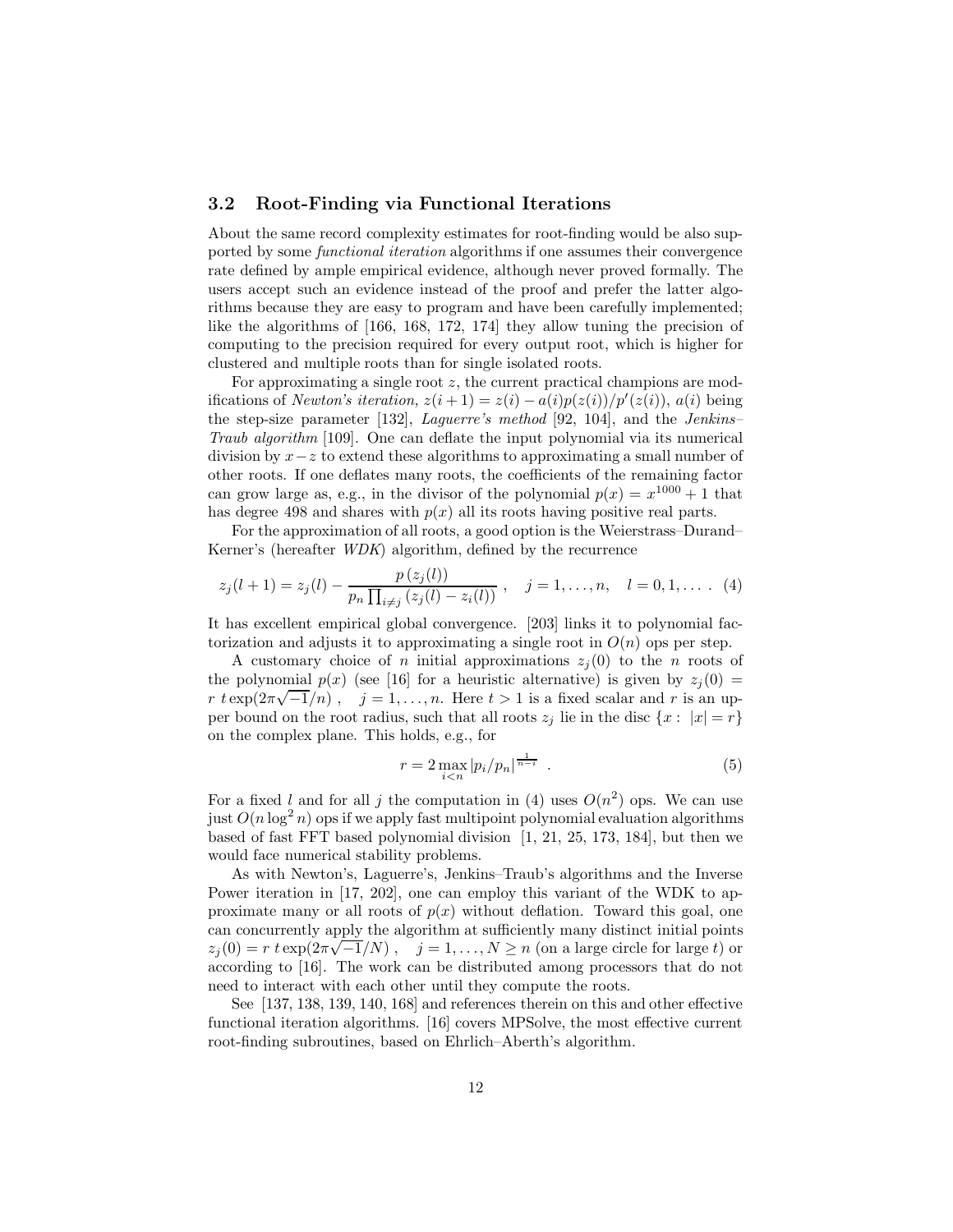### 3.2 Root-Finding via Functional Iterations

About the same record complexity estimates for root-finding would be also supported by some *functional iteration* algorithms if one assumes their convergence rate defined by ample empirical evidence, although never proved formally. The users accept such an evidence instead of the proof and prefer the latter algorithms because they are easy to program and have been carefully implemented; like the algorithms of [166, 168, 172, 174] they allow tuning the precision of computing to the precision required for every output root, which is higher for clustered and multiple roots than for single isolated roots.

For approximating a single root $z$, the current practical champions are modifications of *Newton's iteration,* $z(i+1) = z(i) - a(i)p(z(i))/p'(z(i))$, $a(i)$ being the step-size parameter [132], *Laguerre's method* [92, 104], and the *Jenkins–Traub algorithm* [109]. One can deflate the input polynomial via its numerical division by $x - z$ to extend these algorithms to approximating a small number of other roots. If one deflates many roots, the coefficients of the remaining factor can grow large as, e.g., in the divisor of the polynomial $p(x) = x^{1000} + 1$ that has degree 498 and shares with $p(x)$ all its roots having positive real parts.

For the approximation of all roots, a good option is the Weierstrass–Durand–Kerner's (hereafter *WDK*) algorithm, defined by the recurrence

$$z_j(l+1) = z_j(l) - \frac{p\,(z_j(l))}{p_n \prod_{i \neq j}(z_j(l) - z_i(l))}\ , \quad j = 1, \dots, n, \quad l = 0, 1, \dots\ . \quad (4)$$

It has excellent empirical global convergence. [203] links it to polynomial factorization and adjusts it to approximating a single root in $O(n)$ ops per step.

A customary choice of $n$ initial approximations $z_j(0)$ to the $n$ roots of the polynomial $p(x)$ (see [16] for a heuristic alternative) is given by $z_j(0) = r\ t \exp(2\pi\sqrt{-1}/n)$ , $\quad j = 1, \dots, n.$ Here $t > 1$ is a fixed scalar and $r$ is an upper bound on the root radius, such that all roots $z_j$ lie in the disc $\{x :\ |x| = r\}$ on the complex plane. This holds, e.g., for

$$r = 2 \max_{i<n} |p_i/p_n|^{\frac{1}{n-i}}\ . \quad (5)$$

For a fixed $l$ and for all $j$ the computation in (4) uses $O(n^2)$ ops. We can use just $O(n \log^2 n)$ ops if we apply fast multipoint polynomial evaluation algorithms based of fast FFT based polynomial division [1, 21, 25, 173, 184], but then we would face numerical stability problems.

As with Newton's, Laguerre's, Jenkins–Traub's algorithms and the Inverse Power iteration in [17, 202], one can employ this variant of the WDK to approximate many or all roots of $p(x)$ without deflation. Toward this goal, one can concurrently apply the algorithm at sufficiently many distinct initial points $z_j(0) = r\ t \exp(2\pi\sqrt{-1}/N)$ , $\quad j = 1, \dots, N \geq n$ (on a large circle for large $t$) or according to [16]. The work can be distributed among processors that do not need to interact with each other until they compute the roots.

See [137, 138, 139, 140, 168] and references therein on this and other effective functional iteration algorithms. [16] covers MPSolve, the most effective current root-finding subroutines, based on Ehrlich–Aberth's algorithm.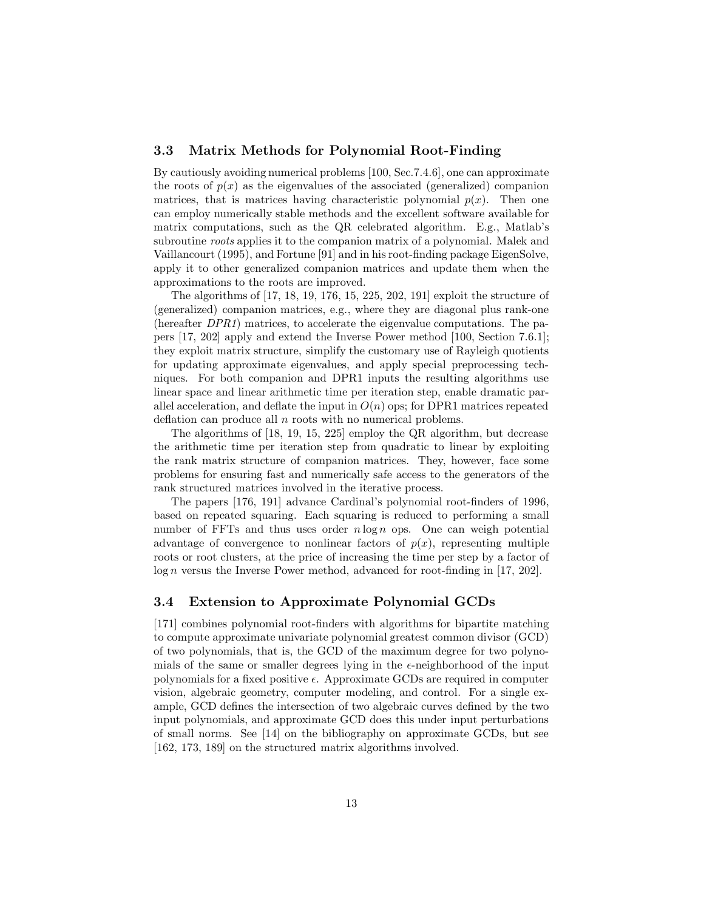### 3.3 Matrix Methods for Polynomial Root-Finding

By cautiously avoiding numerical problems [100, Sec.7.4.6], one can approximate the roots of $p(x)$ as the eigenvalues of the associated (generalized) companion matrices, that is matrices having characteristic polynomial $p(x)$. Then one can employ numerically stable methods and the excellent software available for matrix computations, such as the QR celebrated algorithm. E.g., Matlab's subroutine *roots* applies it to the companion matrix of a polynomial. Malek and Vaillancourt (1995), and Fortune [91] and in his root-finding package EigenSolve, apply it to other generalized companion matrices and update them when the approximations to the roots are improved.

The algorithms of [17, 18, 19, 176, 15, 225, 202, 191] exploit the structure of (generalized) companion matrices, e.g., where they are diagonal plus rank-one (hereafter *DPR1*) matrices, to accelerate the eigenvalue computations. The papers [17, 202] apply and extend the Inverse Power method [100, Section 7.6.1]; they exploit matrix structure, simplify the customary use of Rayleigh quotients for updating approximate eigenvalues, and apply special preprocessing techniques. For both companion and DPR1 inputs the resulting algorithms use linear space and linear arithmetic time per iteration step, enable dramatic parallel acceleration, and deflate the input in $O(n)$ ops; for DPR1 matrices repeated deflation can produce all $n$ roots with no numerical problems.

The algorithms of [18, 19, 15, 225] employ the QR algorithm, but decrease the arithmetic time per iteration step from quadratic to linear by exploiting the rank matrix structure of companion matrices. They, however, face some problems for ensuring fast and numerically safe access to the generators of the rank structured matrices involved in the iterative process.

The papers [176, 191] advance Cardinal's polynomial root-finders of 1996, based on repeated squaring. Each squaring is reduced to performing a small number of FFTs and thus uses order $n \log n$ ops. One can weigh potential advantage of convergence to nonlinear factors of $p(x)$, representing multiple roots or root clusters, at the price of increasing the time per step by a factor of $\log n$ versus the Inverse Power method, advanced for root-finding in [17, 202].

### 3.4 Extension to Approximate Polynomial GCDs

[171] combines polynomial root-finders with algorithms for bipartite matching to compute approximate univariate polynomial greatest common divisor (GCD) of two polynomials, that is, the GCD of the maximum degree for two polynomials of the same or smaller degrees lying in the $\epsilon$-neighborhood of the input polynomials for a fixed positive $\epsilon$. Approximate GCDs are required in computer vision, algebraic geometry, computer modeling, and control. For a single example, GCD defines the intersection of two algebraic curves defined by the two input polynomials, and approximate GCD does this under input perturbations of small norms. See [14] on the bibliography on approximate GCDs, but see [162, 173, 189] on the structured matrix algorithms involved.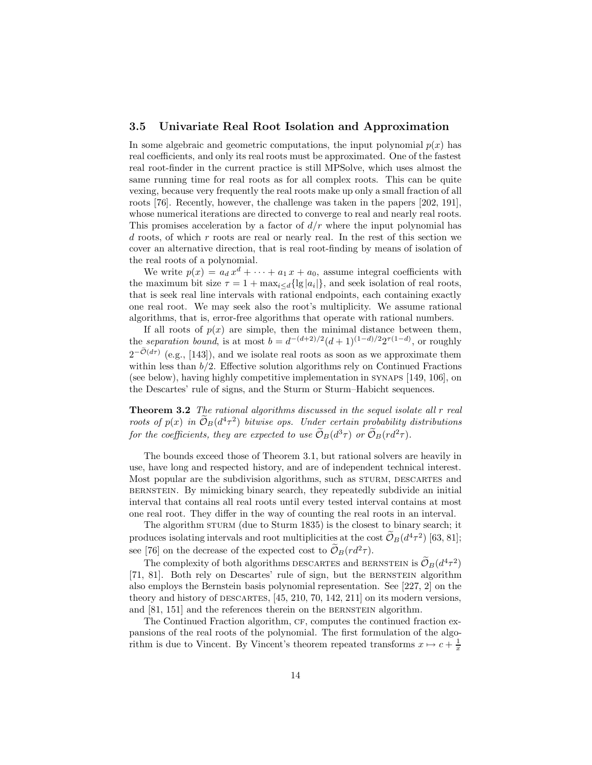### 3.5 Univariate Real Root Isolation and Approximation

In some algebraic and geometric computations, the input polynomial $p(x)$ has real coefficients, and only its real roots must be approximated. One of the fastest real root-finder in the current practice is still MPSolve, which uses almost the same running time for real roots as for all complex roots. This can be quite vexing, because very frequently the real roots make up only a small fraction of all roots [76]. Recently, however, the challenge was taken in the papers [202, 191], whose numerical iterations are directed to converge to real and nearly real roots. This promises acceleration by a factor of $d/r$ where the input polynomial has $d$ roots, of which $r$ roots are real or nearly real. In the rest of this section we cover an alternative direction, that is real root-finding by means of isolation of the real roots of a polynomial.

We write $p(x) = a_d x^d + \cdots + a_1 x + a_0$, assume integral coefficients with the maximum bit size $\tau = 1 + \max_{i \leq d}\{\lg |a_i|\}$, and seek isolation of real roots, that is seek real line intervals with rational endpoints, each containing exactly one real root. We may seek also the root's multiplicity. We assume rational algorithms, that is, error-free algorithms that operate with rational numbers.

If all roots of $p(x)$ are simple, then the minimal distance between them, the *separation bound*, is at most $b = d^{-(d+2)/2}(d+1)^{(1-d)/2}2^{\tau(1-d)}$, or roughly $2^{-\widetilde{\mathcal{O}}(d\tau)}$ (e.g., [143]), and we isolate real roots as soon as we approximate them within less than $b/2$. Effective solution algorithms rely on Continued Fractions (see below), having highly competitive implementation in SYNAPS [149, 106], on the Descartes' rule of signs, and the Sturm or Sturm–Habicht sequences.

**Theorem 3.2** *The rational algorithms discussed in the sequel isolate all $r$ real roots of $p(x)$ in $\widetilde{\mathcal{O}}_B(d^4\tau^2)$ bitwise ops. Under certain probability distributions for the coefficients, they are expected to use $\widetilde{\mathcal{O}}_B(d^3\tau)$ or $\widetilde{\mathcal{O}}_B(rd^2\tau)$.*

The bounds exceed those of Theorem 3.1, but rational solvers are heavily in use, have long and respected history, and are of independent technical interest. Most popular are the subdivision algorithms, such as STURM, DESCARTES and BERNSTEIN. By mimicking binary search, they repeatedly subdivide an initial interval that contains all real roots until every tested interval contains at most one real root. They differ in the way of counting the real roots in an interval.

The algorithm STURM (due to Sturm 1835) is the closest to binary search; it produces isolating intervals and root multiplicities at the cost $\widetilde{\mathcal{O}}_B(d^4\tau^2)$ [63, 81]; see [76] on the decrease of the expected cost to $\widetilde{\mathcal{O}}_B(rd^2\tau)$.

The complexity of both algorithms DESCARTES and BERNSTEIN is $\widetilde{\mathcal{O}}_B(d^4\tau^2)$ [71, 81]. Both rely on Descartes' rule of sign, but the BERNSTEIN algorithm also employs the Bernstein basis polynomial representation. See [227, 2] on the theory and history of DESCARTES, [45, 210, 70, 142, 211] on its modern versions, and [81, 151] and the references therein on the BERNSTEIN algorithm.

The Continued Fraction algorithm, CF, computes the continued fraction expansions of the real roots of the polynomial. The first formulation of the algorithm is due to Vincent. By Vincent's theorem repeated transforms $x \mapsto c + \frac{1}{x}$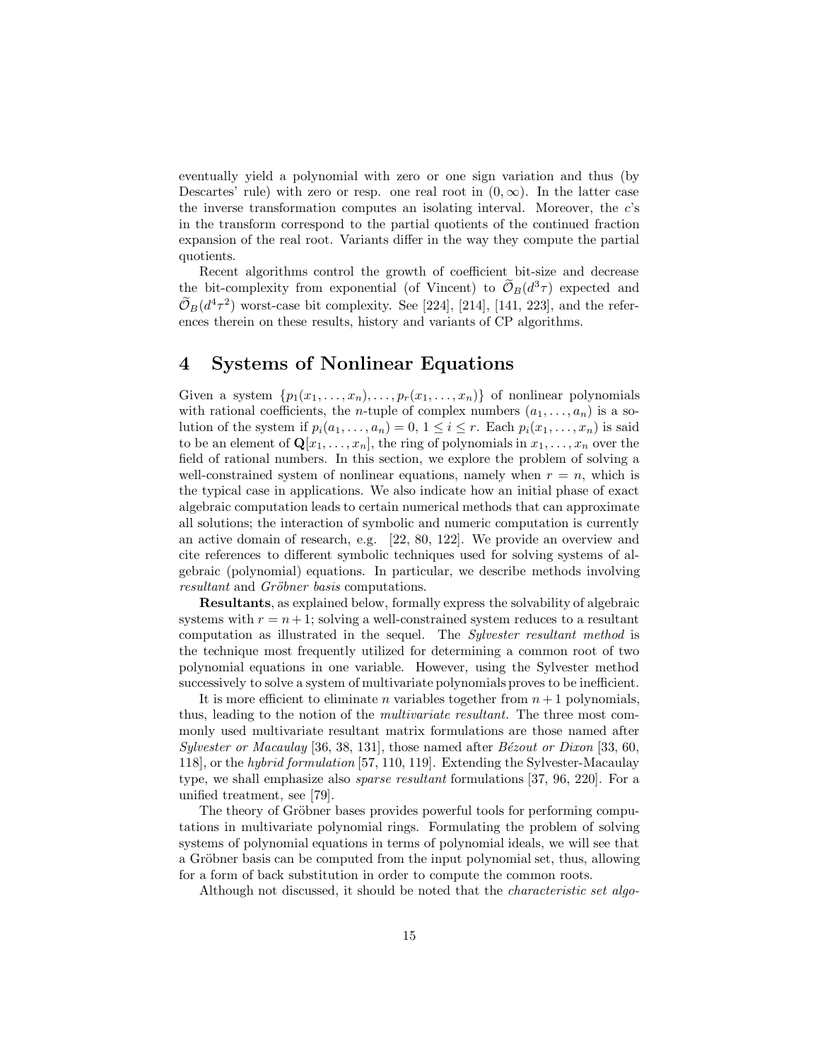eventually yield a polynomial with zero or one sign variation and thus (by Descartes' rule) with zero or resp. one real root in $(0, \infty)$. In the latter case the inverse transformation computes an isolating interval. Moreover, the $c$'s in the transform correspond to the partial quotients of the continued fraction expansion of the real root. Variants differ in the way they compute the partial quotients.

Recent algorithms control the growth of coefficient bit-size and decrease the bit-complexity from exponential (of Vincent) to $\widetilde{\mathcal{O}}_B(d^3\tau)$ expected and $\widetilde{\mathcal{O}}_B(d^4\tau^2)$ worst-case bit complexity. See [224], [214], [141, 223], and the references therein on these results, history and variants of CP algorithms.

# 4 Systems of Nonlinear Equations

Given a system $\{p_1(x_1, \ldots, x_n), \ldots, p_r(x_1, \ldots, x_n)\}$ of nonlinear polynomials with rational coefficients, the $n$-tuple of complex numbers $(a_1, \ldots, a_n)$ is a solution of the system if $p_i(a_1, \ldots, a_n) = 0$, $1 \leq i \leq r$. Each $p_i(x_1, \ldots, x_n)$ is said to be an element of $\mathbf{Q}[x_1, \ldots, x_n]$, the ring of polynomials in $x_1, \ldots, x_n$ over the field of rational numbers. In this section, we explore the problem of solving a well-constrained system of nonlinear equations, namely when $r = n$, which is the typical case in applications. We also indicate how an initial phase of exact algebraic computation leads to certain numerical methods that can approximate all solutions; the interaction of symbolic and numeric computation is currently an active domain of research, e.g. [22, 80, 122]. We provide an overview and cite references to different symbolic techniques used for solving systems of algebraic (polynomial) equations. In particular, we describe methods involving *resultant* and *Gröbner basis* computations.

**Resultants**, as explained below, formally express the solvability of algebraic systems with $r = n+1$; solving a well-constrained system reduces to a resultant computation as illustrated in the sequel. The *Sylvester resultant method* is the technique most frequently utilized for determining a common root of two polynomial equations in one variable. However, using the Sylvester method successively to solve a system of multivariate polynomials proves to be inefficient.

It is more efficient to eliminate $n$ variables together from $n + 1$ polynomials, thus, leading to the notion of the *multivariate resultant.* The three most commonly used multivariate resultant matrix formulations are those named after *Sylvester or Macaulay* [36, 38, 131], those named after *Bézout or Dixon* [33, 60, 118], or the *hybrid formulation* [57, 110, 119]. Extending the Sylvester-Macaulay type, we shall emphasize also *sparse resultant* formulations [37, 96, 220]. For a unified treatment, see [79].

The theory of Gröbner bases provides powerful tools for performing computations in multivariate polynomial rings. Formulating the problem of solving systems of polynomial equations in terms of polynomial ideals, we will see that a Gröbner basis can be computed from the input polynomial set, thus, allowing for a form of back substitution in order to compute the common roots.

Although not discussed, it should be noted that the *characteristic set algo-*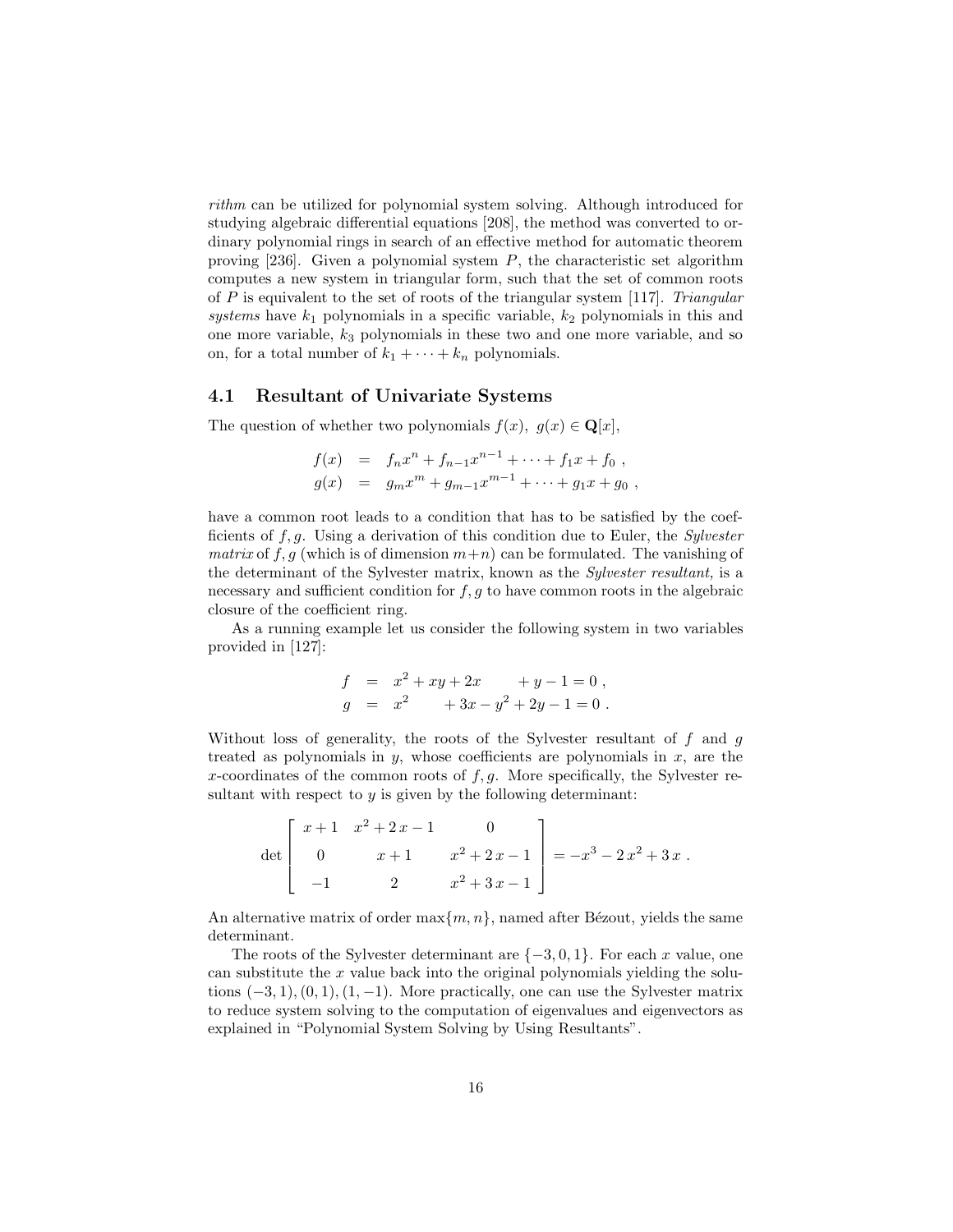*rithm* can be utilized for polynomial system solving. Although introduced for studying algebraic differential equations [208], the method was converted to ordinary polynomial rings in search of an effective method for automatic theorem proving [236]. Given a polynomial system $P$, the characteristic set algorithm computes a new system in triangular form, such that the set of common roots of $P$ is equivalent to the set of roots of the triangular system [117]. *Triangular systems* have $k_1$ polynomials in a specific variable, $k_2$ polynomials in this and one more variable, $k_3$ polynomials in these two and one more variable, and so on, for a total number of $k_1 + \cdots + k_n$ polynomials.

## 4.1 Resultant of Univariate Systems

The question of whether two polynomials $f(x),\ g(x) \in \mathbf{Q}[x]$,

$$\begin{aligned} f(x) &= f_n x^n + f_{n-1} x^{n-1} + \cdots + f_1 x + f_0 \ , \\ g(x) &= g_m x^m + g_{m-1} x^{m-1} + \cdots + g_1 x + g_0 \ , \end{aligned}$$

have a common root leads to a condition that has to be satisfied by the coefficients of $f, g$. Using a derivation of this condition due to Euler, the *Sylvester matrix* of $f, g$ (which is of dimension $m+n$) can be formulated. The vanishing of the determinant of the Sylvester matrix, known as the *Sylvester resultant,* is a necessary and sufficient condition for $f, g$ to have common roots in the algebraic closure of the coefficient ring.

As a running example let us consider the following system in two variables provided in [127]:

$$\begin{aligned} f &= x^2 + xy + 2x \qquad + y - 1 = 0 \ , \\ g &= x^2 \qquad + 3x - y^2 + 2y - 1 = 0 \ . \end{aligned}$$

Without loss of generality, the roots of the Sylvester resultant of $f$ and $g$ treated as polynomials in $y$, whose coefficients are polynomials in $x$, are the $x$-coordinates of the common roots of $f, g$. More specifically, the Sylvester resultant with respect to $y$ is given by the following determinant:

$$\det \begin{bmatrix} x+1 & x^2+2\,x-1 & 0 \\ 0 & x+1 & x^2+2\,x-1 \\ -1 & 2 & x^2+3\,x-1 \end{bmatrix} = -x^3 - 2\,x^2 + 3\,x \ .$$

An alternative matrix of order $\max\{m, n\}$, named after Bézout, yields the same determinant.

The roots of the Sylvester determinant are $\{-3, 0, 1\}$. For each $x$ value, one can substitute the $x$ value back into the original polynomials yielding the solutions $(-3, 1), (0, 1), (1, -1)$. More practically, one can use the Sylvester matrix to reduce system solving to the computation of eigenvalues and eigenvectors as explained in "Polynomial System Solving by Using Resultants".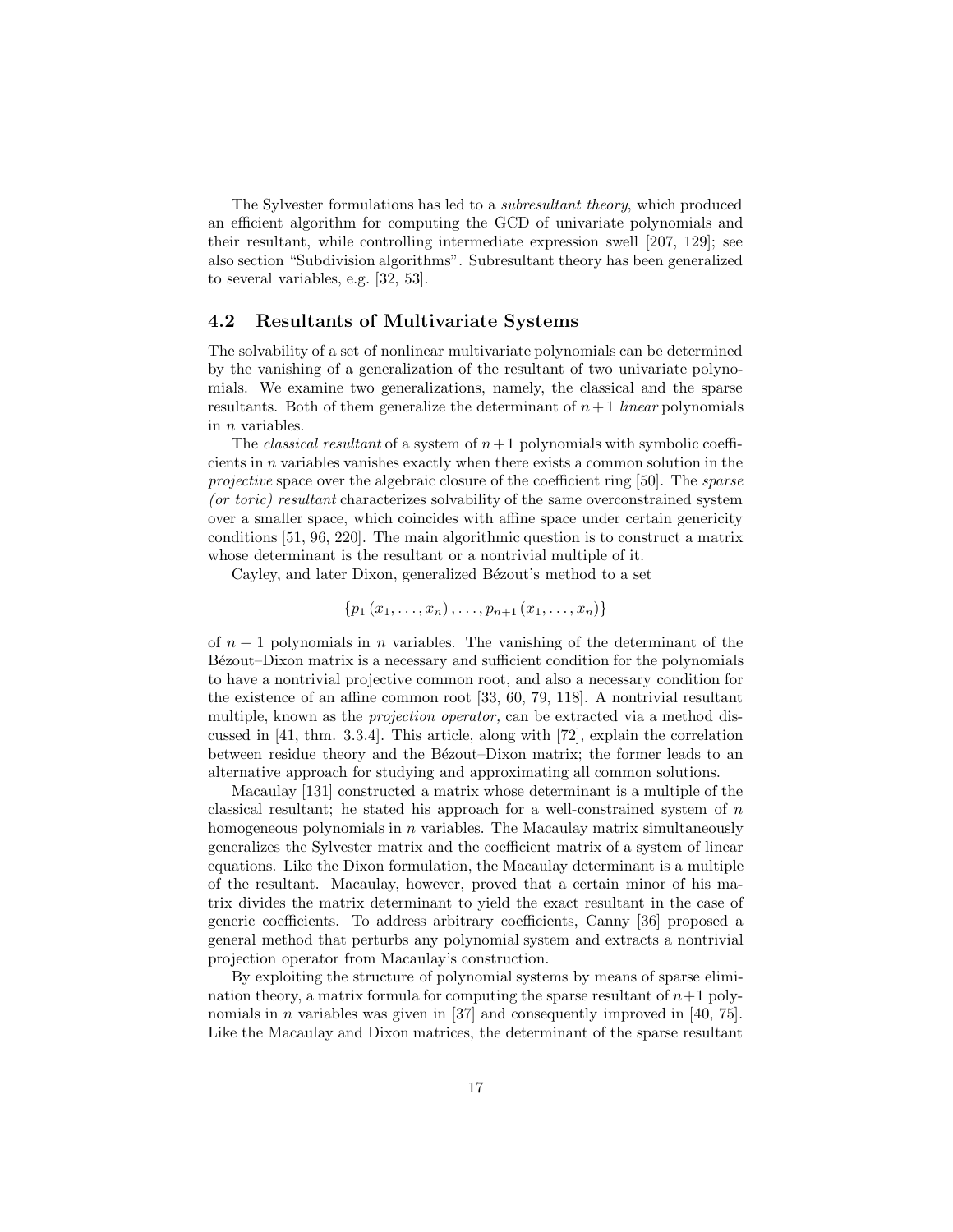The Sylvester formulations has led to a *subresultant theory*, which produced an efficient algorithm for computing the GCD of univariate polynomials and their resultant, while controlling intermediate expression swell [207, 129]; see also section "Subdivision algorithms". Subresultant theory has been generalized to several variables, e.g. [32, 53].

### 4.2 Resultants of Multivariate Systems

The solvability of a set of nonlinear multivariate polynomials can be determined by the vanishing of a generalization of the resultant of two univariate polynomials. We examine two generalizations, namely, the classical and the sparse resultants. Both of them generalize the determinant of $n+1$ *linear* polynomials in $n$ variables.

The *classical resultant* of a system of $n+1$ polynomials with symbolic coefficients in $n$ variables vanishes exactly when there exists a common solution in the *projective* space over the algebraic closure of the coefficient ring [50]. The *sparse (or toric) resultant* characterizes solvability of the same overconstrained system over a smaller space, which coincides with affine space under certain genericity conditions [51, 96, 220]. The main algorithmic question is to construct a matrix whose determinant is the resultant or a nontrivial multiple of it.

Cayley, and later Dixon, generalized Bézout's method to a set

$$\{p_1(x_1, \ldots, x_n), \ldots, p_{n+1}(x_1, \ldots, x_n)\}$$

of $n+1$ polynomials in $n$ variables. The vanishing of the determinant of the Bézout–Dixon matrix is a necessary and sufficient condition for the polynomials to have a nontrivial projective common root, and also a necessary condition for the existence of an affine common root [33, 60, 79, 118]. A nontrivial resultant multiple, known as the *projection operator,* can be extracted via a method discussed in [41, thm. 3.3.4]. This article, along with [72], explain the correlation between residue theory and the Bézout–Dixon matrix; the former leads to an alternative approach for studying and approximating all common solutions.

Macaulay [131] constructed a matrix whose determinant is a multiple of the classical resultant; he stated his approach for a well-constrained system of $n$ homogeneous polynomials in $n$ variables. The Macaulay matrix simultaneously generalizes the Sylvester matrix and the coefficient matrix of a system of linear equations. Like the Dixon formulation, the Macaulay determinant is a multiple of the resultant. Macaulay, however, proved that a certain minor of his matrix divides the matrix determinant to yield the exact resultant in the case of generic coefficients. To address arbitrary coefficients, Canny [36] proposed a general method that perturbs any polynomial system and extracts a nontrivial projection operator from Macaulay's construction.

By exploiting the structure of polynomial systems by means of sparse elimination theory, a matrix formula for computing the sparse resultant of $n+1$ polynomials in $n$ variables was given in [37] and consequently improved in [40, 75]. Like the Macaulay and Dixon matrices, the determinant of the sparse resultant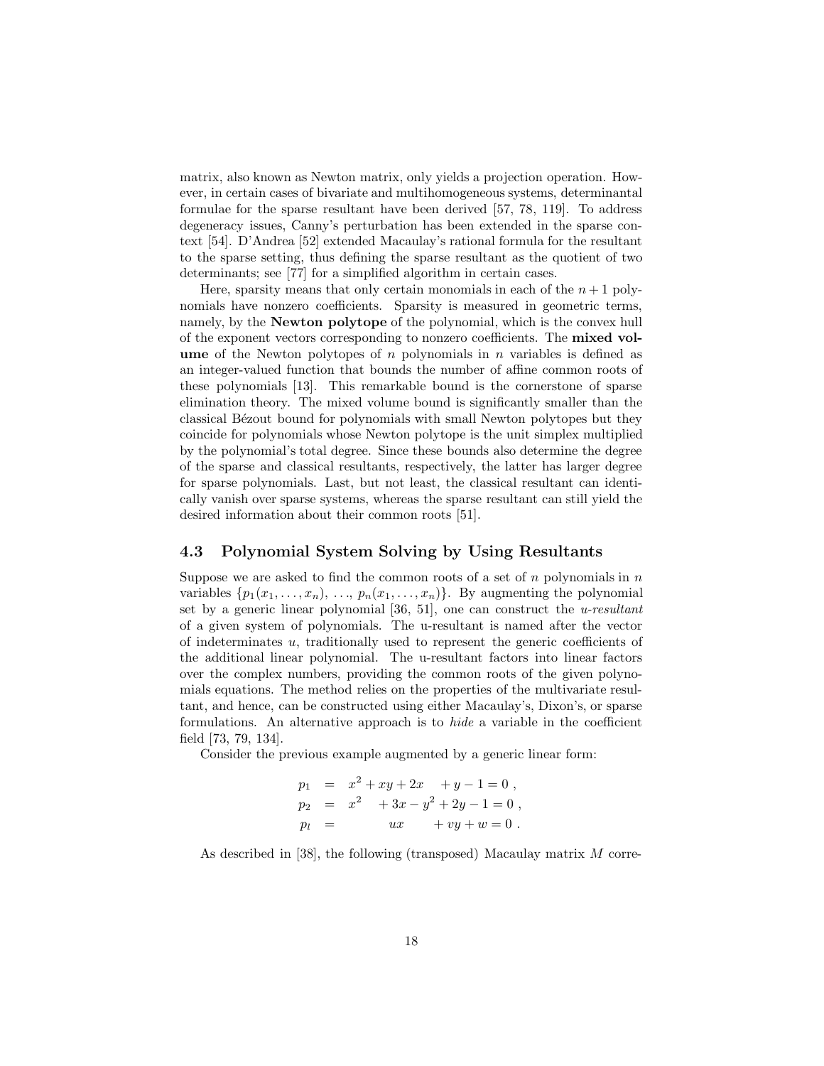matrix, also known as Newton matrix, only yields a projection operation. However, in certain cases of bivariate and multihomogeneous systems, determinantal formulae for the sparse resultant have been derived [57, 78, 119]. To address degeneracy issues, Canny's perturbation has been extended in the sparse context [54]. D'Andrea [52] extended Macaulay's rational formula for the resultant to the sparse setting, thus defining the sparse resultant as the quotient of two determinants; see [77] for a simplified algorithm in certain cases.

Here, sparsity means that only certain monomials in each of the $n+1$ polynomials have nonzero coefficients. Sparsity is measured in geometric terms, namely, by the **Newton polytope** of the polynomial, which is the convex hull of the exponent vectors corresponding to nonzero coefficients. The **mixed volume** of the Newton polytopes of $n$ polynomials in $n$ variables is defined as an integer-valued function that bounds the number of affine common roots of these polynomials [13]. This remarkable bound is the cornerstone of sparse elimination theory. The mixed volume bound is significantly smaller than the classical Bézout bound for polynomials with small Newton polytopes but they coincide for polynomials whose Newton polytope is the unit simplex multiplied by the polynomial's total degree. Since these bounds also determine the degree of the sparse and classical resultants, respectively, the latter has larger degree for sparse polynomials. Last, but not least, the classical resultant can identically vanish over sparse systems, whereas the sparse resultant can still yield the desired information about their common roots [51].

## 4.3 Polynomial System Solving by Using Resultants

Suppose we are asked to find the common roots of a set of $n$ polynomials in $n$ variables $\{p_1(x_1,\ldots,x_n),\ \ldots,\ p_n(x_1,\ldots,x_n)\}$. By augmenting the polynomial set by a generic linear polynomial [36, 51], one can construct the *u-resultant* of a given system of polynomials. The u-resultant is named after the vector of indeterminates $u$, traditionally used to represent the generic coefficients of the additional linear polynomial. The u-resultant factors into linear factors over the complex numbers, providing the common roots of the given polynomials equations. The method relies on the properties of the multivariate resultant, and hence, can be constructed using either Macaulay's, Dixon's, or sparse formulations. An alternative approach is to *hide* a variable in the coefficient field [73, 79, 134].

Consider the previous example augmented by a generic linear form:

$$
\begin{aligned}
p_1 &= x^2 + xy + 2x + y - 1 = 0\ , \\
p_2 &= x^2 + 3x - y^2 + 2y - 1 = 0\ , \\
p_l &= ux + vy + w = 0\ .
\end{aligned}
$$

As described in [38], the following (transposed) Macaulay matrix $M$ corre-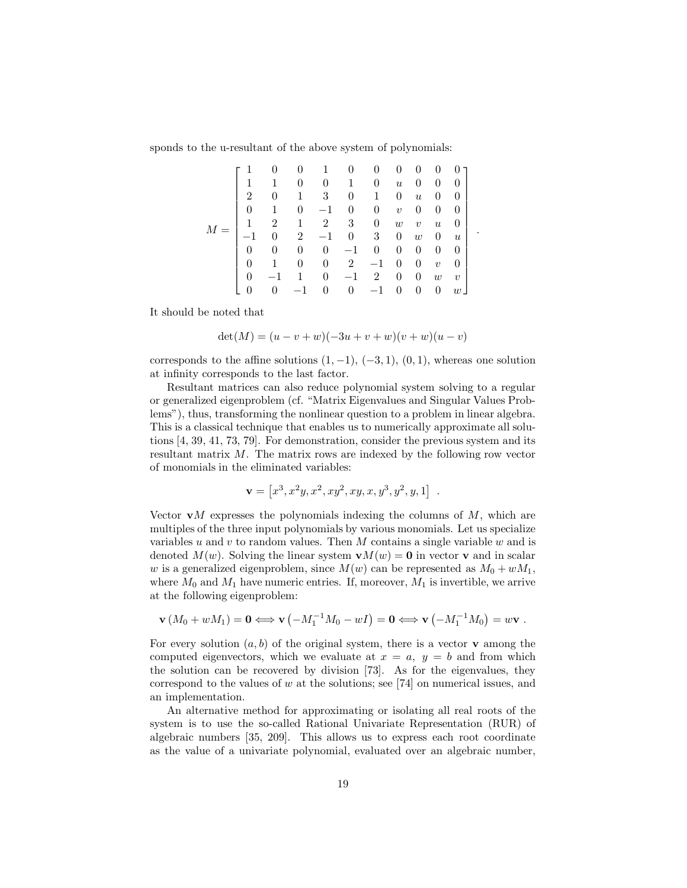sponds to the u-resultant of the above system of polynomials:

$$M = \begin{bmatrix} 1 & 0 & 0 & 1 & 0 & 0 & 0 & 0 & 0 & 0 \\ 1 & 1 & 0 & 0 & 1 & 0 & u & 0 & 0 & 0 \\ 2 & 0 & 1 & 3 & 0 & 1 & 0 & u & 0 & 0 \\ 0 & 1 & 0 & -1 & 0 & 0 & v & 0 & 0 & 0 \\ 1 & 2 & 1 & 2 & 3 & 0 & w & v & u & 0 \\ -1 & 0 & 2 & -1 & 0 & 3 & 0 & w & 0 & u \\ 0 & 0 & 0 & 0 & -1 & 0 & 0 & 0 & 0 & 0 \\ 0 & 1 & 0 & 0 & 2 & -1 & 0 & 0 & v & 0 \\ 0 & -1 & 1 & 0 & -1 & 2 & 0 & 0 & w & v \\ 0 & 0 & -1 & 0 & 0 & -1 & 0 & 0 & 0 & w \end{bmatrix} .$$

It should be noted that

$$\det(M) = (u - v + w)(-3u + v + w)(v + w)(u - v)$$

corresponds to the affine solutions $(1, -1)$, $(-3, 1)$, $(0, 1)$, whereas one solution at infinity corresponds to the last factor.

Resultant matrices can also reduce polynomial system solving to a regular or generalized eigenproblem (cf. "Matrix Eigenvalues and Singular Values Problems"), thus, transforming the nonlinear question to a problem in linear algebra. This is a classical technique that enables us to numerically approximate all solutions [4, 39, 41, 73, 79]. For demonstration, consider the previous system and its resultant matrix $M$. The matrix rows are indexed by the following row vector of monomials in the eliminated variables:

$$\mathbf{v} = \left[x^3, x^2y, x^2, xy^2, xy, x, y^3, y^2, y, 1\right] .$$

Vector $\mathbf{v}M$ expresses the polynomials indexing the columns of $M$, which are multiples of the three input polynomials by various monomials. Let us specialize variables $u$ and $v$ to random values. Then $M$ contains a single variable $w$ and is denoted $M(w)$. Solving the linear system $\mathbf{v}M(w) = \mathbf{0}$ in vector $\mathbf{v}$ and in scalar $w$ is a generalized eigenproblem, since $M(w)$ can be represented as $M_0 + wM_1$, where $M_0$ and $M_1$ have numeric entries. If, moreover, $M_1$ is invertible, we arrive at the following eigenproblem:

$$\mathbf{v}\left(M_0 + wM_1\right) = \mathbf{0} \Longleftrightarrow \mathbf{v}\left(-M_1^{-1}M_0 - wI\right) = \mathbf{0} \Longleftrightarrow \mathbf{v}\left(-M_1^{-1}M_0\right) = w\mathbf{v} .$$

For every solution $(a, b)$ of the original system, there is a vector $\mathbf{v}$ among the computed eigenvectors, which we evaluate at $x = a$, $y = b$ and from which the solution can be recovered by division [73]. As for the eigenvalues, they correspond to the values of $w$ at the solutions; see [74] on numerical issues, and an implementation.

An alternative method for approximating or isolating all real roots of the system is to use the so-called Rational Univariate Representation (RUR) of algebraic numbers [35, 209]. This allows us to express each root coordinate as the value of a univariate polynomial, evaluated over an algebraic number,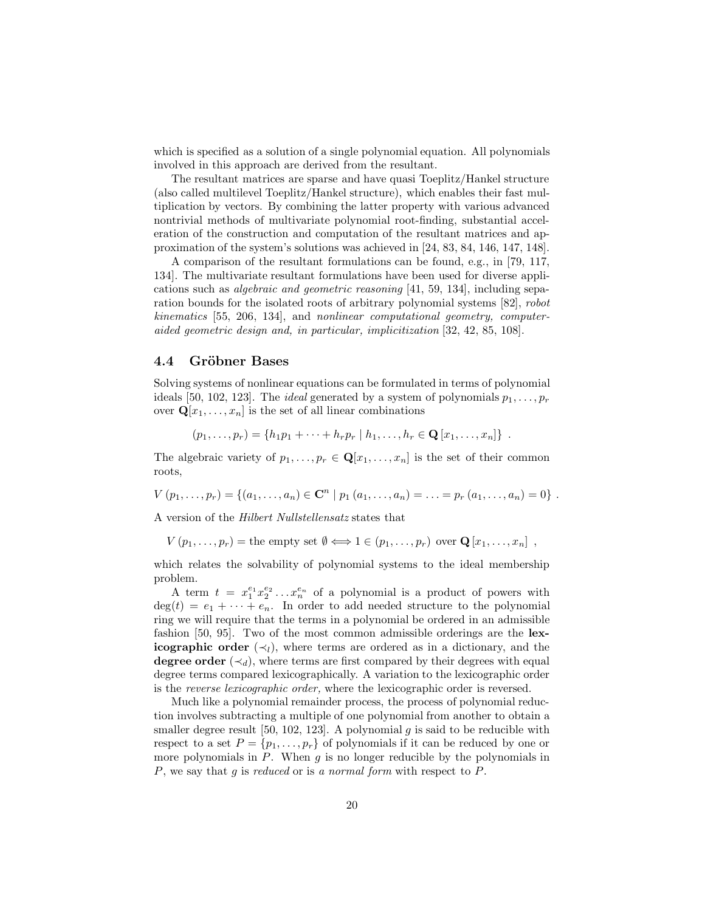which is specified as a solution of a single polynomial equation. All polynomials involved in this approach are derived from the resultant.

The resultant matrices are sparse and have quasi Toeplitz/Hankel structure (also called multilevel Toeplitz/Hankel structure), which enables their fast multiplication by vectors. By combining the latter property with various advanced nontrivial methods of multivariate polynomial root-finding, substantial acceleration of the construction and computation of the resultant matrices and approximation of the system's solutions was achieved in [24, 83, 84, 146, 147, 148].

A comparison of the resultant formulations can be found, e.g., in [79, 117, 134]. The multivariate resultant formulations have been used for diverse applications such as *algebraic and geometric reasoning* [41, 59, 134], including separation bounds for the isolated roots of arbitrary polynomial systems [82], *robot kinematics* [55, 206, 134], and *nonlinear computational geometry, computer-aided geometric design and, in particular, implicitization* [32, 42, 85, 108].

## 4.4 Gröbner Bases

Solving systems of nonlinear equations can be formulated in terms of polynomial ideals [50, 102, 123]. The *ideal* generated by a system of polynomials $p_1, \ldots, p_r$ over $\mathbf{Q}[x_1, \ldots, x_n]$ is the set of all linear combinations

$$(p_1, \ldots, p_r) = \{h_1 p_1 + \cdots + h_r p_r \mid h_1, \ldots, h_r \in \mathbf{Q}[x_1, \ldots, x_n]\} \ .$$

The algebraic variety of $p_1, \ldots, p_r \in \mathbf{Q}[x_1, \ldots, x_n]$ is the set of their common roots,

$$V(p_1, \ldots, p_r) = \{(a_1, \ldots, a_n) \in \mathbf{C}^n \mid p_1(a_1, \ldots, a_n) = \ldots = p_r(a_1, \ldots, a_n) = 0\} \ .$$

A version of the *Hilbert Nullstellensatz* states that

$$V(p_1, \ldots, p_r) = \text{the empty set } \emptyset \Longleftrightarrow 1 \in (p_1, \ldots, p_r) \text{ over } \mathbf{Q}[x_1, \ldots, x_n] \ ,$$

which relates the solvability of polynomial systems to the ideal membership problem.

A term $t = x_1^{e_1} x_2^{e_2} \ldots x_n^{e_n}$ of a polynomial is a product of powers with $\deg(t) = e_1 + \cdots + e_n$. In order to add needed structure to the polynomial ring we will require that the terms in a polynomial be ordered in an admissible fashion [50, 95]. Two of the most common admissible orderings are the **lexicographic order** ($\prec_l$), where terms are ordered as in a dictionary, and the **degree order** ($\prec_d$), where terms are first compared by their degrees with equal degree terms compared lexicographically. A variation to the lexicographic order is the *reverse lexicographic order,* where the lexicographic order is reversed.

Much like a polynomial remainder process, the process of polynomial reduction involves subtracting a multiple of one polynomial from another to obtain a smaller degree result [50, 102, 123]. A polynomial $g$ is said to be reducible with respect to a set $P = \{p_1, \ldots, p_r\}$ of polynomials if it can be reduced by one or more polynomials in $P$. When $g$ is no longer reducible by the polynomials in $P$, we say that $g$ is *reduced* or is *a normal form* with respect to $P$.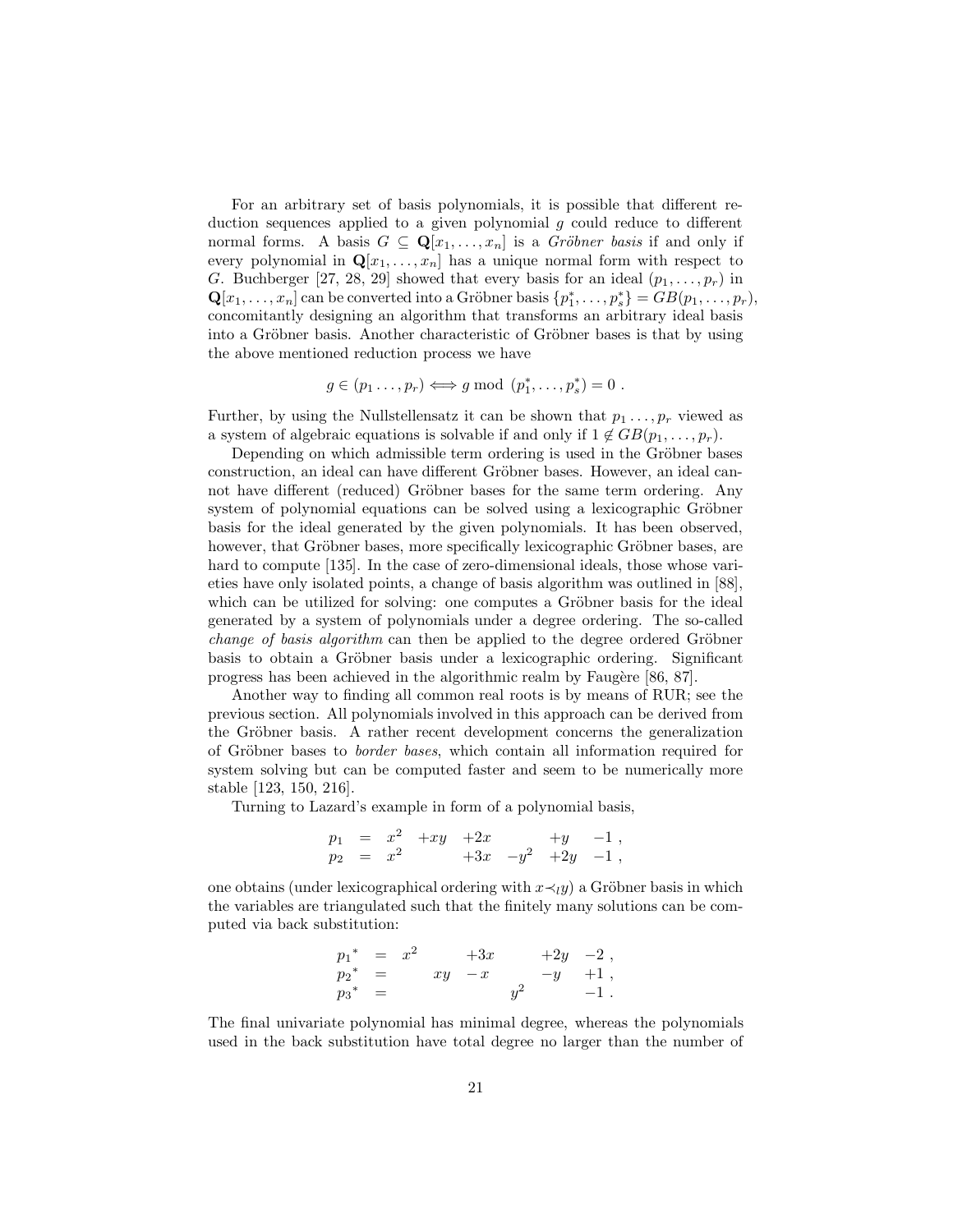For an arbitrary set of basis polynomials, it is possible that different reduction sequences applied to a given polynomial $g$ could reduce to different normal forms. A basis $G \subseteq \mathbf{Q}[x_1, \ldots, x_n]$ is a *Gröbner basis* if and only if every polynomial in $\mathbf{Q}[x_1, \ldots, x_n]$ has a unique normal form with respect to $G$. Buchberger [27, 28, 29] showed that every basis for an ideal $(p_1, \ldots, p_r)$ in $\mathbf{Q}[x_1, \ldots, x_n]$ can be converted into a Gröbner basis $\{p_1^*, \ldots, p_s^*\} = GB(p_1, \ldots, p_r)$, concomitantly designing an algorithm that transforms an arbitrary ideal basis into a Gröbner basis. Another characteristic of Gröbner bases is that by using the above mentioned reduction process we have

$$g \in (p_1 \ldots, p_r) \Longleftrightarrow g \bmod (p_1^*, \ldots, p_s^*) = 0 \ .$$

Further, by using the Nullstellensatz it can be shown that $p_1 \ldots, p_r$ viewed as a system of algebraic equations is solvable if and only if $1 \notin GB(p_1, \ldots, p_r)$.

Depending on which admissible term ordering is used in the Gröbner bases construction, an ideal can have different Gröbner bases. However, an ideal cannot have different (reduced) Gröbner bases for the same term ordering. Any system of polynomial equations can be solved using a lexicographic Gröbner basis for the ideal generated by the given polynomials. It has been observed, however, that Gröbner bases, more specifically lexicographic Gröbner bases, are hard to compute [135]. In the case of zero-dimensional ideals, those whose varieties have only isolated points, a change of basis algorithm was outlined in [88], which can be utilized for solving: one computes a Gröbner basis for the ideal generated by a system of polynomials under a degree ordering. The so-called *change of basis algorithm* can then be applied to the degree ordered Gröbner basis to obtain a Gröbner basis under a lexicographic ordering. Significant progress has been achieved in the algorithmic realm by Faugère [86, 87].

Another way to finding all common real roots is by means of RUR; see the previous section. All polynomials involved in this approach can be derived from the Gröbner basis. A rather recent development concerns the generalization of Gröbner bases to *border bases*, which contain all information required for system solving but can be computed faster and seem to be numerically more stable [123, 150, 216].

Turning to Lazard's example in form of a polynomial basis,

$$\begin{aligned} p_1 &= x^2 + xy + 2x + y - 1 \ , \\ p_2 &= x^2 + 3x - y^2 + 2y - 1 \ , \end{aligned}$$

one obtains (under lexicographical ordering with $x \prec_l y$) a Gröbner basis in which the variables are triangulated such that the finitely many solutions can be computed via back substitution:

$$\begin{aligned} {p_1}^* &= x^2 + 3x + 2y - 2 \ , \\ {p_2}^* &= xy - x - y + 1 \ , \\ {p_3}^* &= y^2 - 1 \ . \end{aligned}$$

The final univariate polynomial has minimal degree, whereas the polynomials used in the back substitution have total degree no larger than the number of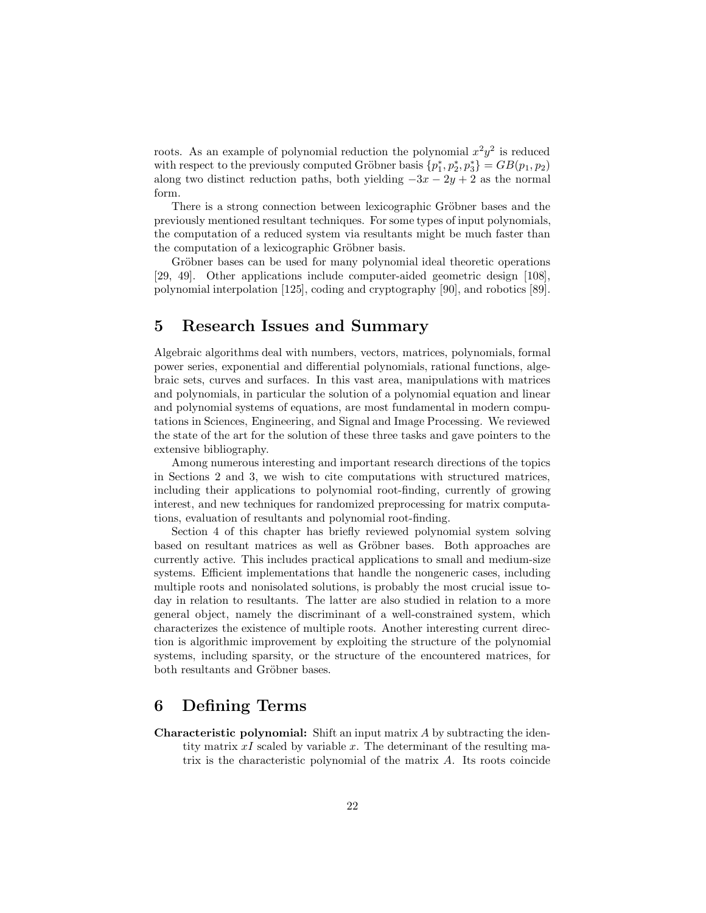roots. As an example of polynomial reduction the polynomial $x^2y^2$ is reduced with respect to the previously computed Gröbner basis $\{p_1^*, p_2^*, p_3^*\} = GB(p_1, p_2)$ along two distinct reduction paths, both yielding $-3x - 2y + 2$ as the normal form.

There is a strong connection between lexicographic Gröbner bases and the previously mentioned resultant techniques. For some types of input polynomials, the computation of a reduced system via resultants might be much faster than the computation of a lexicographic Gröbner basis.

Gröbner bases can be used for many polynomial ideal theoretic operations [29, 49]. Other applications include computer-aided geometric design [108], polynomial interpolation [125], coding and cryptography [90], and robotics [89].

# 5 Research Issues and Summary

Algebraic algorithms deal with numbers, vectors, matrices, polynomials, formal power series, exponential and differential polynomials, rational functions, algebraic sets, curves and surfaces. In this vast area, manipulations with matrices and polynomials, in particular the solution of a polynomial equation and linear and polynomial systems of equations, are most fundamental in modern computations in Sciences, Engineering, and Signal and Image Processing. We reviewed the state of the art for the solution of these three tasks and gave pointers to the extensive bibliography.

Among numerous interesting and important research directions of the topics in Sections 2 and 3, we wish to cite computations with structured matrices, including their applications to polynomial root-finding, currently of growing interest, and new techniques for randomized preprocessing for matrix computations, evaluation of resultants and polynomial root-finding.

Section 4 of this chapter has briefly reviewed polynomial system solving based on resultant matrices as well as Gröbner bases. Both approaches are currently active. This includes practical applications to small and medium-size systems. Efficient implementations that handle the nongeneric cases, including multiple roots and nonisolated solutions, is probably the most crucial issue today in relation to resultants. The latter are also studied in relation to a more general object, namely the discriminant of a well-constrained system, which characterizes the existence of multiple roots. Another interesting current direction is algorithmic improvement by exploiting the structure of the polynomial systems, including sparsity, or the structure of the encountered matrices, for both resultants and Gröbner bases.

# 6 Defining Terms

**Characteristic polynomial:** Shift an input matrix $A$ by subtracting the identity matrix $xI$ scaled by variable $x$. The determinant of the resulting matrix is the characteristic polynomial of the matrix $A$. Its roots coincide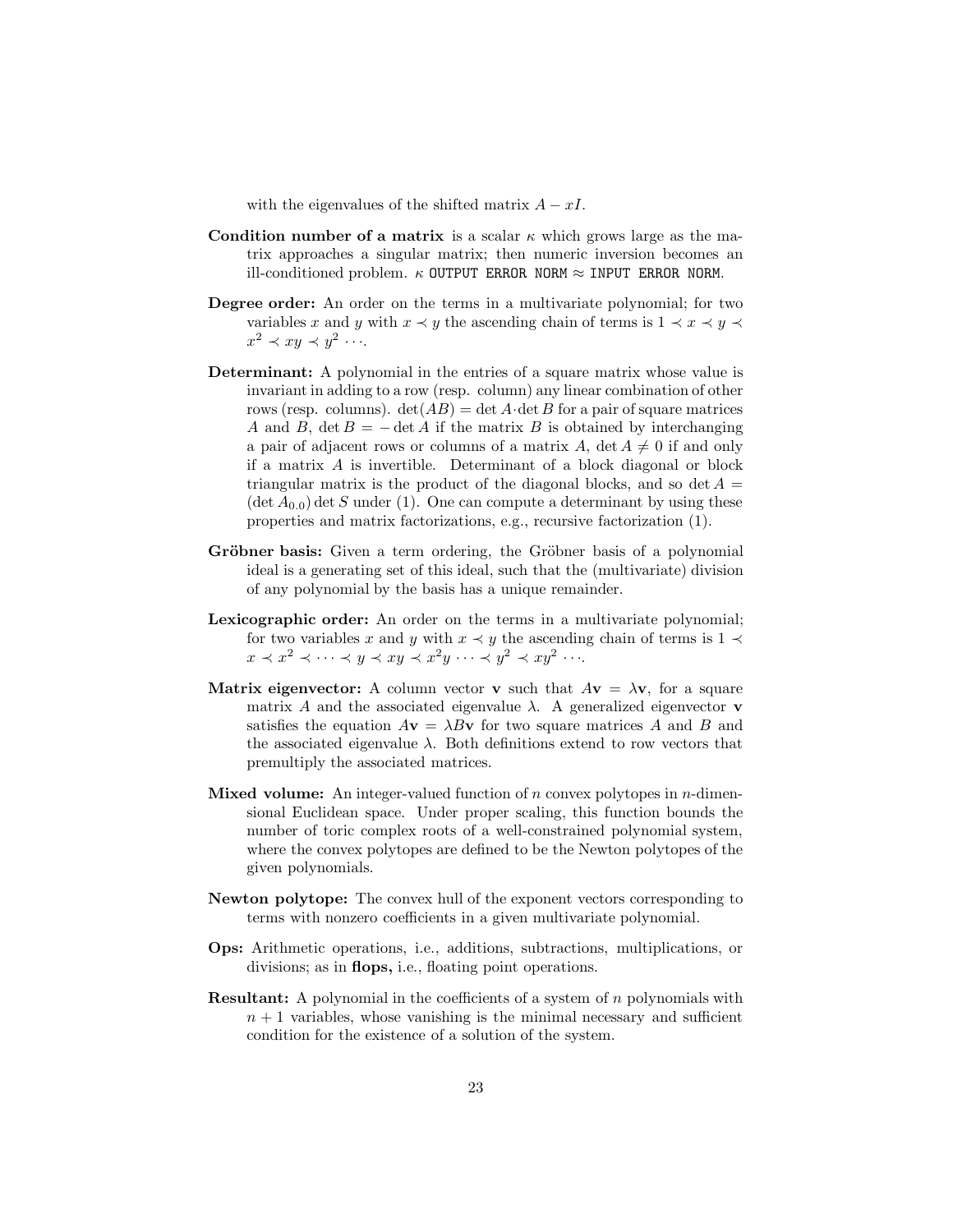with the eigenvalues of the shifted matrix $A - xI$.

**Condition number of a matrix** is a scalar $\kappa$ which grows large as the matrix approaches a singular matrix; then numeric inversion becomes an ill-conditioned problem. $\kappa$ `OUTPUT ERROR NORM` $\approx$ `INPUT ERROR NORM`.

**Degree order:** An order on the terms in a multivariate polynomial; for two variables $x$ and $y$ with $x \prec y$ the ascending chain of terms is $1 \prec x \prec y \prec x^2 \prec xy \prec y^2 \cdots$.

**Determinant:** A polynomial in the entries of a square matrix whose value is invariant in adding to a row (resp. column) any linear combination of other rows (resp. columns). $\det(AB) = \det A \cdot \det B$ for a pair of square matrices $A$ and $B$, $\det B = -\det A$ if the matrix $B$ is obtained by interchanging a pair of adjacent rows or columns of a matrix $A$, $\det A \neq 0$ if and only if a matrix $A$ is invertible. Determinant of a block diagonal or block triangular matrix is the product of the diagonal blocks, and so $\det A = (\det A_{0,0}) \det S$ under (1). One can compute a determinant by using these properties and matrix factorizations, e.g., recursive factorization (1).

**Gröbner basis:** Given a term ordering, the Gröbner basis of a polynomial ideal is a generating set of this ideal, such that the (multivariate) division of any polynomial by the basis has a unique remainder.

**Lexicographic order:** An order on the terms in a multivariate polynomial; for two variables $x$ and $y$ with $x \prec y$ the ascending chain of terms is $1 \prec x \prec x^2 \prec \cdots \prec y \prec xy \prec x^2y \cdots \prec y^2 \prec xy^2 \cdots$.

**Matrix eigenvector:** A column vector $\mathbf{v}$ such that $A\mathbf{v} = \lambda\mathbf{v}$, for a square matrix $A$ and the associated eigenvalue $\lambda$. A generalized eigenvector $\mathbf{v}$ satisfies the equation $A\mathbf{v} = \lambda B\mathbf{v}$ for two square matrices $A$ and $B$ and the associated eigenvalue $\lambda$. Both definitions extend to row vectors that premultiply the associated matrices.

**Mixed volume:** An integer-valued function of $n$ convex polytopes in $n$-dimensional Euclidean space. Under proper scaling, this function bounds the number of toric complex roots of a well-constrained polynomial system, where the convex polytopes are defined to be the Newton polytopes of the given polynomials.

**Newton polytope:** The convex hull of the exponent vectors corresponding to terms with nonzero coefficients in a given multivariate polynomial.

**Ops:** Arithmetic operations, i.e., additions, subtractions, multiplications, or divisions; as in **flops,** i.e., floating point operations.

**Resultant:** A polynomial in the coefficients of a system of $n$ polynomials with $n + 1$ variables, whose vanishing is the minimal necessary and sufficient condition for the existence of a solution of the system.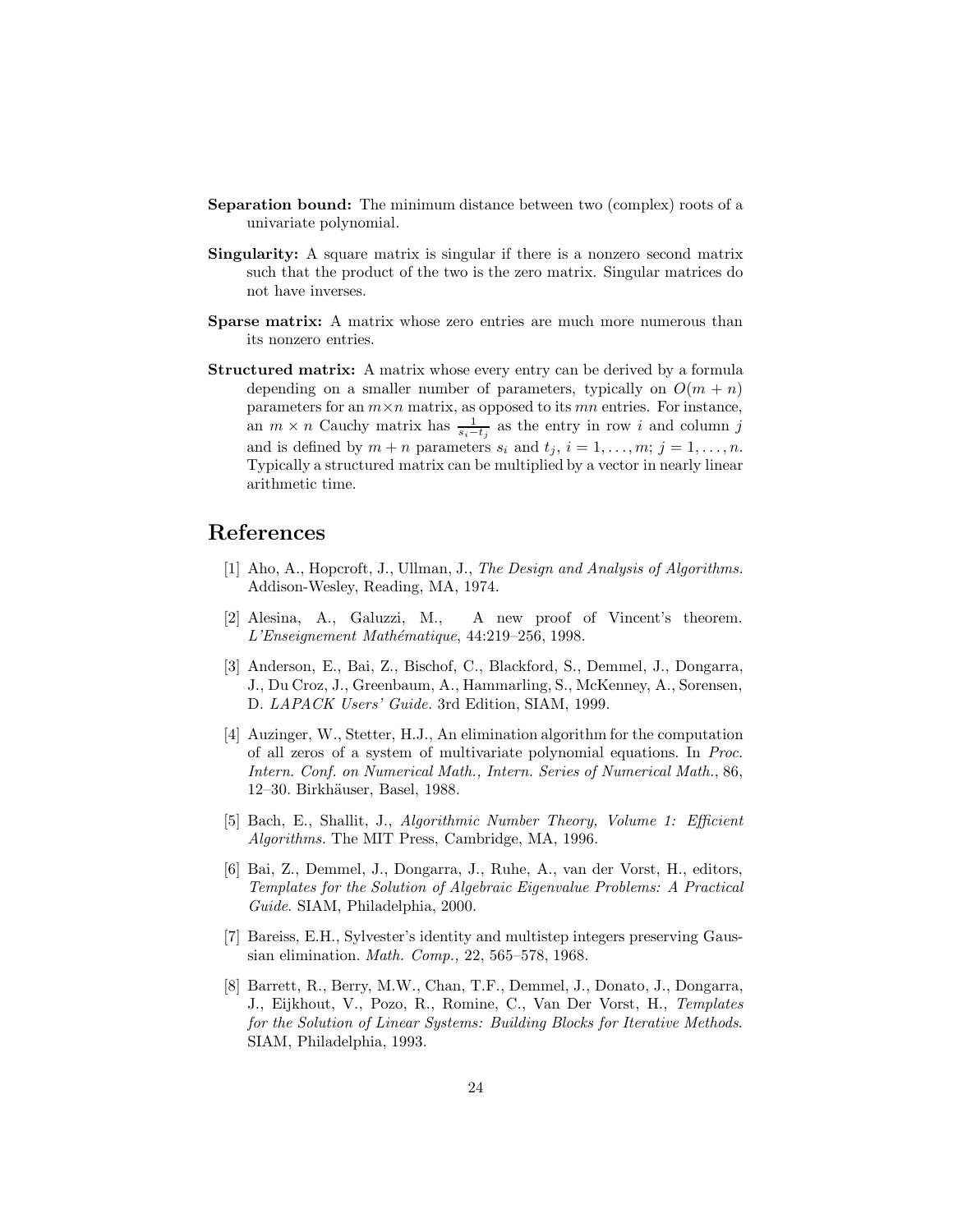**Separation bound:** The minimum distance between two (complex) roots of a univariate polynomial.

**Singularity:** A square matrix is singular if there is a nonzero second matrix such that the product of the two is the zero matrix. Singular matrices do not have inverses.

**Sparse matrix:** A matrix whose zero entries are much more numerous than its nonzero entries.

**Structured matrix:** A matrix whose every entry can be derived by a formula depending on a smaller number of parameters, typically on $O(m+n)$ parameters for an $m \times n$ matrix, as opposed to its $mn$ entries. For instance, an $m \times n$ Cauchy matrix has $\frac{1}{s_i - t_j}$ as the entry in row $i$ and column $j$ and is defined by $m+n$ parameters $s_i$ and $t_j$, $i = 1, \ldots, m$; $j = 1, \ldots, n$. Typically a structured matrix can be multiplied by a vector in nearly linear arithmetic time.

# References

[1] Aho, A., Hopcroft, J., Ullman, J., *The Design and Analysis of Algorithms.* Addison-Wesley, Reading, MA, 1974.

[2] Alesina, A., Galuzzi, M., A new proof of Vincent's theorem. *L'Enseignement Mathématique*, 44:219–256, 1998.

[3] Anderson, E., Bai, Z., Bischof, C., Blackford, S., Demmel, J., Dongarra, J., Du Croz, J., Greenbaum, A., Hammarling, S., McKenney, A., Sorensen, D. *LAPACK Users' Guide.* 3rd Edition, SIAM, 1999.

[4] Auzinger, W., Stetter, H.J., An elimination algorithm for the computation of all zeros of a system of multivariate polynomial equations. In *Proc. Intern. Conf. on Numerical Math., Intern. Series of Numerical Math.*, 86, 12–30. Birkhäuser, Basel, 1988.

[5] Bach, E., Shallit, J., *Algorithmic Number Theory, Volume 1: Efficient Algorithms.* The MIT Press, Cambridge, MA, 1996.

[6] Bai, Z., Demmel, J., Dongarra, J., Ruhe, A., van der Vorst, H., editors, *Templates for the Solution of Algebraic Eigenvalue Problems: A Practical Guide*. SIAM, Philadelphia, 2000.

[7] Bareiss, E.H., Sylvester's identity and multistep integers preserving Gaussian elimination. *Math. Comp.,* 22, 565–578, 1968.

[8] Barrett, R., Berry, M.W., Chan, T.F., Demmel, J., Donato, J., Dongarra, J., Eijkhout, V., Pozo, R., Romine, C., Van Der Vorst, H., *Templates for the Solution of Linear Systems: Building Blocks for Iterative Methods*. SIAM, Philadelphia, 1993.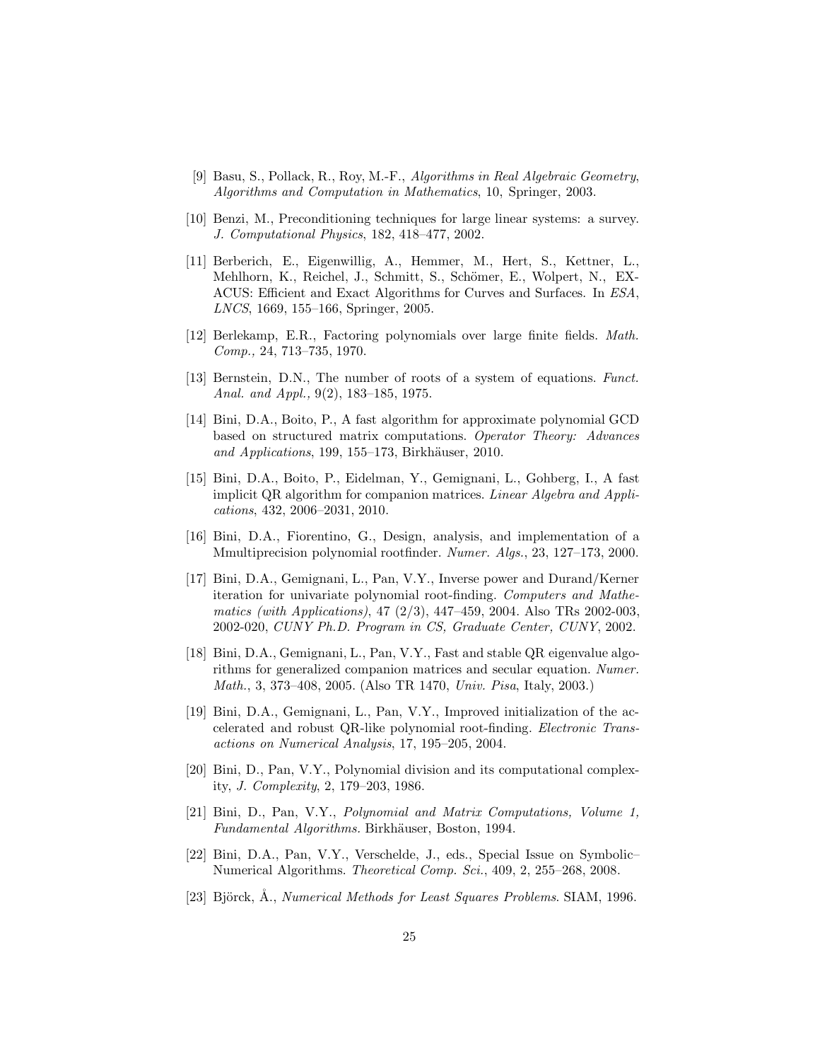[9] Basu, S., Pollack, R., Roy, M.-F., *Algorithms in Real Algebraic Geometry, Algorithms and Computation in Mathematics*, 10, Springer, 2003.

[10] Benzi, M., Preconditioning techniques for large linear systems: a survey. *J. Computational Physics*, 182, 418–477, 2002.

[11] Berberich, E., Eigenwillig, A., Hemmer, M., Hert, S., Kettner, L., Mehlhorn, K., Reichel, J., Schmitt, S., Schömer, E., Wolpert, N., EXACUS: Efficient and Exact Algorithms for Curves and Surfaces. In *ESA*, *LNCS*, 1669, 155–166, Springer, 2005.

[12] Berlekamp, E.R., Factoring polynomials over large finite fields. *Math. Comp.,* 24, 713–735, 1970.

[13] Bernstein, D.N., The number of roots of a system of equations. *Funct. Anal. and Appl.,* 9(2), 183–185, 1975.

[14] Bini, D.A., Boito, P., A fast algorithm for approximate polynomial GCD based on structured matrix computations. *Operator Theory: Advances and Applications*, 199, 155–173, Birkhäuser, 2010.

[15] Bini, D.A., Boito, P., Eidelman, Y., Gemignani, L., Gohberg, I., A fast implicit QR algorithm for companion matrices. *Linear Algebra and Applications*, 432, 2006–2031, 2010.

[16] Bini, D.A., Fiorentino, G., Design, analysis, and implementation of a Mmultiprecision polynomial rootfinder. *Numer. Algs.*, 23, 127–173, 2000.

[17] Bini, D.A., Gemignani, L., Pan, V.Y., Inverse power and Durand/Kerner iteration for univariate polynomial root-finding. *Computers and Mathematics (with Applications)*, 47 (2/3), 447–459, 2004. Also TRs 2002-003, 2002-020, *CUNY Ph.D. Program in CS, Graduate Center, CUNY*, 2002.

[18] Bini, D.A., Gemignani, L., Pan, V.Y., Fast and stable QR eigenvalue algorithms for generalized companion matrices and secular equation. *Numer. Math.*, 3, 373–408, 2005. (Also TR 1470, *Univ. Pisa*, Italy, 2003.)

[19] Bini, D.A., Gemignani, L., Pan, V.Y., Improved initialization of the accelerated and robust QR-like polynomial root-finding. *Electronic Transactions on Numerical Analysis*, 17, 195–205, 2004.

[20] Bini, D., Pan, V.Y., Polynomial division and its computational complexity, *J. Complexity*, 2, 179–203, 1986.

[21] Bini, D., Pan, V.Y., *Polynomial and Matrix Computations, Volume 1, Fundamental Algorithms.* Birkhäuser, Boston, 1994.

[22] Bini, D.A., Pan, V.Y., Verschelde, J., eds., Special Issue on Symbolic–Numerical Algorithms. *Theoretical Comp. Sci.*, 409, 2, 255–268, 2008.

[23] Björck, Å., *Numerical Methods for Least Squares Problems*. SIAM, 1996.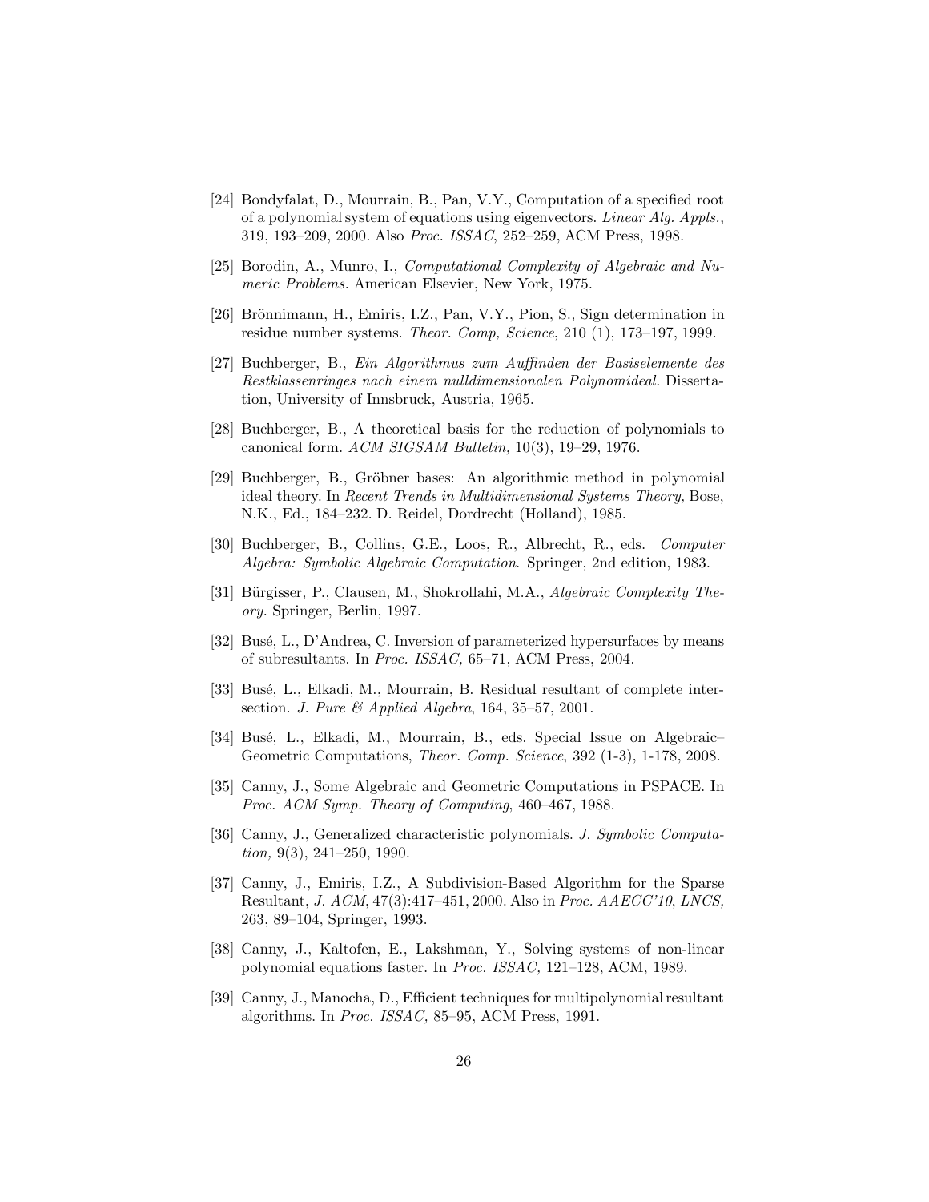[24] Bondyfalat, D., Mourrain, B., Pan, V.Y., Computation of a specified root of a polynomial system of equations using eigenvectors. *Linear Alg. Appls.*, 319, 193–209, 2000. Also *Proc. ISSAC*, 252–259, ACM Press, 1998.

[25] Borodin, A., Munro, I., *Computational Complexity of Algebraic and Numeric Problems.* American Elsevier, New York, 1975.

[26] Brönnimann, H., Emiris, I.Z., Pan, V.Y., Pion, S., Sign determination in residue number systems. *Theor. Comp, Science*, 210 (1), 173–197, 1999.

[27] Buchberger, B., *Ein Algorithmus zum Auffinden der Basiselemente des Restklassenringes nach einem nulldimensionalen Polynomideal.* Dissertation, University of Innsbruck, Austria, 1965.

[28] Buchberger, B., A theoretical basis for the reduction of polynomials to canonical form. *ACM SIGSAM Bulletin,* 10(3), 19–29, 1976.

[29] Buchberger, B., Gröbner bases: An algorithmic method in polynomial ideal theory. In *Recent Trends in Multidimensional Systems Theory,* Bose, N.K., Ed., 184–232. D. Reidel, Dordrecht (Holland), 1985.

[30] Buchberger, B., Collins, G.E., Loos, R., Albrecht, R., eds. *Computer Algebra: Symbolic Algebraic Computation*. Springer, 2nd edition, 1983.

[31] Bürgisser, P., Clausen, M., Shokrollahi, M.A., *Algebraic Complexity Theory*. Springer, Berlin, 1997.

[32] Busé, L., D'Andrea, C. Inversion of parameterized hypersurfaces by means of subresultants. In *Proc. ISSAC,* 65–71, ACM Press, 2004.

[33] Busé, L., Elkadi, M., Mourrain, B. Residual resultant of complete intersection. *J. Pure & Applied Algebra*, 164, 35–57, 2001.

[34] Busé, L., Elkadi, M., Mourrain, B., eds. Special Issue on Algebraic–Geometric Computations, *Theor. Comp. Science*, 392 (1-3), 1-178, 2008.

[35] Canny, J., Some Algebraic and Geometric Computations in PSPACE. In *Proc. ACM Symp. Theory of Computing*, 460–467, 1988.

[36] Canny, J., Generalized characteristic polynomials. *J. Symbolic Computation,* 9(3), 241–250, 1990.

[37] Canny, J., Emiris, I.Z., A Subdivision-Based Algorithm for the Sparse Resultant, *J. ACM*, 47(3):417–451, 2000. Also in *Proc. AAECC'10*, *LNCS,* 263, 89–104, Springer, 1993.

[38] Canny, J., Kaltofen, E., Lakshman, Y., Solving systems of non-linear polynomial equations faster. In *Proc. ISSAC,* 121–128, ACM, 1989.

[39] Canny, J., Manocha, D., Efficient techniques for multipolynomial resultant algorithms. In *Proc. ISSAC,* 85–95, ACM Press, 1991.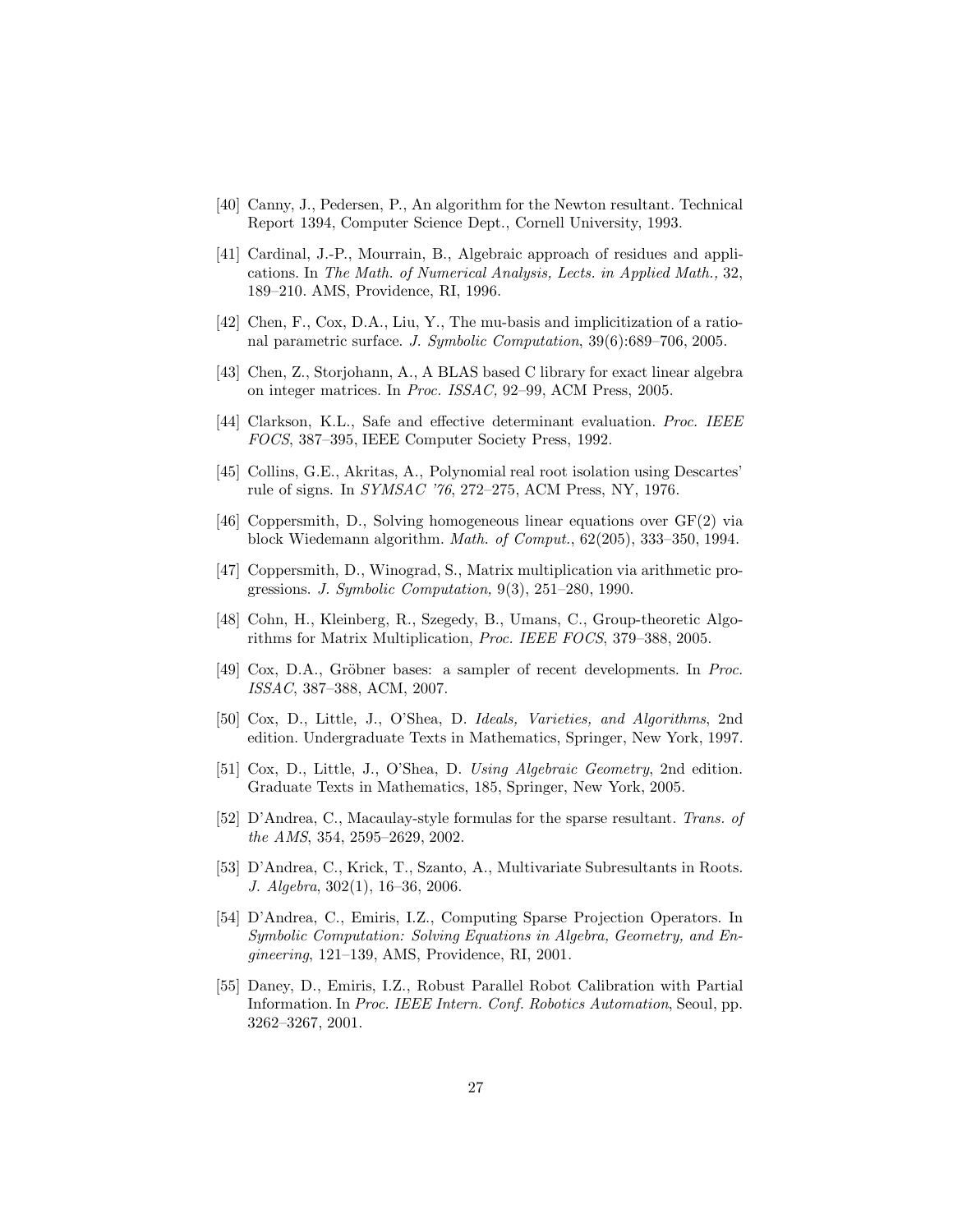[40] Canny, J., Pedersen, P., An algorithm for the Newton resultant. Technical Report 1394, Computer Science Dept., Cornell University, 1993.

[41] Cardinal, J.-P., Mourrain, B., Algebraic approach of residues and applications. In *The Math. of Numerical Analysis, Lects. in Applied Math.,* 32, 189–210. AMS, Providence, RI, 1996.

[42] Chen, F., Cox, D.A., Liu, Y., The mu-basis and implicitization of a rational parametric surface. *J. Symbolic Computation*, 39(6):689–706, 2005.

[43] Chen, Z., Storjohann, A., A BLAS based C library for exact linear algebra on integer matrices. In *Proc. ISSAC,* 92–99, ACM Press, 2005.

[44] Clarkson, K.L., Safe and effective determinant evaluation. *Proc. IEEE FOCS*, 387–395, IEEE Computer Society Press, 1992.

[45] Collins, G.E., Akritas, A., Polynomial real root isolation using Descartes' rule of signs. In *SYMSAC '76*, 272–275, ACM Press, NY, 1976.

[46] Coppersmith, D., Solving homogeneous linear equations over GF(2) via block Wiedemann algorithm. *Math. of Comput.*, 62(205), 333–350, 1994.

[47] Coppersmith, D., Winograd, S., Matrix multiplication via arithmetic progressions. *J. Symbolic Computation,* 9(3), 251–280, 1990.

[48] Cohn, H., Kleinberg, R., Szegedy, B., Umans, C., Group-theoretic Algorithms for Matrix Multiplication, *Proc. IEEE FOCS*, 379–388, 2005.

[49] Cox, D.A., Gröbner bases: a sampler of recent developments. In *Proc. ISSAC*, 387–388, ACM, 2007.

[50] Cox, D., Little, J., O'Shea, D. *Ideals, Varieties, and Algorithms*, 2nd edition. Undergraduate Texts in Mathematics, Springer, New York, 1997.

[51] Cox, D., Little, J., O'Shea, D. *Using Algebraic Geometry*, 2nd edition. Graduate Texts in Mathematics, 185, Springer, New York, 2005.

[52] D'Andrea, C., Macaulay-style formulas for the sparse resultant. *Trans. of the AMS*, 354, 2595–2629, 2002.

[53] D'Andrea, C., Krick, T., Szanto, A., Multivariate Subresultants in Roots. *J. Algebra*, 302(1), 16–36, 2006.

[54] D'Andrea, C., Emiris, I.Z., Computing Sparse Projection Operators. In *Symbolic Computation: Solving Equations in Algebra, Geometry, and Engineering*, 121–139, AMS, Providence, RI, 2001.

[55] Daney, D., Emiris, I.Z., Robust Parallel Robot Calibration with Partial Information. In *Proc. IEEE Intern. Conf. Robotics Automation*, Seoul, pp. 3262–3267, 2001.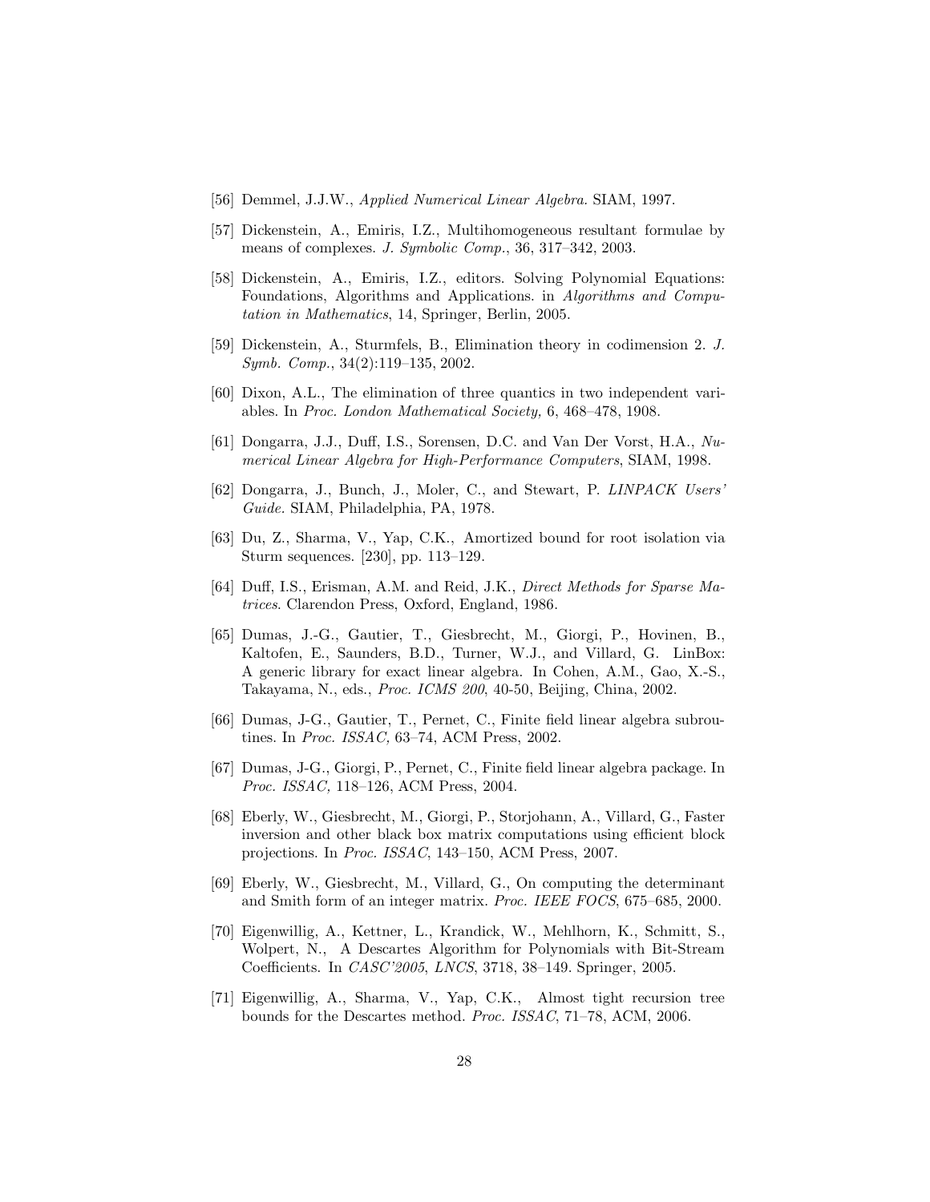[56] Demmel, J.J.W., *Applied Numerical Linear Algebra*. SIAM, 1997.

[57] Dickenstein, A., Emiris, I.Z., Multihomogeneous resultant formulae by means of complexes. *J. Symbolic Comp.*, 36, 317–342, 2003.

[58] Dickenstein, A., Emiris, I.Z., editors. Solving Polynomial Equations: Foundations, Algorithms and Applications. in *Algorithms and Computation in Mathematics*, 14, Springer, Berlin, 2005.

[59] Dickenstein, A., Sturmfels, B., Elimination theory in codimension 2. *J. Symb. Comp.*, 34(2):119–135, 2002.

[60] Dixon, A.L., The elimination of three quantics in two independent variables. In *Proc. London Mathematical Society,* 6, 468–478, 1908.

[61] Dongarra, J.J., Duff, I.S., Sorensen, D.C. and Van Der Vorst, H.A., *Numerical Linear Algebra for High-Performance Computers*, SIAM, 1998.

[62] Dongarra, J., Bunch, J., Moler, C., and Stewart, P. *LINPACK Users' Guide.* SIAM, Philadelphia, PA, 1978.

[63] Du, Z., Sharma, V., Yap, C.K., Amortized bound for root isolation via Sturm sequences. [230], pp. 113–129.

[64] Duff, I.S., Erisman, A.M. and Reid, J.K., *Direct Methods for Sparse Matrices.* Clarendon Press, Oxford, England, 1986.

[65] Dumas, J.-G., Gautier, T., Giesbrecht, M., Giorgi, P., Hovinen, B., Kaltofen, E., Saunders, B.D., Turner, W.J., and Villard, G. LinBox: A generic library for exact linear algebra. In Cohen, A.M., Gao, X.-S., Takayama, N., eds., *Proc. ICMS 200*, 40-50, Beijing, China, 2002.

[66] Dumas, J-G., Gautier, T., Pernet, C., Finite field linear algebra subroutines. In *Proc. ISSAC,* 63–74, ACM Press, 2002.

[67] Dumas, J-G., Giorgi, P., Pernet, C., Finite field linear algebra package. In *Proc. ISSAC,* 118–126, ACM Press, 2004.

[68] Eberly, W., Giesbrecht, M., Giorgi, P., Storjohann, A., Villard, G., Faster inversion and other black box matrix computations using efficient block projections. In *Proc. ISSAC*, 143–150, ACM Press, 2007.

[69] Eberly, W., Giesbrecht, M., Villard, G., On computing the determinant and Smith form of an integer matrix. *Proc. IEEE FOCS*, 675–685, 2000.

[70] Eigenwillig, A., Kettner, L., Krandick, W., Mehlhorn, K., Schmitt, S., Wolpert, N., A Descartes Algorithm for Polynomials with Bit-Stream Coefficients. In *CASC'2005*, *LNCS*, 3718, 38–149. Springer, 2005.

[71] Eigenwillig, A., Sharma, V., Yap, C.K., Almost tight recursion tree bounds for the Descartes method. *Proc. ISSAC*, 71–78, ACM, 2006.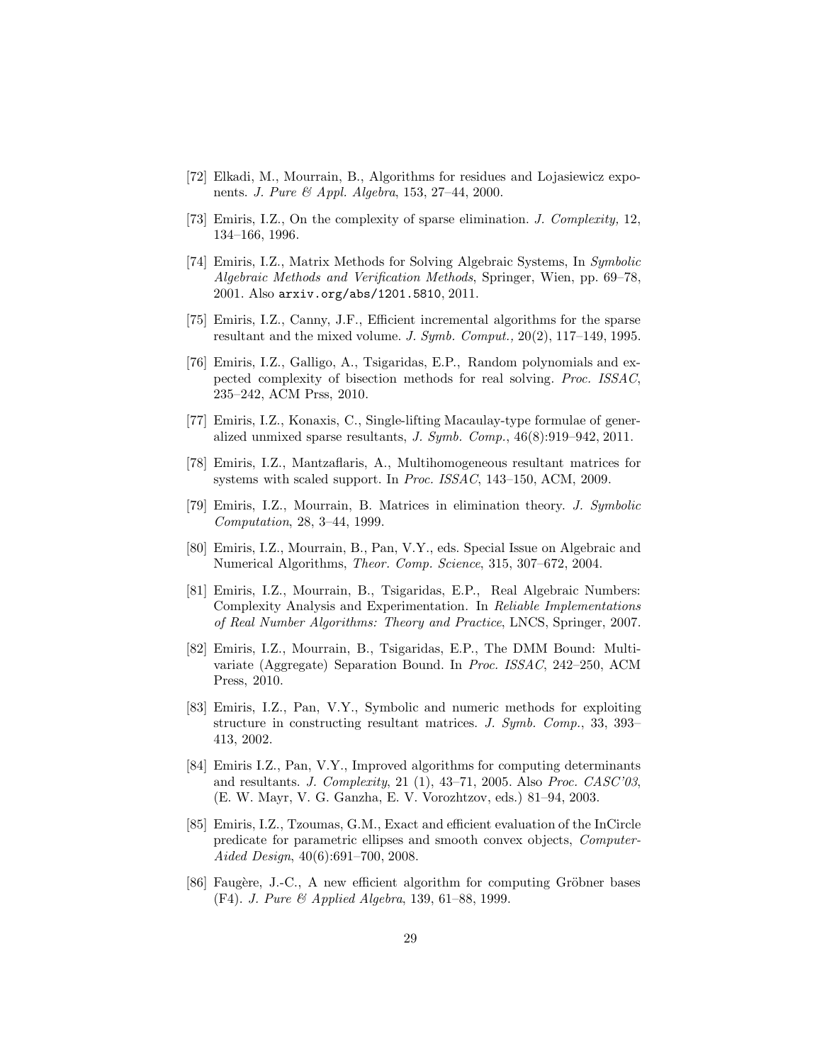[72] Elkadi, M., Mourrain, B., Algorithms for residues and Lojasiewicz exponents. *J. Pure & Appl. Algebra*, 153, 27–44, 2000.

[73] Emiris, I.Z., On the complexity of sparse elimination. *J. Complexity,* 12, 134–166, 1996.

[74] Emiris, I.Z., Matrix Methods for Solving Algebraic Systems, In *Symbolic Algebraic Methods and Verification Methods*, Springer, Wien, pp. 69–78, 2001. Also `arxiv.org/abs/1201.5810`, 2011.

[75] Emiris, I.Z., Canny, J.F., Efficient incremental algorithms for the sparse resultant and the mixed volume. *J. Symb. Comput.,* 20(2), 117–149, 1995.

[76] Emiris, I.Z., Galligo, A., Tsigaridas, E.P., Random polynomials and expected complexity of bisection methods for real solving. *Proc. ISSAC*, 235–242, ACM Prss, 2010.

[77] Emiris, I.Z., Konaxis, C., Single-lifting Macaulay-type formulae of generalized unmixed sparse resultants, *J. Symb. Comp.*, 46(8):919–942, 2011.

[78] Emiris, I.Z., Mantzaflaris, A., Multihomogeneous resultant matrices for systems with scaled support. In *Proc. ISSAC*, 143–150, ACM, 2009.

[79] Emiris, I.Z., Mourrain, B. Matrices in elimination theory. *J. Symbolic Computation*, 28, 3–44, 1999.

[80] Emiris, I.Z., Mourrain, B., Pan, V.Y., eds. Special Issue on Algebraic and Numerical Algorithms, *Theor. Comp. Science*, 315, 307–672, 2004.

[81] Emiris, I.Z., Mourrain, B., Tsigaridas, E.P., Real Algebraic Numbers: Complexity Analysis and Experimentation. In *Reliable Implementations of Real Number Algorithms: Theory and Practice*, LNCS, Springer, 2007.

[82] Emiris, I.Z., Mourrain, B., Tsigaridas, E.P., The DMM Bound: Multivariate (Aggregate) Separation Bound. In *Proc. ISSAC*, 242–250, ACM Press, 2010.

[83] Emiris, I.Z., Pan, V.Y., Symbolic and numeric methods for exploiting structure in constructing resultant matrices. *J. Symb. Comp.*, 33, 393–413, 2002.

[84] Emiris I.Z., Pan, V.Y., Improved algorithms for computing determinants and resultants. *J. Complexity*, 21 (1), 43–71, 2005. Also *Proc. CASC'03*, (E. W. Mayr, V. G. Ganzha, E. V. Vorozhtzov, eds.) 81–94, 2003.

[85] Emiris, I.Z., Tzoumas, G.M., Exact and efficient evaluation of the InCircle predicate for parametric ellipses and smooth convex objects, *Computer-Aided Design*, 40(6):691–700, 2008.

[86] Faugère, J.-C., A new efficient algorithm for computing Gröbner bases (F4). *J. Pure & Applied Algebra*, 139, 61–88, 1999.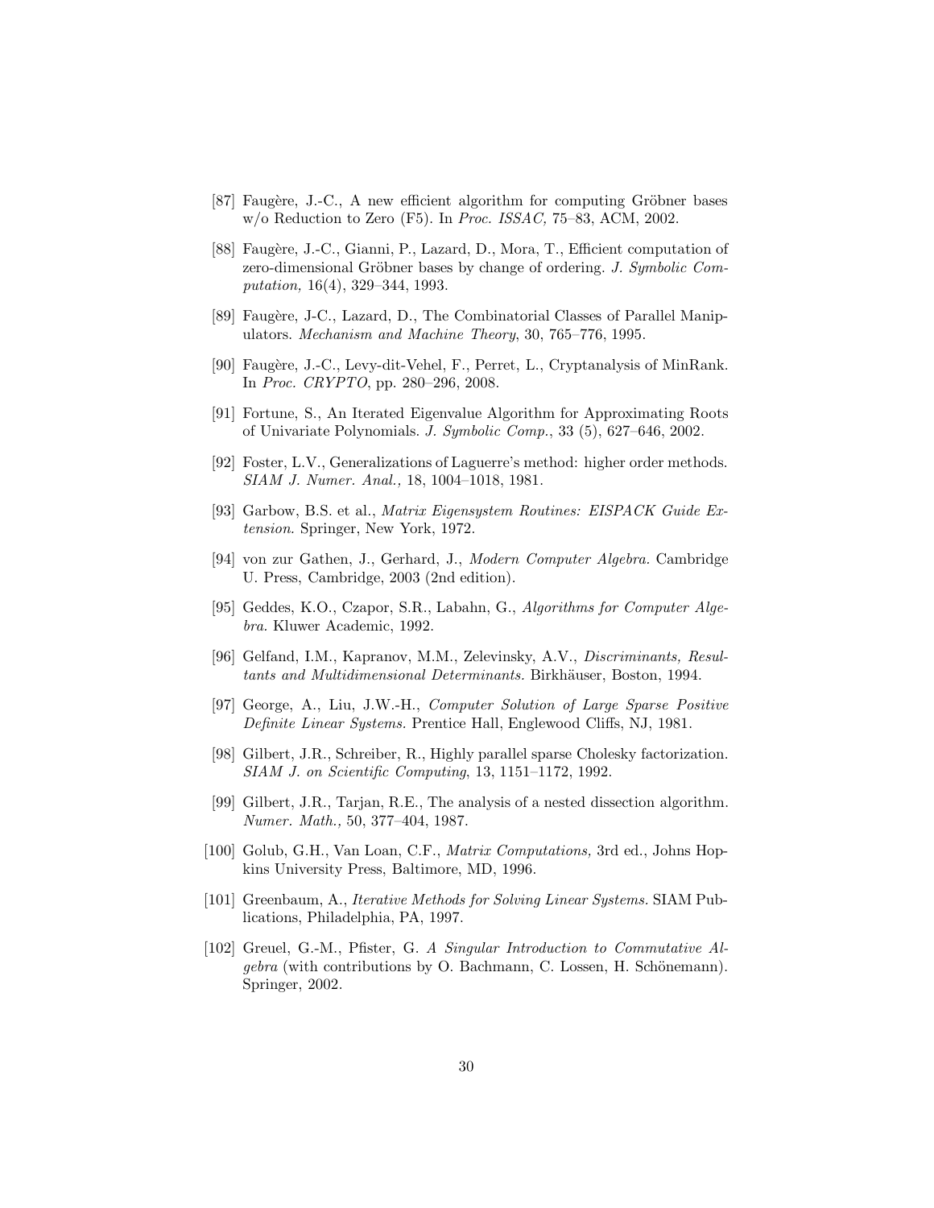[87] Faugère, J.-C., A new efficient algorithm for computing Gröbner bases w/o Reduction to Zero (F5). In *Proc. ISSAC,* 75–83, ACM, 2002.

[88] Faugère, J.-C., Gianni, P., Lazard, D., Mora, T., Efficient computation of zero-dimensional Gröbner bases by change of ordering. *J. Symbolic Computation,* 16(4), 329–344, 1993.

[89] Faugère, J-C., Lazard, D., The Combinatorial Classes of Parallel Manipulators. *Mechanism and Machine Theory*, 30, 765–776, 1995.

[90] Faugère, J.-C., Levy-dit-Vehel, F., Perret, L., Cryptanalysis of MinRank. In *Proc. CRYPTO*, pp. 280–296, 2008.

[91] Fortune, S., An Iterated Eigenvalue Algorithm for Approximating Roots of Univariate Polynomials. *J. Symbolic Comp.*, 33 (5), 627–646, 2002.

[92] Foster, L.V., Generalizations of Laguerre's method: higher order methods. *SIAM J. Numer. Anal.,* 18, 1004–1018, 1981.

[93] Garbow, B.S. et al., *Matrix Eigensystem Routines: EISPACK Guide Extension.* Springer, New York, 1972.

[94] von zur Gathen, J., Gerhard, J., *Modern Computer Algebra.* Cambridge U. Press, Cambridge, 2003 (2nd edition).

[95] Geddes, K.O., Czapor, S.R., Labahn, G., *Algorithms for Computer Algebra.* Kluwer Academic, 1992.

[96] Gelfand, I.M., Kapranov, M.M., Zelevinsky, A.V., *Discriminants, Resultants and Multidimensional Determinants.* Birkhäuser, Boston, 1994.

[97] George, A., Liu, J.W.-H., *Computer Solution of Large Sparse Positive Definite Linear Systems.* Prentice Hall, Englewood Cliffs, NJ, 1981.

[98] Gilbert, J.R., Schreiber, R., Highly parallel sparse Cholesky factorization. *SIAM J. on Scientific Computing*, 13, 1151–1172, 1992.

[99] Gilbert, J.R., Tarjan, R.E., The analysis of a nested dissection algorithm. *Numer. Math.,* 50, 377–404, 1987.

[100] Golub, G.H., Van Loan, C.F., *Matrix Computations,* 3rd ed., Johns Hopkins University Press, Baltimore, MD, 1996.

[101] Greenbaum, A., *Iterative Methods for Solving Linear Systems.* SIAM Publications, Philadelphia, PA, 1997.

[102] Greuel, G.-M., Pfister, G. *A Singular Introduction to Commutative Algebra* (with contributions by O. Bachmann, C. Lossen, H. Schönemann). Springer, 2002.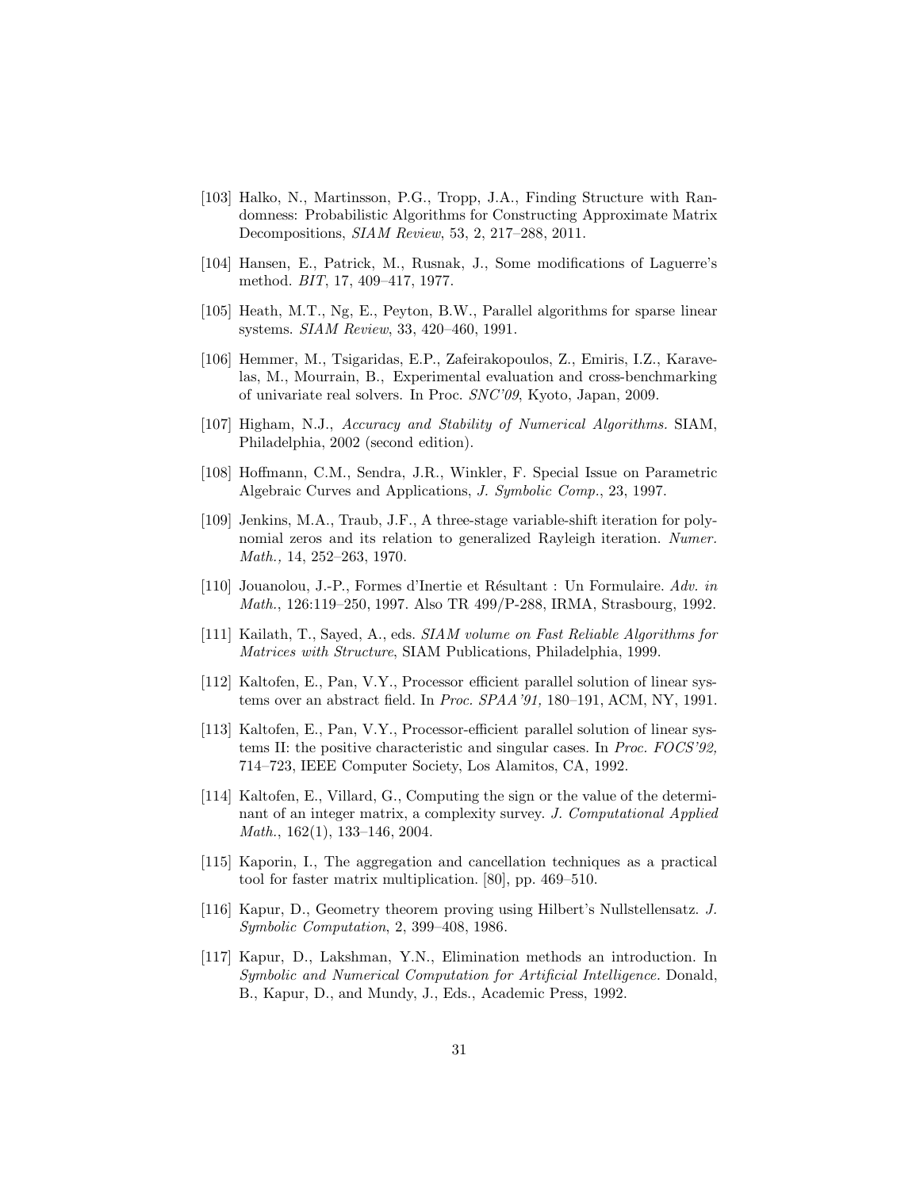[103] Halko, N., Martinsson, P.G., Tropp, J.A., Finding Structure with Randomness: Probabilistic Algorithms for Constructing Approximate Matrix Decompositions, *SIAM Review*, 53, 2, 217–288, 2011.

[104] Hansen, E., Patrick, M., Rusnak, J., Some modifications of Laguerre's method. *BIT*, 17, 409–417, 1977.

[105] Heath, M.T., Ng, E., Peyton, B.W., Parallel algorithms for sparse linear systems. *SIAM Review*, 33, 420–460, 1991.

[106] Hemmer, M., Tsigaridas, E.P., Zafeirakopoulos, Z., Emiris, I.Z., Karavelas, M., Mourrain, B., Experimental evaluation and cross-benchmarking of univariate real solvers. In Proc. *SNC'09*, Kyoto, Japan, 2009.

[107] Higham, N.J., *Accuracy and Stability of Numerical Algorithms.* SIAM, Philadelphia, 2002 (second edition).

[108] Hoffmann, C.M., Sendra, J.R., Winkler, F. Special Issue on Parametric Algebraic Curves and Applications, *J. Symbolic Comp.*, 23, 1997.

[109] Jenkins, M.A., Traub, J.F., A three-stage variable-shift iteration for polynomial zeros and its relation to generalized Rayleigh iteration. *Numer. Math.,* 14, 252–263, 1970.

[110] Jouanolou, J.-P., Formes d'Inertie et Résultant : Un Formulaire. *Adv. in Math.*, 126:119–250, 1997. Also TR 499/P-288, IRMA, Strasbourg, 1992.

[111] Kailath, T., Sayed, A., eds. *SIAM volume on Fast Reliable Algorithms for Matrices with Structure*, SIAM Publications, Philadelphia, 1999.

[112] Kaltofen, E., Pan, V.Y., Processor efficient parallel solution of linear systems over an abstract field. In *Proc. SPAA'91,* 180–191, ACM, NY, 1991.

[113] Kaltofen, E., Pan, V.Y., Processor-efficient parallel solution of linear systems II: the positive characteristic and singular cases. In *Proc. FOCS'92,* 714–723, IEEE Computer Society, Los Alamitos, CA, 1992.

[114] Kaltofen, E., Villard, G., Computing the sign or the value of the determinant of an integer matrix, a complexity survey. *J. Computational Applied Math.*, 162(1), 133–146, 2004.

[115] Kaporin, I., The aggregation and cancellation techniques as a practical tool for faster matrix multiplication. [80], pp. 469–510.

[116] Kapur, D., Geometry theorem proving using Hilbert's Nullstellensatz. *J. Symbolic Computation*, 2, 399–408, 1986.

[117] Kapur, D., Lakshman, Y.N., Elimination methods an introduction. In *Symbolic and Numerical Computation for Artificial Intelligence.* Donald, B., Kapur, D., and Mundy, J., Eds., Academic Press, 1992.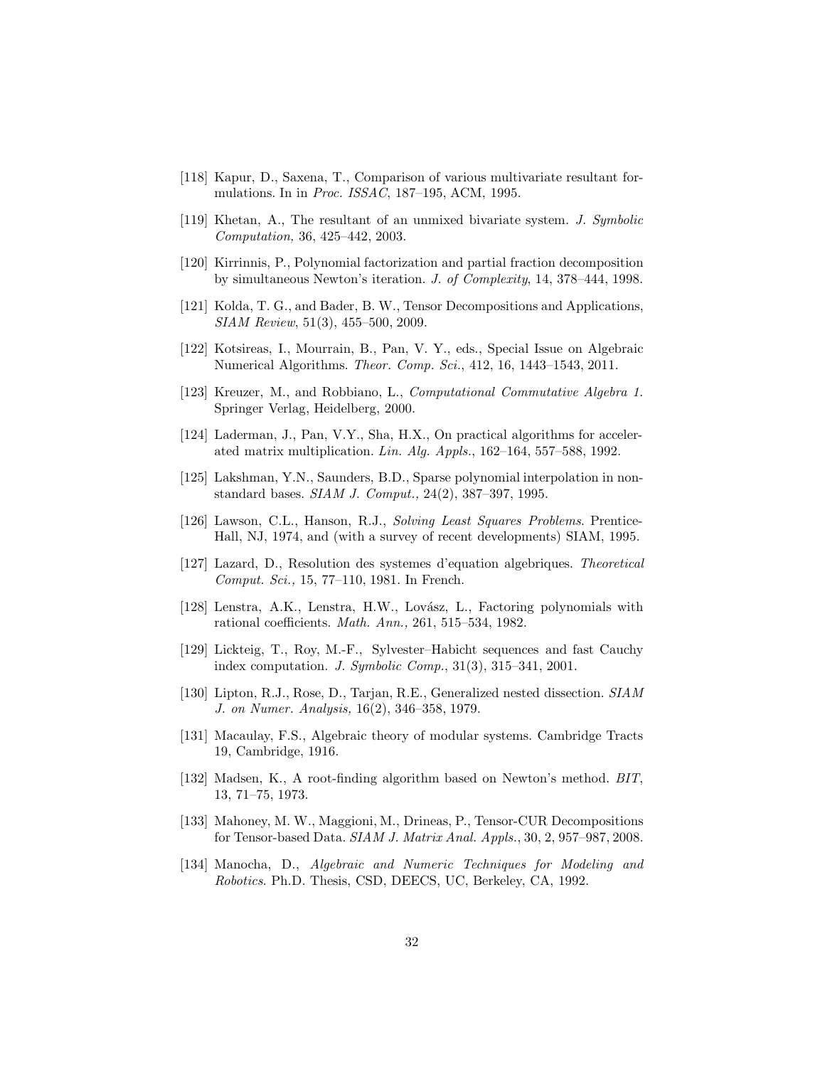[118] Kapur, D., Saxena, T., Comparison of various multivariate resultant formulations. In in *Proc. ISSAC*, 187–195, ACM, 1995.

[119] Khetan, A., The resultant of an unmixed bivariate system. *J. Symbolic Computation,* 36, 425–442, 2003.

[120] Kirrinnis, P., Polynomial factorization and partial fraction decomposition by simultaneous Newton's iteration. *J. of Complexity*, 14, 378–444, 1998.

[121] Kolda, T. G., and Bader, B. W., Tensor Decompositions and Applications, *SIAM Review*, 51(3), 455–500, 2009.

[122] Kotsireas, I., Mourrain, B., Pan, V. Y., eds., Special Issue on Algebraic Numerical Algorithms. *Theor. Comp. Sci.*, 412, 16, 1443–1543, 2011.

[123] Kreuzer, M., and Robbiano, L., *Computational Commutative Algebra 1.* Springer Verlag, Heidelberg, 2000.

[124] Laderman, J., Pan, V.Y., Sha, H.X., On practical algorithms for accelerated matrix multiplication. *Lin. Alg. Appls.*, 162–164, 557–588, 1992.

[125] Lakshman, Y.N., Saunders, B.D., Sparse polynomial interpolation in nonstandard bases. *SIAM J. Comput.,* 24(2), 387–397, 1995.

[126] Lawson, C.L., Hanson, R.J., *Solving Least Squares Problems*. Prentice-Hall, NJ, 1974, and (with a survey of recent developments) SIAM, 1995.

[127] Lazard, D., Resolution des systemes d'equation algebriques. *Theoretical Comput. Sci.,* 15, 77–110, 1981. In French.

[128] Lenstra, A.K., Lenstra, H.W., Lovász, L., Factoring polynomials with rational coefficients. *Math. Ann.,* 261, 515–534, 1982.

[129] Lickteig, T., Roy, M.-F., Sylvester–Habicht sequences and fast Cauchy index computation. *J. Symbolic Comp.*, 31(3), 315–341, 2001.

[130] Lipton, R.J., Rose, D., Tarjan, R.E., Generalized nested dissection. *SIAM J. on Numer. Analysis,* 16(2), 346–358, 1979.

[131] Macaulay, F.S., Algebraic theory of modular systems. Cambridge Tracts 19, Cambridge, 1916.

[132] Madsen, K., A root-finding algorithm based on Newton's method. *BIT*, 13, 71–75, 1973.

[133] Mahoney, M. W., Maggioni, M., Drineas, P., Tensor-CUR Decompositions for Tensor-based Data. *SIAM J. Matrix Anal. Appls.*, 30, 2, 957–987, 2008.

[134] Manocha, D., *Algebraic and Numeric Techniques for Modeling and Robotics*. Ph.D. Thesis, CSD, DEECS, UC, Berkeley, CA, 1992.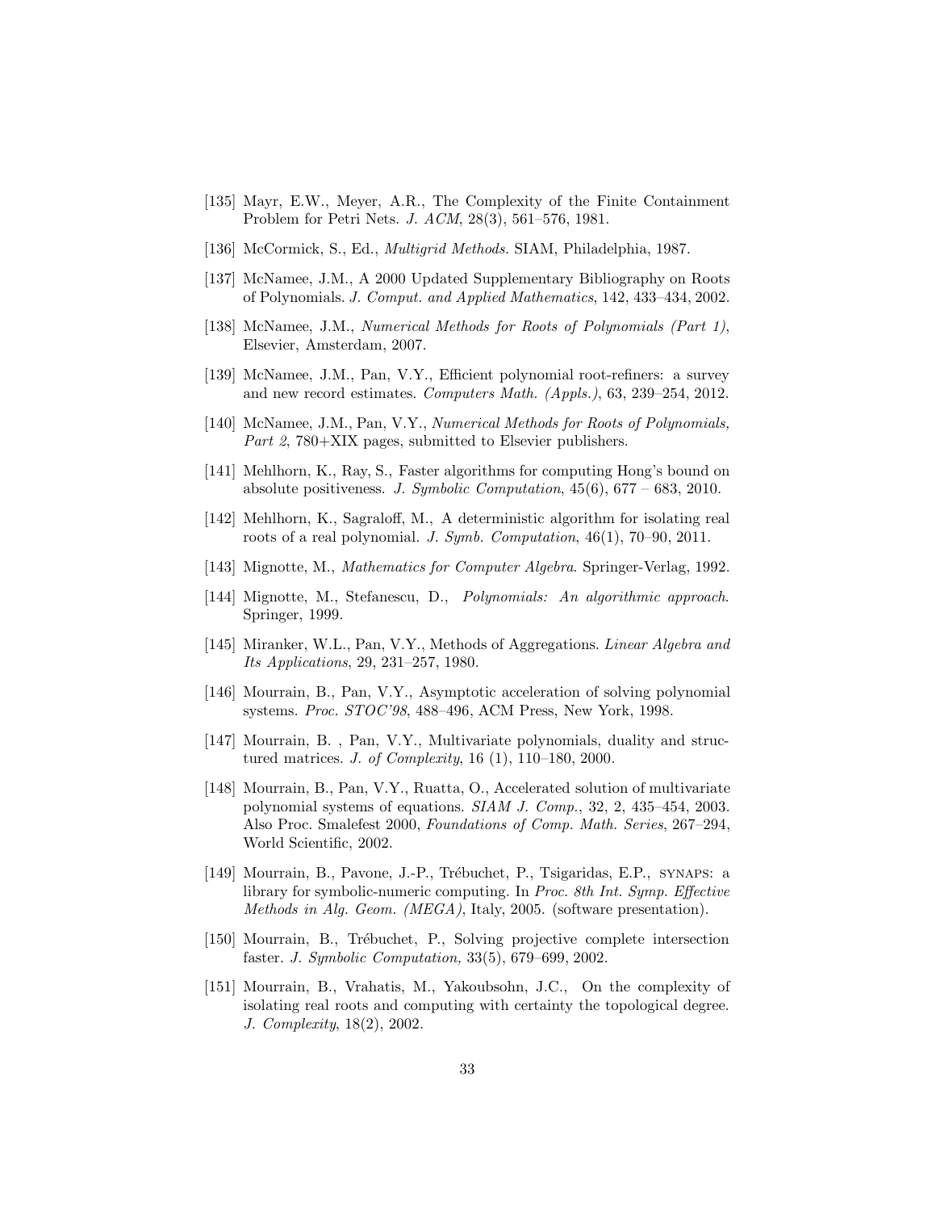[135] Mayr, E.W., Meyer, A.R., The Complexity of the Finite Containment Problem for Petri Nets. *J. ACM*, 28(3), 561–576, 1981.

[136] McCormick, S., Ed., *Multigrid Methods.* SIAM, Philadelphia, 1987.

[137] McNamee, J.M., A 2000 Updated Supplementary Bibliography on Roots of Polynomials. *J. Comput. and Applied Mathematics*, 142, 433–434, 2002.

[138] McNamee, J.M., *Numerical Methods for Roots of Polynomials (Part 1)*, Elsevier, Amsterdam, 2007.

[139] McNamee, J.M., Pan, V.Y., Efficient polynomial root-refiners: a survey and new record estimates. *Computers Math. (Appls.)*, 63, 239–254, 2012.

[140] McNamee, J.M., Pan, V.Y., *Numerical Methods for Roots of Polynomials, Part 2*, 780+XIX pages, submitted to Elsevier publishers.

[141] Mehlhorn, K., Ray, S., Faster algorithms for computing Hong's bound on absolute positiveness. *J. Symbolic Computation*, 45(6), 677 – 683, 2010.

[142] Mehlhorn, K., Sagraloff, M., A deterministic algorithm for isolating real roots of a real polynomial. *J. Symb. Computation*, 46(1), 70–90, 2011.

[143] Mignotte, M., *Mathematics for Computer Algebra*. Springer-Verlag, 1992.

[144] Mignotte, M., Stefanescu, D., *Polynomials: An algorithmic approach*. Springer, 1999.

[145] Miranker, W.L., Pan, V.Y., Methods of Aggregations. *Linear Algebra and Its Applications*, 29, 231–257, 1980.

[146] Mourrain, B., Pan, V.Y., Asymptotic acceleration of solving polynomial systems. *Proc. STOC'98*, 488–496, ACM Press, New York, 1998.

[147] Mourrain, B. , Pan, V.Y., Multivariate polynomials, duality and structured matrices. *J. of Complexity*, 16 (1), 110–180, 2000.

[148] Mourrain, B., Pan, V.Y., Ruatta, O., Accelerated solution of multivariate polynomial systems of equations. *SIAM J. Comp.*, 32, 2, 435–454, 2003. Also Proc. Smalefest 2000, *Foundations of Comp. Math. Series*, 267–294, World Scientific, 2002.

[149] Mourrain, B., Pavone, J.-P., Trébuchet, P., Tsigaridas, E.P., SYNAPS: a library for symbolic-numeric computing. In *Proc. 8th Int. Symp. Effective Methods in Alg. Geom. (MEGA)*, Italy, 2005. (software presentation).

[150] Mourrain, B., Trébuchet, P., Solving projective complete intersection faster. *J. Symbolic Computation,* 33(5), 679–699, 2002.

[151] Mourrain, B., Vrahatis, M., Yakoubsohn, J.C., On the complexity of isolating real roots and computing with certainty the topological degree. *J. Complexity*, 18(2), 2002.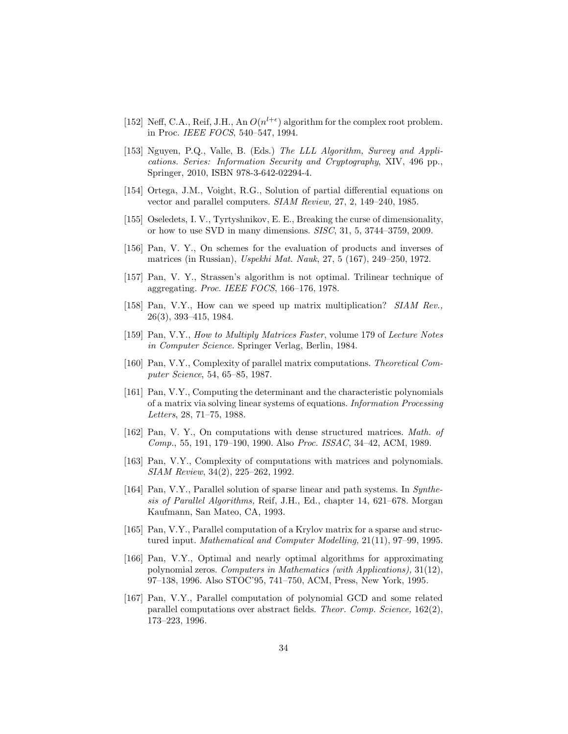[152] Neff, C.A., Reif, J.H., An $O(n^{l+\epsilon})$ algorithm for the complex root problem. in Proc. *IEEE FOCS*, 540–547, 1994.

[153] Nguyen, P.Q., Valle, B. (Eds.) *The LLL Algorithm, Survey and Applications. Series: Information Security and Cryptography*, XIV, 496 pp., Springer, 2010, ISBN 978-3-642-02294-4.

[154] Ortega, J.M., Voight, R.G., Solution of partial differential equations on vector and parallel computers. *SIAM Review,* 27, 2, 149–240, 1985.

[155] Oseledets, I. V., Tyrtyshnikov, E. E., Breaking the curse of dimensionality, or how to use SVD in many dimensions. *SISC*, 31, 5, 3744–3759, 2009.

[156] Pan, V. Y., On schemes for the evaluation of products and inverses of matrices (in Russian), *Uspekhi Mat. Nauk*, 27, 5 (167), 249–250, 1972.

[157] Pan, V. Y., Strassen's algorithm is not optimal. Trilinear technique of aggregating. *Proc. IEEE FOCS*, 166–176, 1978.

[158] Pan, V.Y., How can we speed up matrix multiplication? *SIAM Rev.,* 26(3), 393–415, 1984.

[159] Pan, V.Y., *How to Multiply Matrices Faster*, volume 179 of *Lecture Notes in Computer Science*. Springer Verlag, Berlin, 1984.

[160] Pan, V.Y., Complexity of parallel matrix computations. *Theoretical Computer Science*, 54, 65–85, 1987.

[161] Pan, V.Y., Computing the determinant and the characteristic polynomials of a matrix via solving linear systems of equations. *Information Processing Letters*, 28, 71–75, 1988.

[162] Pan, V. Y., On computations with dense structured matrices. *Math. of Comp.*, 55, 191, 179–190, 1990. Also *Proc. ISSAC*, 34–42, ACM, 1989.

[163] Pan, V.Y., Complexity of computations with matrices and polynomials. *SIAM Review*, 34(2), 225–262, 1992.

[164] Pan, V.Y., Parallel solution of sparse linear and path systems. In *Synthesis of Parallel Algorithms,* Reif, J.H., Ed., chapter 14, 621–678. Morgan Kaufmann, San Mateo, CA, 1993.

[165] Pan, V.Y., Parallel computation of a Krylov matrix for a sparse and structured input. *Mathematical and Computer Modelling,* 21(11), 97–99, 1995.

[166] Pan, V.Y., Optimal and nearly optimal algorithms for approximating polynomial zeros. *Computers in Mathematics (with Applications),* 31(12), 97–138, 1996. Also STOC'95, 741–750, ACM, Press, New York, 1995.

[167] Pan, V.Y., Parallel computation of polynomial GCD and some related parallel computations over abstract fields. *Theor. Comp. Science,* 162(2), 173–223, 1996.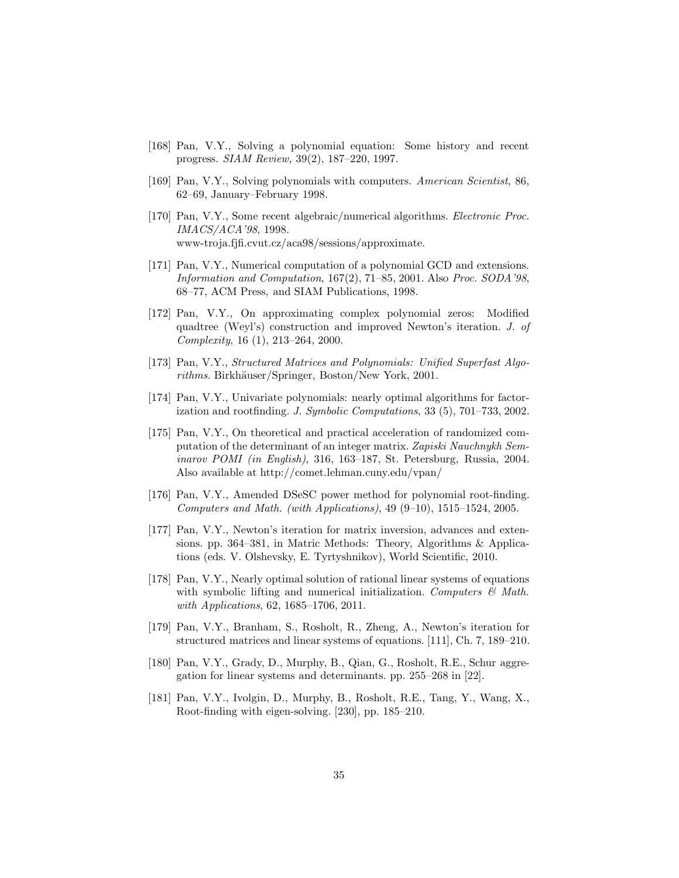[168] Pan, V.Y., Solving a polynomial equation: Some history and recent progress. *SIAM Review,* 39(2), 187–220, 1997.

[169] Pan, V.Y., Solving polynomials with computers. *American Scientist*, 86, 62–69, January–February 1998.

[170] Pan, V.Y., Some recent algebraic/numerical algorithms. *Electronic Proc. IMACS/ACA'98*, 1998. www-troja.fjfi.cvut.cz/aca98/sessions/approximate.

[171] Pan, V.Y., Numerical computation of a polynomial GCD and extensions. *Information and Computation*, 167(2), 71–85, 2001. Also *Proc. SODA'98*, 68–77, ACM Press, and SIAM Publications, 1998.

[172] Pan, V.Y., On approximating complex polynomial zeros: Modified quadtree (Weyl's) construction and improved Newton's iteration. *J. of Complexity*, 16 (1), 213–264, 2000.

[173] Pan, V.Y., *Structured Matrices and Polynomials: Unified Superfast Algorithms*. Birkhäuser/Springer, Boston/New York, 2001.

[174] Pan, V.Y., Univariate polynomials: nearly optimal algorithms for factorization and rootfinding. *J. Symbolic Computations*, 33 (5), 701–733, 2002.

[175] Pan, V.Y., On theoretical and practical acceleration of randomized computation of the determinant of an integer matrix. *Zapiski Nauchnykh Seminarov POMI (in English)*, 316, 163–187, St. Petersburg, Russia, 2004. Also available at http://comet.lehman.cuny.edu/vpan/

[176] Pan, V.Y., Amended DSeSC power method for polynomial root-finding. *Computers and Math. (with Applications)*, 49 (9–10), 1515–1524, 2005.

[177] Pan, V.Y., Newton's iteration for matrix inversion, advances and extensions. pp. 364–381, in Matric Methods: Theory, Algorithms & Applications (eds. V. Olshevsky, E. Tyrtyshnikov), World Scientific, 2010.

[178] Pan, V.Y., Nearly optimal solution of rational linear systems of equations with symbolic lifting and numerical initialization. *Computers & Math. with Applications*, 62, 1685–1706, 2011.

[179] Pan, V.Y., Branham, S., Rosholt, R., Zheng, A., Newton's iteration for structured matrices and linear systems of equations. [111], Ch. 7, 189–210.

[180] Pan, V.Y., Grady, D., Murphy, B., Qian, G., Rosholt, R.E., Schur aggregation for linear systems and determinants. pp. 255–268 in [22].

[181] Pan, V.Y., Ivolgin, D., Murphy, B., Rosholt, R.E., Tang, Y., Wang, X., Root-finding with eigen-solving. [230], pp. 185–210.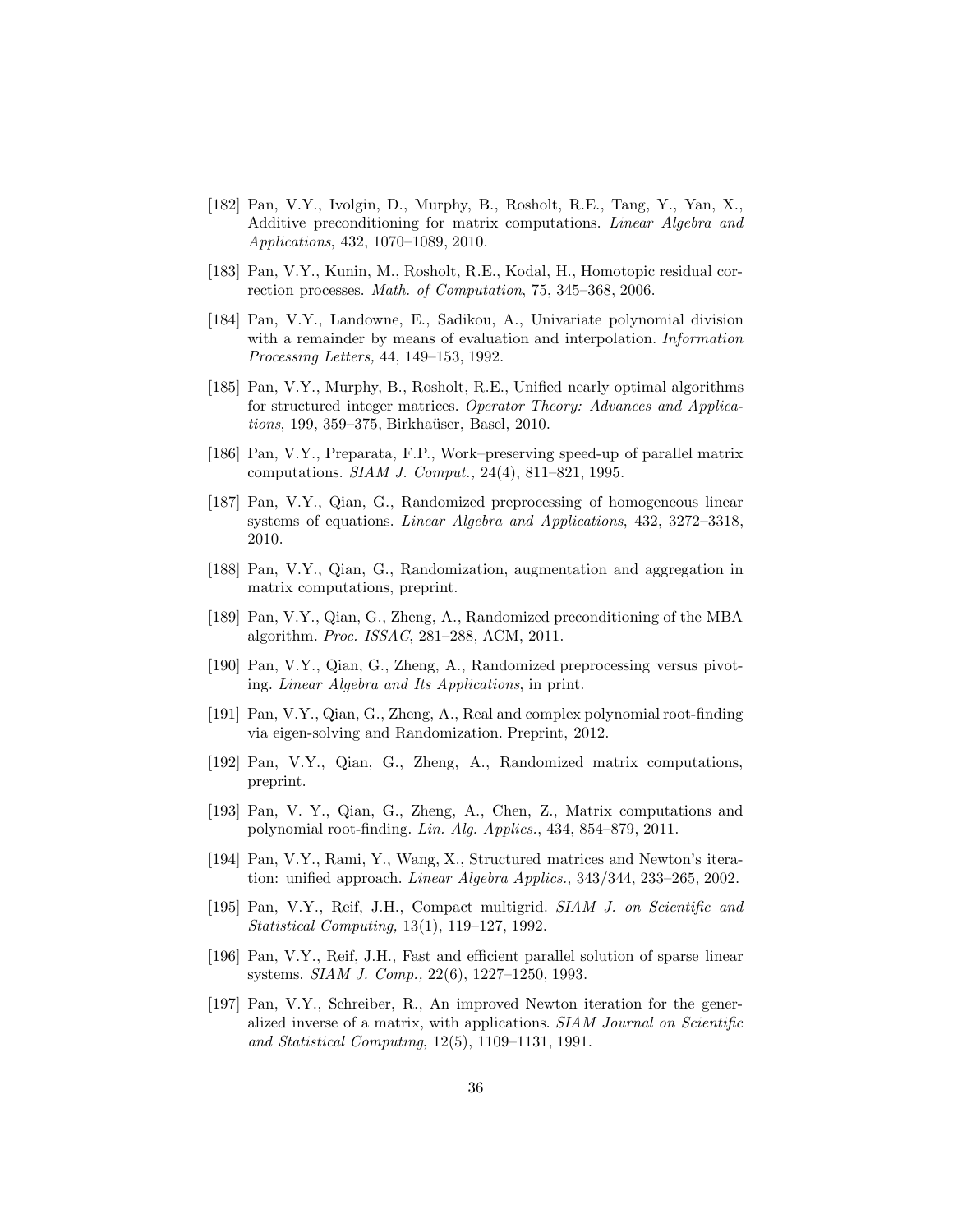[182] Pan, V.Y., Ivolgin, D., Murphy, B., Rosholt, R.E., Tang, Y., Yan, X., Additive preconditioning for matrix computations. *Linear Algebra and Applications*, 432, 1070–1089, 2010.

[183] Pan, V.Y., Kunin, M., Rosholt, R.E., Kodal, H., Homotopic residual correction processes. *Math. of Computation*, 75, 345–368, 2006.

[184] Pan, V.Y., Landowne, E., Sadikou, A., Univariate polynomial division with a remainder by means of evaluation and interpolation. *Information Processing Letters,* 44, 149–153, 1992.

[185] Pan, V.Y., Murphy, B., Rosholt, R.E., Unified nearly optimal algorithms for structured integer matrices. *Operator Theory: Advances and Applications*, 199, 359–375, Birkhaüser, Basel, 2010.

[186] Pan, V.Y., Preparata, F.P., Work–preserving speed-up of parallel matrix computations. *SIAM J. Comput.,* 24(4), 811–821, 1995.

[187] Pan, V.Y., Qian, G., Randomized preprocessing of homogeneous linear systems of equations. *Linear Algebra and Applications*, 432, 3272–3318, 2010.

[188] Pan, V.Y., Qian, G., Randomization, augmentation and aggregation in matrix computations, preprint.

[189] Pan, V.Y., Qian, G., Zheng, A., Randomized preconditioning of the MBA algorithm. *Proc. ISSAC*, 281–288, ACM, 2011.

[190] Pan, V.Y., Qian, G., Zheng, A., Randomized preprocessing versus pivoting. *Linear Algebra and Its Applications*, in print.

[191] Pan, V.Y., Qian, G., Zheng, A., Real and complex polynomial root-finding via eigen-solving and Randomization. Preprint, 2012.

[192] Pan, V.Y., Qian, G., Zheng, A., Randomized matrix computations, preprint.

[193] Pan, V. Y., Qian, G., Zheng, A., Chen, Z., Matrix computations and polynomial root-finding. *Lin. Alg. Applics.*, 434, 854–879, 2011.

[194] Pan, V.Y., Rami, Y., Wang, X., Structured matrices and Newton's iteration: unified approach. *Linear Algebra Applics.*, 343/344, 233–265, 2002.

[195] Pan, V.Y., Reif, J.H., Compact multigrid. *SIAM J. on Scientific and Statistical Computing,* 13(1), 119–127, 1992.

[196] Pan, V.Y., Reif, J.H., Fast and efficient parallel solution of sparse linear systems. *SIAM J. Comp.,* 22(6), 1227–1250, 1993.

[197] Pan, V.Y., Schreiber, R., An improved Newton iteration for the generalized inverse of a matrix, with applications. *SIAM Journal on Scientific and Statistical Computing*, 12(5), 1109–1131, 1991.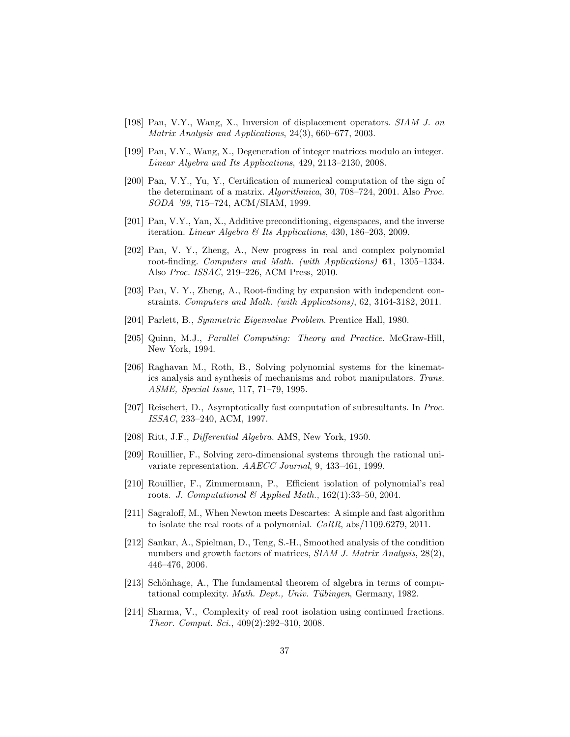[198] Pan, V.Y., Wang, X., Inversion of displacement operators. *SIAM J. on Matrix Analysis and Applications*, 24(3), 660–677, 2003.

[199] Pan, V.Y., Wang, X., Degeneration of integer matrices modulo an integer. *Linear Algebra and Its Applications*, 429, 2113–2130, 2008.

[200] Pan, V.Y., Yu, Y., Certification of numerical computation of the sign of the determinant of a matrix. *Algorithmica*, 30, 708–724, 2001. Also *Proc. SODA '99*, 715–724, ACM/SIAM, 1999.

[201] Pan, V.Y., Yan, X., Additive preconditioning, eigenspaces, and the inverse iteration. *Linear Algebra & Its Applications*, 430, 186–203, 2009.

[202] Pan, V. Y., Zheng, A., New progress in real and complex polynomial root-finding. *Computers and Math. (with Applications)* **61**, 1305–1334. Also *Proc. ISSAC*, 219–226, ACM Press, 2010.

[203] Pan, V. Y., Zheng, A., Root-finding by expansion with independent constraints. *Computers and Math. (with Applications)*, 62, 3164-3182, 2011.

[204] Parlett, B., *Symmetric Eigenvalue Problem.* Prentice Hall, 1980.

[205] Quinn, M.J., *Parallel Computing: Theory and Practice.* McGraw-Hill, New York, 1994.

[206] Raghavan M., Roth, B., Solving polynomial systems for the kinematics analysis and synthesis of mechanisms and robot manipulators. *Trans. ASME, Special Issue*, 117, 71–79, 1995.

[207] Reischert, D., Asymptotically fast computation of subresultants. In *Proc. ISSAC*, 233–240, ACM, 1997.

[208] Ritt, J.F., *Differential Algebra.* AMS, New York, 1950.

[209] Rouillier, F., Solving zero-dimensional systems through the rational univariate representation. *AAECC Journal*, 9, 433–461, 1999.

[210] Rouillier, F., Zimmermann, P., Efficient isolation of polynomial's real roots. *J. Computational & Applied Math.*, 162(1):33–50, 2004.

[211] Sagraloff, M., When Newton meets Descartes: A simple and fast algorithm to isolate the real roots of a polynomial. *CoRR*, abs/1109.6279, 2011.

[212] Sankar, A., Spielman, D., Teng, S.-H., Smoothed analysis of the condition numbers and growth factors of matrices, *SIAM J. Matrix Analysis*, 28(2), 446–476, 2006.

[213] Schönhage, A., The fundamental theorem of algebra in terms of computational complexity. *Math. Dept., Univ. Tübingen*, Germany, 1982.

[214] Sharma, V., Complexity of real root isolation using continued fractions. *Theor. Comput. Sci.*, 409(2):292–310, 2008.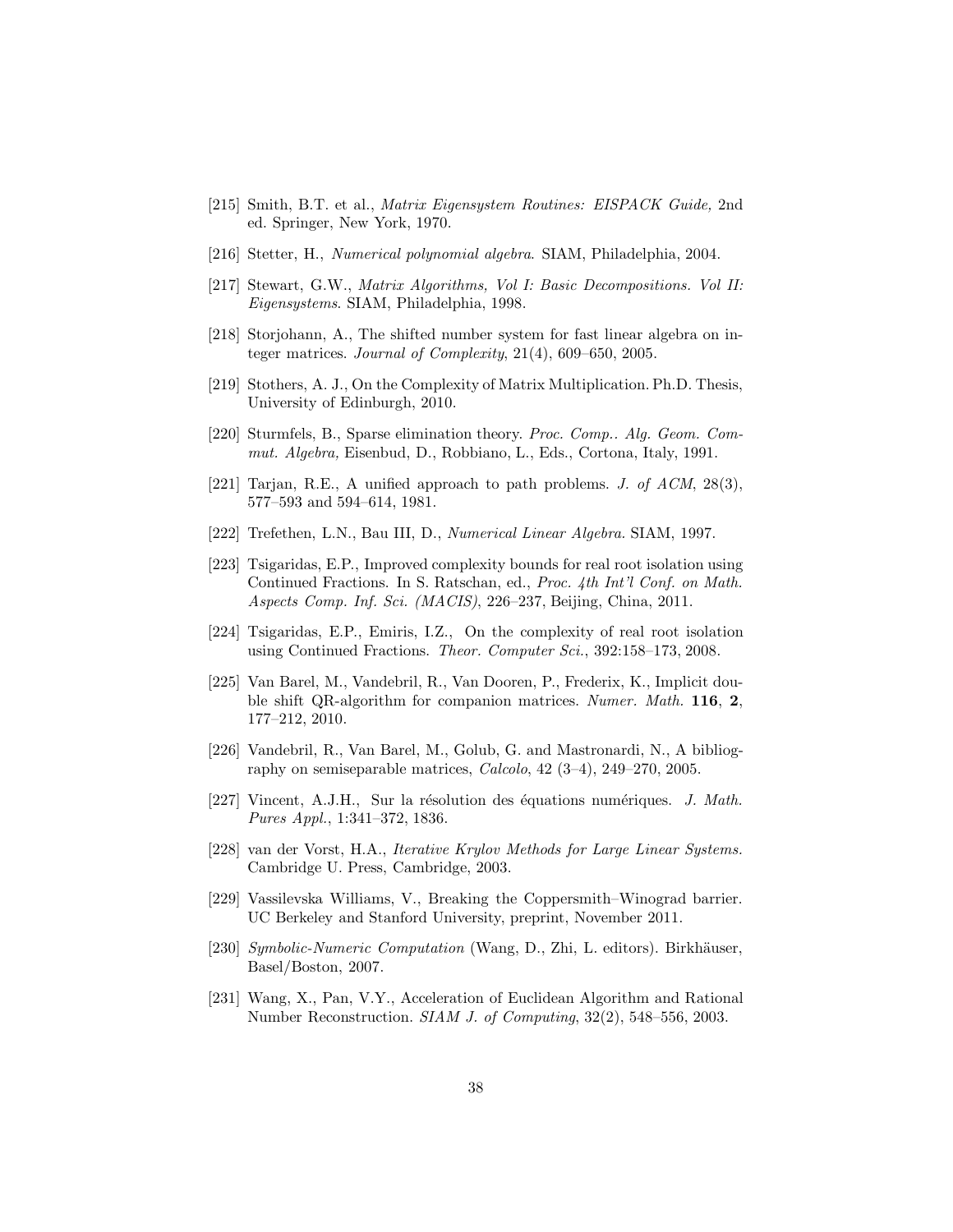[215] Smith, B.T. et al., *Matrix Eigensystem Routines: EISPACK Guide,* 2nd ed. Springer, New York, 1970.

[216] Stetter, H., *Numerical polynomial algebra*. SIAM, Philadelphia, 2004.

[217] Stewart, G.W., *Matrix Algorithms, Vol I: Basic Decompositions. Vol II: Eigensystems*. SIAM, Philadelphia, 1998.

[218] Storjohann, A., The shifted number system for fast linear algebra on integer matrices. *Journal of Complexity*, 21(4), 609–650, 2005.

[219] Stothers, A. J., On the Complexity of Matrix Multiplication. Ph.D. Thesis, University of Edinburgh, 2010.

[220] Sturmfels, B., Sparse elimination theory. *Proc. Comp.. Alg. Geom. Commut. Algebra,* Eisenbud, D., Robbiano, L., Eds., Cortona, Italy, 1991.

[221] Tarjan, R.E., A unified approach to path problems. *J. of ACM*, 28(3), 577–593 and 594–614, 1981.

[222] Trefethen, L.N., Bau III, D., *Numerical Linear Algebra.* SIAM, 1997.

[223] Tsigaridas, E.P., Improved complexity bounds for real root isolation using Continued Fractions. In S. Ratschan, ed., *Proc. 4th Int'l Conf. on Math. Aspects Comp. Inf. Sci. (MACIS)*, 226–237, Beijing, China, 2011.

[224] Tsigaridas, E.P., Emiris, I.Z., On the complexity of real root isolation using Continued Fractions. *Theor. Computer Sci.*, 392:158–173, 2008.

[225] Van Barel, M., Vandebril, R., Van Dooren, P., Frederix, K., Implicit double shift QR-algorithm for companion matrices. *Numer. Math.* **116**, **2**, 177–212, 2010.

[226] Vandebril, R., Van Barel, M., Golub, G. and Mastronardi, N., A bibliography on semiseparable matrices, *Calcolo*, 42 (3–4), 249–270, 2005.

[227] Vincent, A.J.H., Sur la résolution des équations numériques. *J. Math. Pures Appl.*, 1:341–372, 1836.

[228] van der Vorst, H.A., *Iterative Krylov Methods for Large Linear Systems.* Cambridge U. Press, Cambridge, 2003.

[229] Vassilevska Williams, V., Breaking the Coppersmith–Winograd barrier. UC Berkeley and Stanford University, preprint, November 2011.

[230] *Symbolic-Numeric Computation* (Wang, D., Zhi, L. editors). Birkhäuser, Basel/Boston, 2007.

[231] Wang, X., Pan, V.Y., Acceleration of Euclidean Algorithm and Rational Number Reconstruction. *SIAM J. of Computing*, 32(2), 548–556, 2003.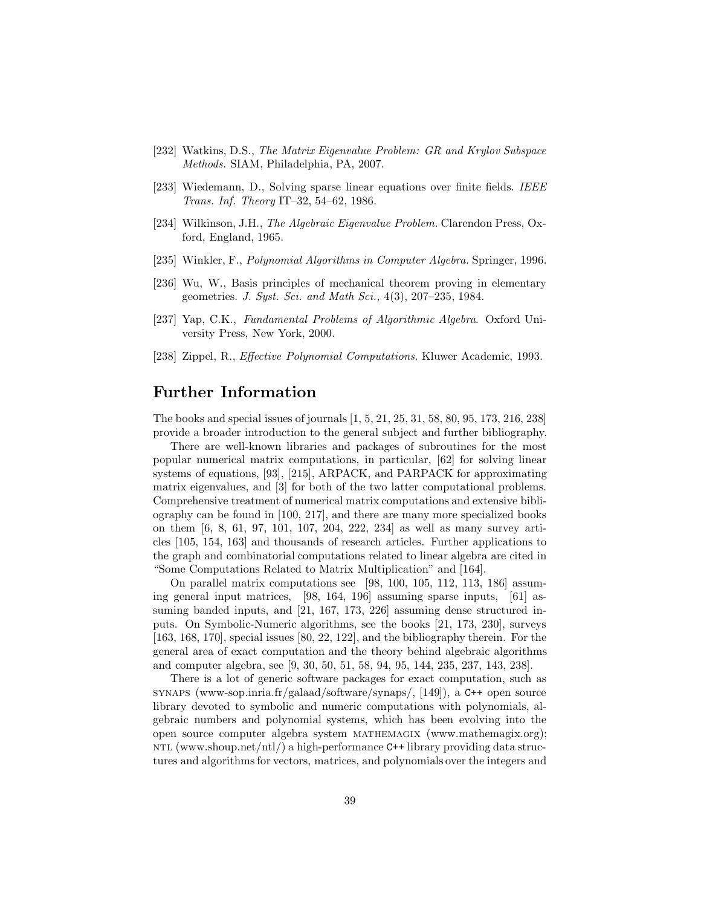[232] Watkins, D.S., *The Matrix Eigenvalue Problem: GR and Krylov Subspace Methods*. SIAM, Philadelphia, PA, 2007.

[233] Wiedemann, D., Solving sparse linear equations over finite fields. *IEEE Trans. Inf. Theory* IT–32, 54–62, 1986.

[234] Wilkinson, J.H., *The Algebraic Eigenvalue Problem*. Clarendon Press, Oxford, England, 1965.

[235] Winkler, F., *Polynomial Algorithms in Computer Algebra*. Springer, 1996.

[236] Wu, W., Basis principles of mechanical theorem proving in elementary geometries. *J. Syst. Sci. and Math Sci.,* 4(3), 207–235, 1984.

[237] Yap, C.K., *Fundamental Problems of Algorithmic Algebra*. Oxford University Press, New York, 2000.

[238] Zippel, R., *Effective Polynomial Computations*. Kluwer Academic, 1993.

## Further Information

The books and special issues of journals [1, 5, 21, 25, 31, 58, 80, 95, 173, 216, 238] provide a broader introduction to the general subject and further bibliography.

There are well-known libraries and packages of subroutines for the most popular numerical matrix computations, in particular, [62] for solving linear systems of equations, [93], [215], ARPACK, and PARPACK for approximating matrix eigenvalues, and [3] for both of the two latter computational problems. Comprehensive treatment of numerical matrix computations and extensive bibliography can be found in [100, 217], and there are many more specialized books on them [6, 8, 61, 97, 101, 107, 204, 222, 234] as well as many survey articles [105, 154, 163] and thousands of research articles. Further applications to the graph and combinatorial computations related to linear algebra are cited in "Some Computations Related to Matrix Multiplication" and [164].

On parallel matrix computations see [98, 100, 105, 112, 113, 186] assuming general input matrices, [98, 164, 196] assuming sparse inputs, [61] assuming banded inputs, and [21, 167, 173, 226] assuming dense structured inputs. On Symbolic-Numeric algorithms, see the books [21, 173, 230], surveys [163, 168, 170], special issues [80, 22, 122], and the bibliography therein. For the general area of exact computation and the theory behind algebraic algorithms and computer algebra, see [9, 30, 50, 51, 58, 94, 95, 144, 235, 237, 143, 238].

There is a lot of generic software packages for exact computation, such as SYNAPS (www-sop.inria.fr/galaad/software/synaps/, [149]), a `C++` open source library devoted to symbolic and numeric computations with polynomials, algebraic numbers and polynomial systems, which has been evolving into the open source computer algebra system MATHEMAGIX (www.mathemagix.org); NTL (www.shoup.net/ntl/) a high-performance `C++` library providing data structures and algorithms for vectors, matrices, and polynomials over the integers and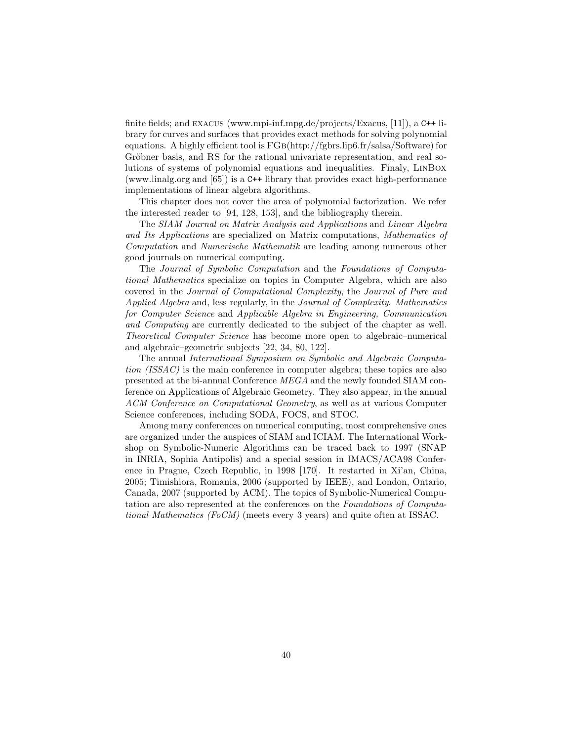finite fields; and EXACUS (www.mpi-inf.mpg.de/projects/Exacus, [11]), a C++ library for curves and surfaces that provides exact methods for solving polynomial equations. A highly efficient tool is FGB(http://fgbrs.lip6.fr/salsa/Software) for Gröbner basis, and RS for the rational univariate representation, and real solutions of systems of polynomial equations and inequalities. Finaly, LINBOX (www.linalg.org and [65]) is a C++ library that provides exact high-performance implementations of linear algebra algorithms.

This chapter does not cover the area of polynomial factorization. We refer the interested reader to [94, 128, 153], and the bibliography therein.

The *SIAM Journal on Matrix Analysis and Applications* and *Linear Algebra and Its Applications* are specialized on Matrix computations, *Mathematics of Computation* and *Numerische Mathematik* are leading among numerous other good journals on numerical computing.

The *Journal of Symbolic Computation* and the *Foundations of Computational Mathematics* specialize on topics in Computer Algebra, which are also covered in the *Journal of Computational Complexity*, the *Journal of Pure and Applied Algebra* and, less regularly, in the *Journal of Complexity*. *Mathematics for Computer Science* and *Applicable Algebra in Engineering, Communication and Computing* are currently dedicated to the subject of the chapter as well. *Theoretical Computer Science* has become more open to algebraic–numerical and algebraic–geometric subjects [22, 34, 80, 122].

The annual *International Symposium on Symbolic and Algebraic Computation (ISSAC)* is the main conference in computer algebra; these topics are also presented at the bi-annual Conference *MEGA* and the newly founded SIAM conference on Applications of Algebraic Geometry. They also appear, in the annual *ACM Conference on Computational Geometry*, as well as at various Computer Science conferences, including SODA, FOCS, and STOC.

Among many conferences on numerical computing, most comprehensive ones are organized under the auspices of SIAM and ICIAM. The International Workshop on Symbolic-Numeric Algorithms can be traced back to 1997 (SNAP in INRIA, Sophia Antipolis) and a special session in IMACS/ACA98 Conference in Prague, Czech Republic, in 1998 [170]. It restarted in Xi'an, China, 2005; Timishiora, Romania, 2006 (supported by IEEE), and London, Ontario, Canada, 2007 (supported by ACM). The topics of Symbolic-Numerical Computation are also represented at the conferences on the *Foundations of Computational Mathematics (FoCM)* (meets every 3 years) and quite often at ISSAC.